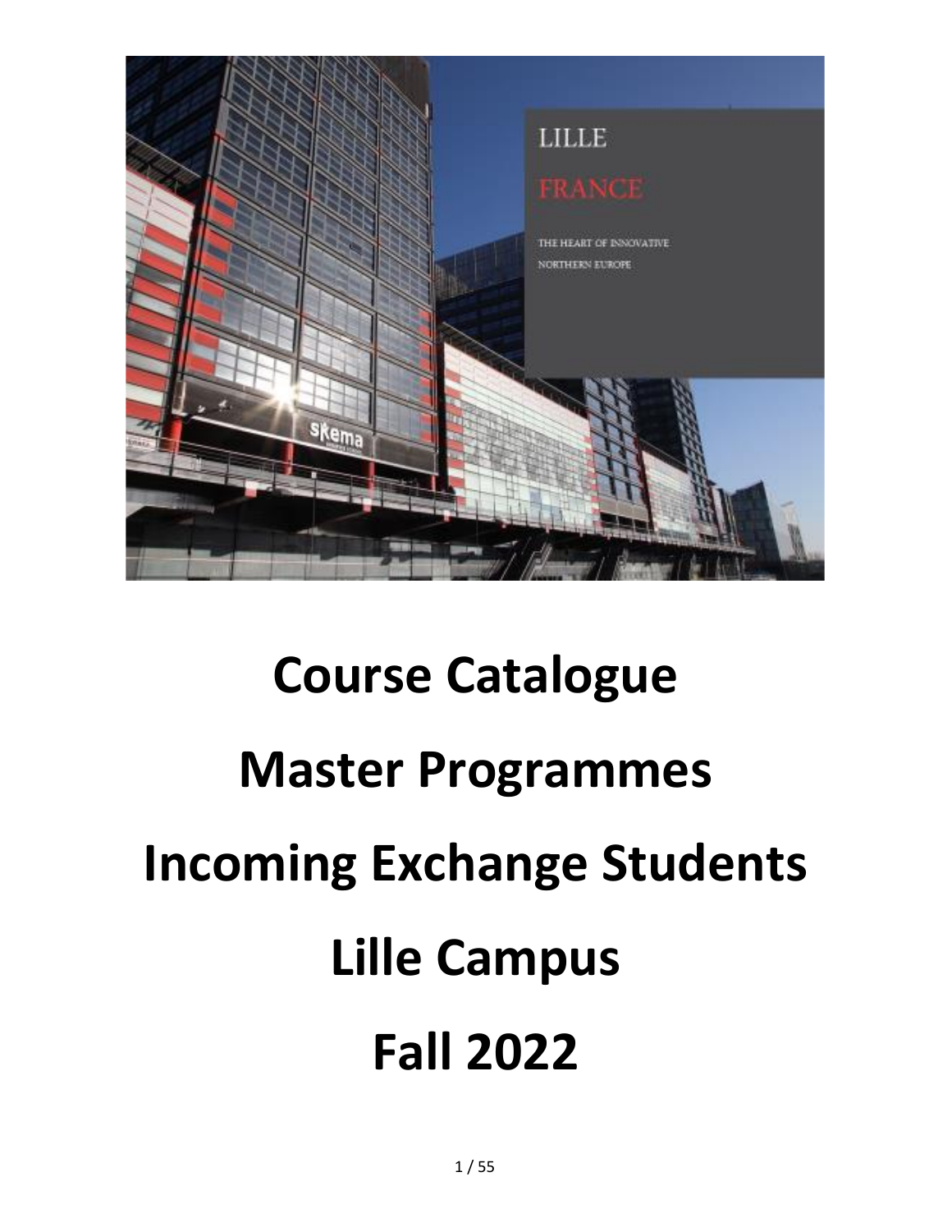# Course Catalogue

# Master Programmes

# Incoming Exchange Students

# Lille Campus

# Fall 2022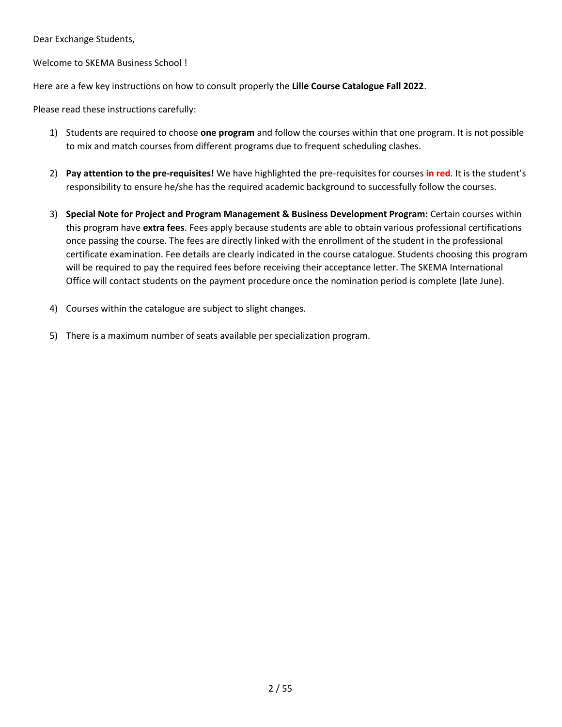Dear Exchange Students,

Welcome to SKEMA Business School !

Here are a few key instructions on how to consult properly the **Lille Course Catalogue Fall 2022**.

Please read these instructions carefully:

1) Students are required to choose **one program** and follow the courses within that one program. It is not possible to mix and match courses from different programs due to frequent scheduling clashes.

2) **Pay attention to the pre-requisites!** We have highlighted the pre-requisites for courses **in red**. It is the student's responsibility to ensure he/she has the required academic background to successfully follow the courses.

3) **Special Note for Project and Program Management & Business Development Program:** Certain courses within this program have **extra fees**. Fees apply because students are able to obtain various professional certifications once passing the course. The fees are directly linked with the enrollment of the student in the professional certificate examination. Fee details are clearly indicated in the course catalogue. Students choosing this program will be required to pay the required fees before receiving their acceptance letter. The SKEMA International Office will contact students on the payment procedure once the nomination period is complete (late June).

4) Courses within the catalogue are subject to slight changes.

5) There is a maximum number of seats available per specialization program.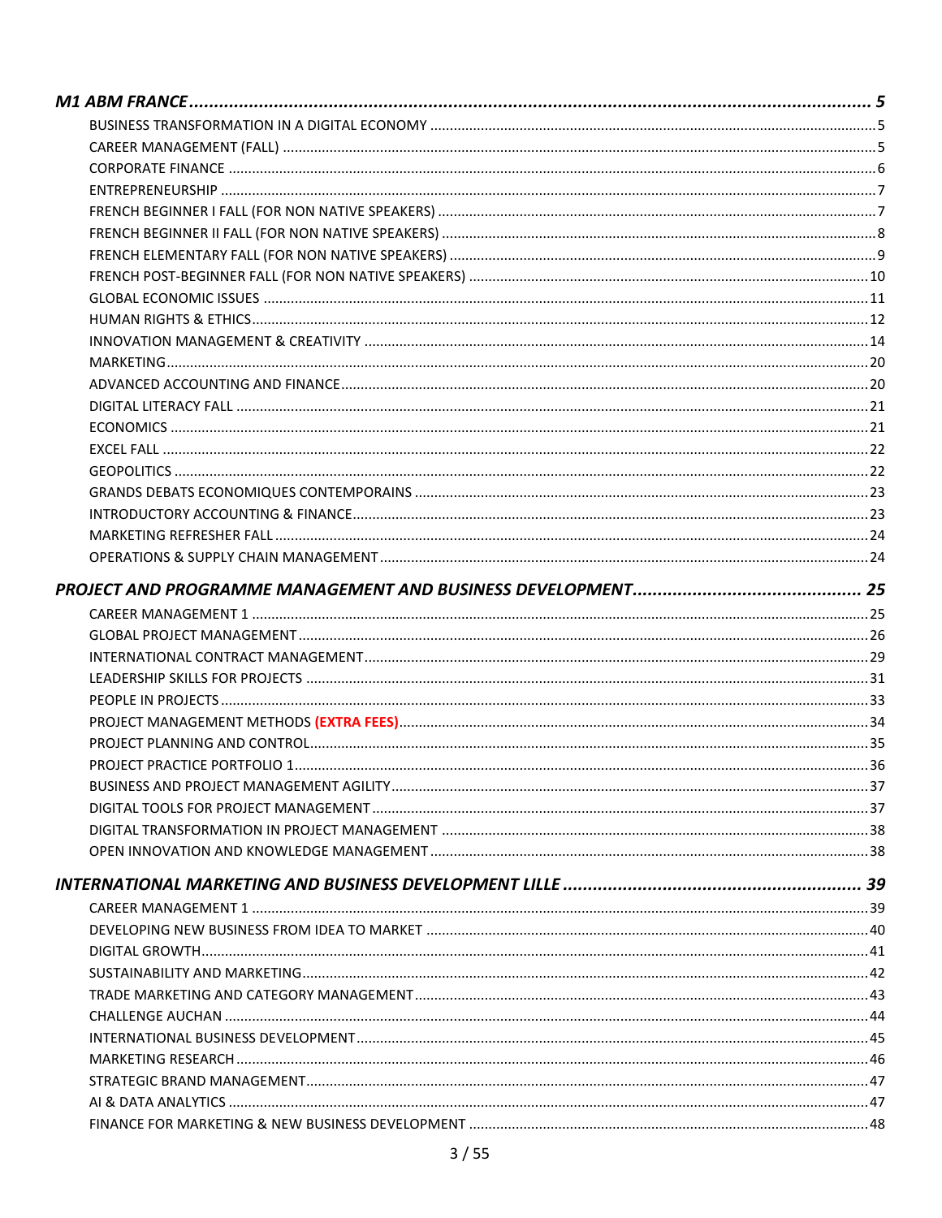***M1 ABM FRANCE*** ... **5**

BUSINESS TRANSFORMATION IN A DIGITAL ECONOMY ... 5
CAREER MANAGEMENT (FALL) ... 5
CORPORATE FINANCE ... 6
ENTREPRENEURSHIP ... 7
FRENCH BEGINNER I FALL (FOR NON NATIVE SPEAKERS) ... 7
FRENCH BEGINNER II FALL (FOR NON NATIVE SPEAKERS) ... 8
FRENCH ELEMENTARY FALL (FOR NON NATIVE SPEAKERS) ... 9
FRENCH POST-BEGINNER FALL (FOR NON NATIVE SPEAKERS) ... 10
GLOBAL ECONOMIC ISSUES ... 11
HUMAN RIGHTS & ETHICS ... 12
INNOVATION MANAGEMENT & CREATIVITY ... 14
MARKETING ... 20
ADVANCED ACCOUNTING AND FINANCE ... 20
DIGITAL LITERACY FALL ... 21
ECONOMICS ... 21
EXCEL FALL ... 22
GEOPOLITICS ... 22
GRANDS DEBATS ECONOMIQUES CONTEMPORAINS ... 23
INTRODUCTORY ACCOUNTING & FINANCE ... 23
MARKETING REFRESHER FALL ... 24
OPERATIONS & SUPPLY CHAIN MANAGEMENT ... 24

***PROJECT AND PROGRAMME MANAGEMENT AND BUSINESS DEVELOPMENT*** ... **25**

CAREER MANAGEMENT 1 ... 25
GLOBAL PROJECT MANAGEMENT ... 26
INTERNATIONAL CONTRACT MANAGEMENT ... 29
LEADERSHIP SKILLS FOR PROJECTS ... 31
PEOPLE IN PROJECTS ... 33
PROJECT MANAGEMENT METHODS **(EXTRA FEES)** ... 34
PROJECT PLANNING AND CONTROL ... 35
PROJECT PRACTICE PORTFOLIO 1 ... 36
BUSINESS AND PROJECT MANAGEMENT AGILITY ... 37
DIGITAL TOOLS FOR PROJECT MANAGEMENT ... 37
DIGITAL TRANSFORMATION IN PROJECT MANAGEMENT ... 38
OPEN INNOVATION AND KNOWLEDGE MANAGEMENT ... 38

***INTERNATIONAL MARKETING AND BUSINESS DEVELOPMENT LILLE*** ... **39**

CAREER MANAGEMENT 1 ... 39
DEVELOPING NEW BUSINESS FROM IDEA TO MARKET ... 40
DIGITAL GROWTH ... 41
SUSTAINABILITY AND MARKETING ... 42
TRADE MARKETING AND CATEGORY MANAGEMENT ... 43
CHALLENGE AUCHAN ... 44
INTERNATIONAL BUSINESS DEVELOPMENT ... 45
MARKETING RESEARCH ... 46
STRATEGIC BRAND MANAGEMENT ... 47
AI & DATA ANALYTICS ... 47
FINANCE FOR MARKETING & NEW BUSINESS DEVELOPMENT ... 48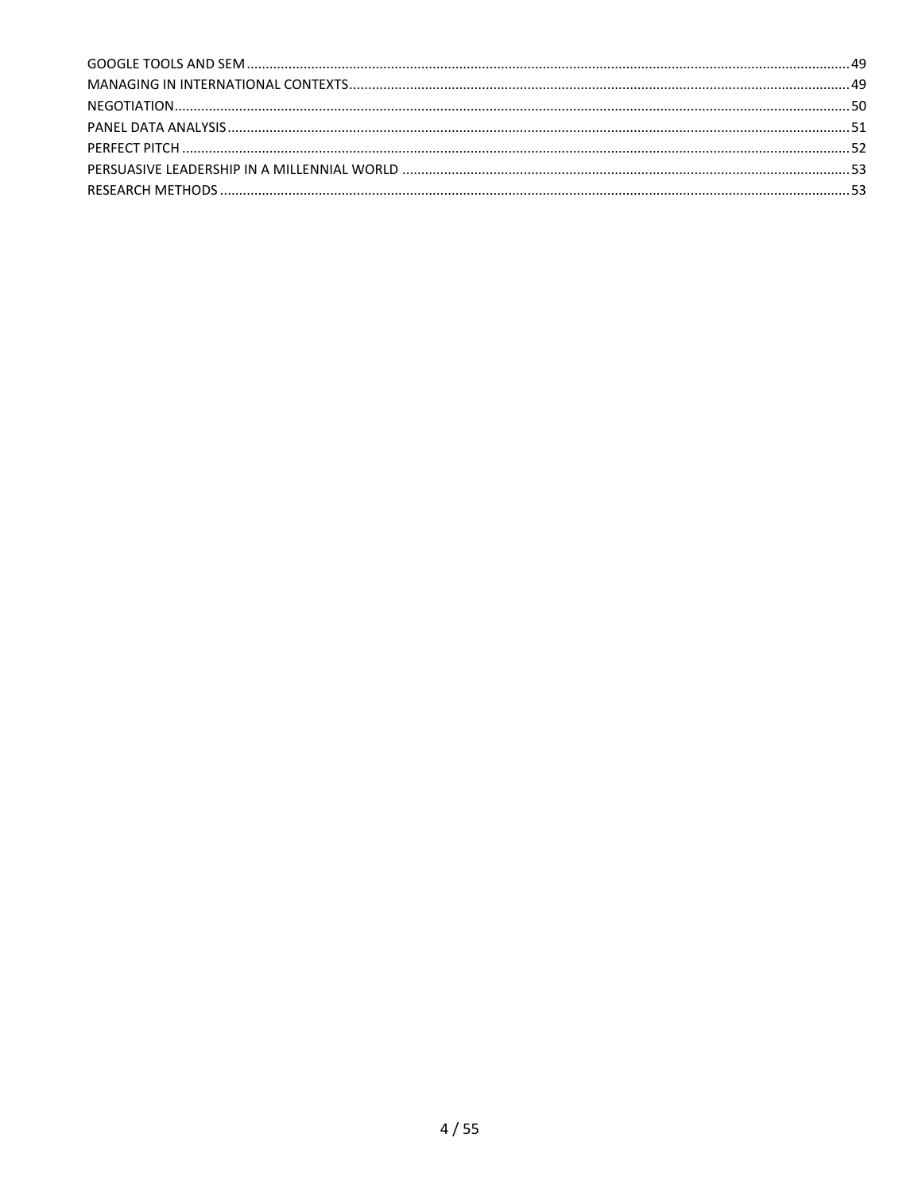GOOGLE TOOLS AND SEM ..... 49
MANAGING IN INTERNATIONAL CONTEXTS ..... 49
NEGOTIATION ..... 50
PANEL DATA ANALYSIS ..... 51
PERFECT PITCH ..... 52
PERSUASIVE LEADERSHIP IN A MILLENNIAL WORLD ..... 53
RESEARCH METHODS ..... 53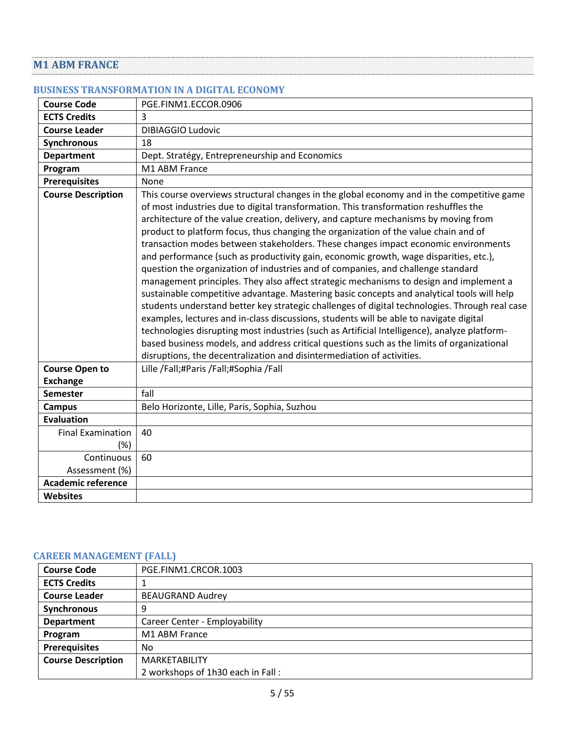## M1 ABM FRANCE

### BUSINESS TRANSFORMATION IN A DIGITAL ECONOMY

| | |
|---|---|
| **Course Code** | PGE.FINM1.ECCOR.0906 |
| **ECTS Credits** | 3 |
| **Course Leader** | DIBIAGGIO Ludovic |
| **Synchronous** | 18 |
| **Department** | Dept. Stratégy, Entrepreneurship and Economics |
| **Program** | M1 ABM France |
| **Prerequisites** | None |
| **Course Description** | This course overviews structural changes in the global economy and in the competitive game of most industries due to digital transformation. This transformation reshuffles the architecture of the value creation, delivery, and capture mechanisms by moving from product to platform focus, thus changing the organization of the value chain and of transaction modes between stakeholders. These changes impact economic environments and performance (such as productivity gain, economic growth, wage disparities, etc.), question the organization of industries and of companies, and challenge standard management principles. They also affect strategic mechanisms to design and implement a sustainable competitive advantage. Mastering basic concepts and analytical tools will help students understand better key strategic challenges of digital technologies. Through real case examples, lectures and in-class discussions, students will be able to navigate digital technologies disrupting most industries (such as Artificial Intelligence), analyze platform-based business models, and address critical questions such as the limits of organizational disruptions, the decentralization and disintermediation of activities. |
| **Course Open to Exchange** | Lille /Fall;#Paris /Fall;#Sophia /Fall |
| **Semester** | fall |
| **Campus** | Belo Horizonte, Lille, Paris, Sophia, Suzhou |
| **Evaluation** | |
| Final Examination (%) | 40 |
| Continuous Assessment (%) | 60 |
| **Academic reference** | |
| **Websites** | |

### CAREER MANAGEMENT (FALL)

| | |
|---|---|
| **Course Code** | PGE.FINM1.CRCOR.1003 |
| **ECTS Credits** | 1 |
| **Course Leader** | BEAUGRAND Audrey |
| **Synchronous** | 9 |
| **Department** | Career Center - Employability |
| **Program** | M1 ABM France |
| **Prerequisites** | No |
| **Course Description** | MARKETABILITY<br>2 workshops of 1h30 each in Fall : |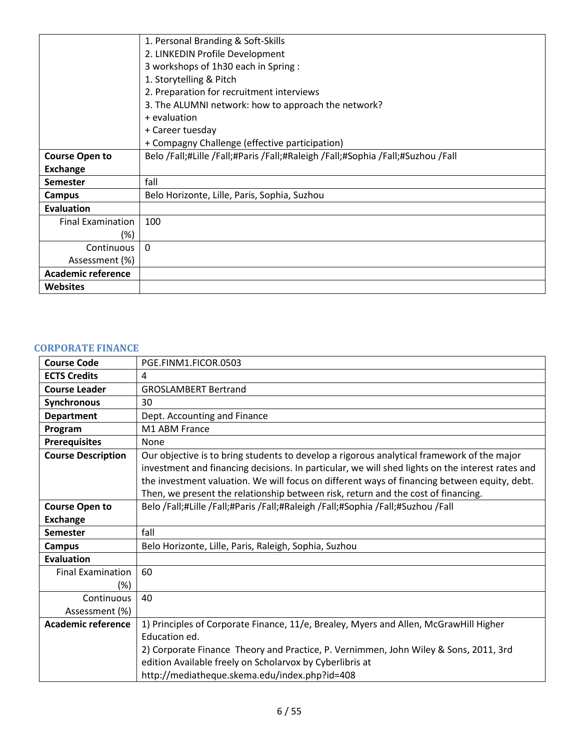| | |
|---|---|
| | 1. Personal Branding & Soft-Skills<br>2. LINKEDIN Profile Development<br>3 workshops of 1h30 each in Spring :<br>1. Storytelling & Pitch<br>2. Preparation for recruitment interviews<br>3. The ALUMNI network: how to approach the network?<br>+ evaluation<br>+ Career tuesday<br>+ Compagny Challenge (effective participation) |
| **Course Open to Exchange** | Belo /Fall;#Lille /Fall;#Paris /Fall;#Raleigh /Fall;#Sophia /Fall;#Suzhou /Fall |
| **Semester** | fall |
| **Campus** | Belo Horizonte, Lille, Paris, Sophia, Suzhou |
| **Evaluation** | |
| Final Examination (%) | 100 |
| Continuous Assessment (%) | 0 |
| **Academic reference** | |
| **Websites** | |

## CORPORATE FINANCE

| | |
|---|---|
| **Course Code** | PGE.FINM1.FICOR.0503 |
| **ECTS Credits** | 4 |
| **Course Leader** | GROSLAMBERT Bertrand |
| **Synchronous** | 30 |
| **Department** | Dept. Accounting and Finance |
| **Program** | M1 ABM France |
| **Prerequisites** | None |
| **Course Description** | Our objective is to bring students to develop a rigorous analytical framework of the major investment and financing decisions. In particular, we will shed lights on the interest rates and the investment valuation. We will focus on different ways of financing between equity, debt. Then, we present the relationship between risk, return and the cost of financing. |
| **Course Open to Exchange** | Belo /Fall;#Lille /Fall;#Paris /Fall;#Raleigh /Fall;#Sophia /Fall;#Suzhou /Fall |
| **Semester** | fall |
| **Campus** | Belo Horizonte, Lille, Paris, Raleigh, Sophia, Suzhou |
| **Evaluation** | |
| Final Examination (%) | 60 |
| Continuous Assessment (%) | 40 |
| **Academic reference** | 1) Principles of Corporate Finance, 11/e, Brealey, Myers and Allen, McGrawHill Higher Education ed.<br>2) Corporate Finance Theory and Practice, P. Vernimmen, John Wiley & Sons, 2011, 3rd edition Available freely on Scholarvox by Cyberlibris at http://mediatheque.skema.edu/index.php?id=408 |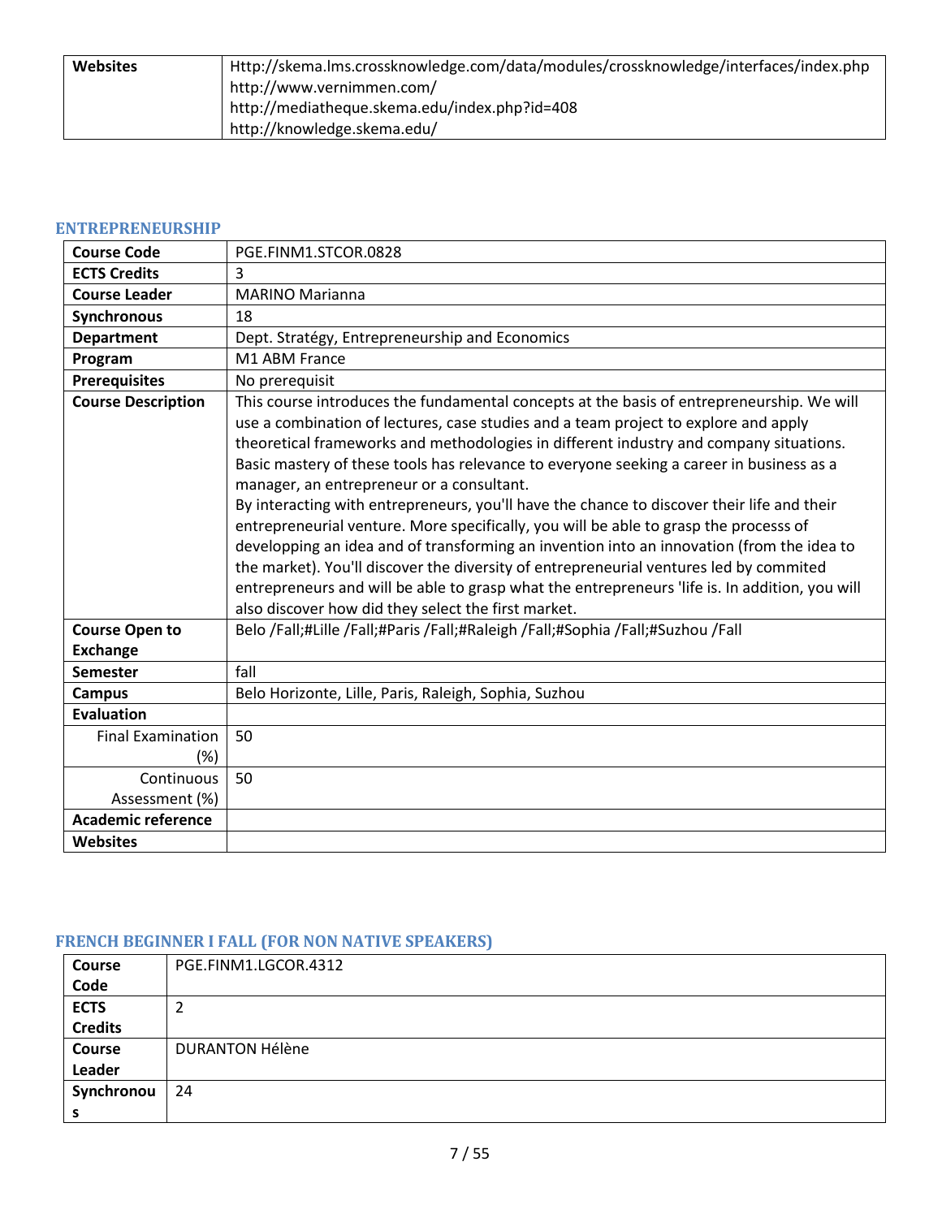| Websites | Http://skema.lms.crossknowledge.com/data/modules/crossknowledge/interfaces/index.php<br>http://www.vernimmen.com/<br>http://mediatheque.skema.edu/index.php?id=408<br>http://knowledge.skema.edu/ |
|---|---|

### ENTREPRENEURSHIP

| Course Code | PGE.FINM1.STCOR.0828 |
|---|---|
| ECTS Credits | 3 |
| Course Leader | MARINO Marianna |
| Synchronous | 18 |
| Department | Dept. Stratégy, Entrepreneurship and Economics |
| Program | M1 ABM France |
| Prerequisites | No prerequisit |
| Course Description | This course introduces the fundamental concepts at the basis of entrepreneurship. We will use a combination of lectures, case studies and a team project to explore and apply theoretical frameworks and methodologies in different industry and company situations. Basic mastery of these tools has relevance to everyone seeking a career in business as a manager, an entrepreneur or a consultant.<br>By interacting with entrepreneurs, you'll have the chance to discover their life and their entrepreneurial venture. More specifically, you will be able to grasp the processs of developping an idea and of transforming an invention into an innovation (from the idea to the market). You'll discover the diversity of entrepreneurial ventures led by commited entrepreneurs and will be able to grasp what the entrepreneurs 'life is. In addition, you will also discover how did they select the first market. |
| Course Open to Exchange | Belo /Fall;#Lille /Fall;#Paris /Fall;#Raleigh /Fall;#Sophia /Fall;#Suzhou /Fall |
| Semester | fall |
| Campus | Belo Horizonte, Lille, Paris, Raleigh, Sophia, Suzhou |
| Evaluation | |
| Final Examination (%) | 50 |
| Continuous Assessment (%) | 50 |
| Academic reference | |
| Websites | |

### FRENCH BEGINNER I FALL (FOR NON NATIVE SPEAKERS)

| Course Code | PGE.FINM1.LGCOR.4312 |
|---|---|
| ECTS Credits | 2 |
| Course Leader | DURANTON Hélène |
| Synchronous | 24 |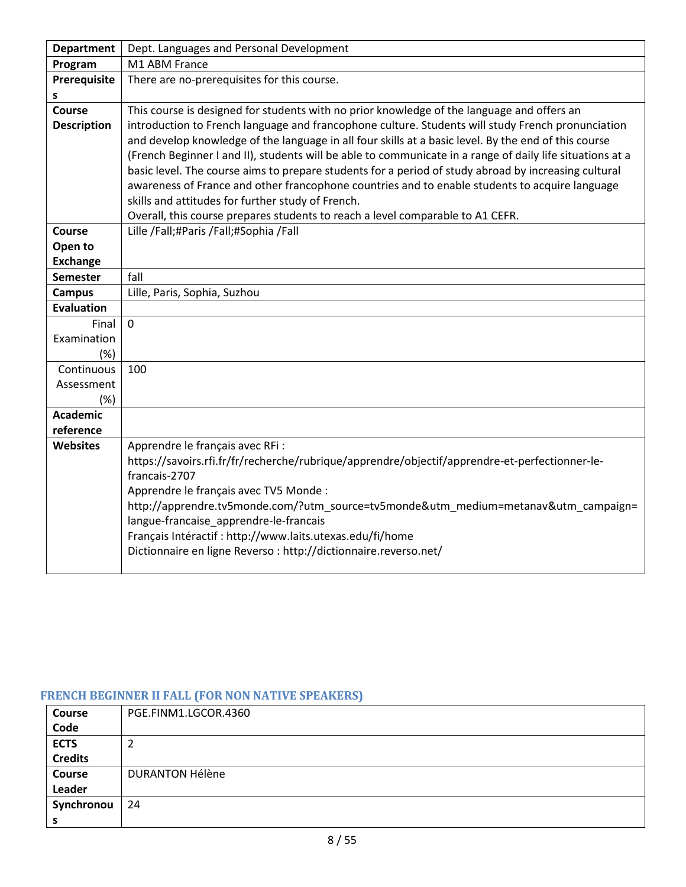| | |
|---|---|
| **Department** | Dept. Languages and Personal Development |
| **Program** | M1 ABM France |
| **Prerequisites** | There are no-prerequisites for this course. |
| **Course Description** | This course is designed for students with no prior knowledge of the language and offers an introduction to French language and francophone culture. Students will study French pronunciation and develop knowledge of the language in all four skills at a basic level. By the end of this course (French Beginner I and II), students will be able to communicate in a range of daily life situations at a basic level. The course aims to prepare students for a period of study abroad by increasing cultural awareness of France and other francophone countries and to enable students to acquire language skills and attitudes for further study of French.<br>Overall, this course prepares students to reach a level comparable to A1 CEFR. |
| **Course Open to Exchange** | Lille /Fall;#Paris /Fall;#Sophia /Fall |
| **Semester** | fall |
| **Campus** | Lille, Paris, Sophia, Suzhou |
| **Evaluation** | |
| Final Examination (%) | 0 |
| Continuous Assessment (%) | 100 |
| **Academic reference** | |
| **Websites** | Apprendre le français avec RFi :<br>https://savoirs.rfi.fr/fr/recherche/rubrique/apprendre/objectif/apprendre-et-perfectionner-le-francais-2707<br>Apprendre le français avec TV5 Monde :<br>http://apprendre.tv5monde.com/?utm_source=tv5monde&utm_medium=metanav&utm_campaign=langue-francaise_apprendre-le-francais<br>Français Intéractif : http://www.laits.utexas.edu/fi/home<br>Dictionnaire en ligne Reverso : http://dictionnaire.reverso.net/ |

### FRENCH BEGINNER II FALL (FOR NON NATIVE SPEAKERS)

| | |
|---|---|
| **Course Code** | PGE.FINM1.LGCOR.4360 |
| **ECTS Credits** | 2 |
| **Course Leader** | DURANTON Hélène |
| **Synchronous** | 24 |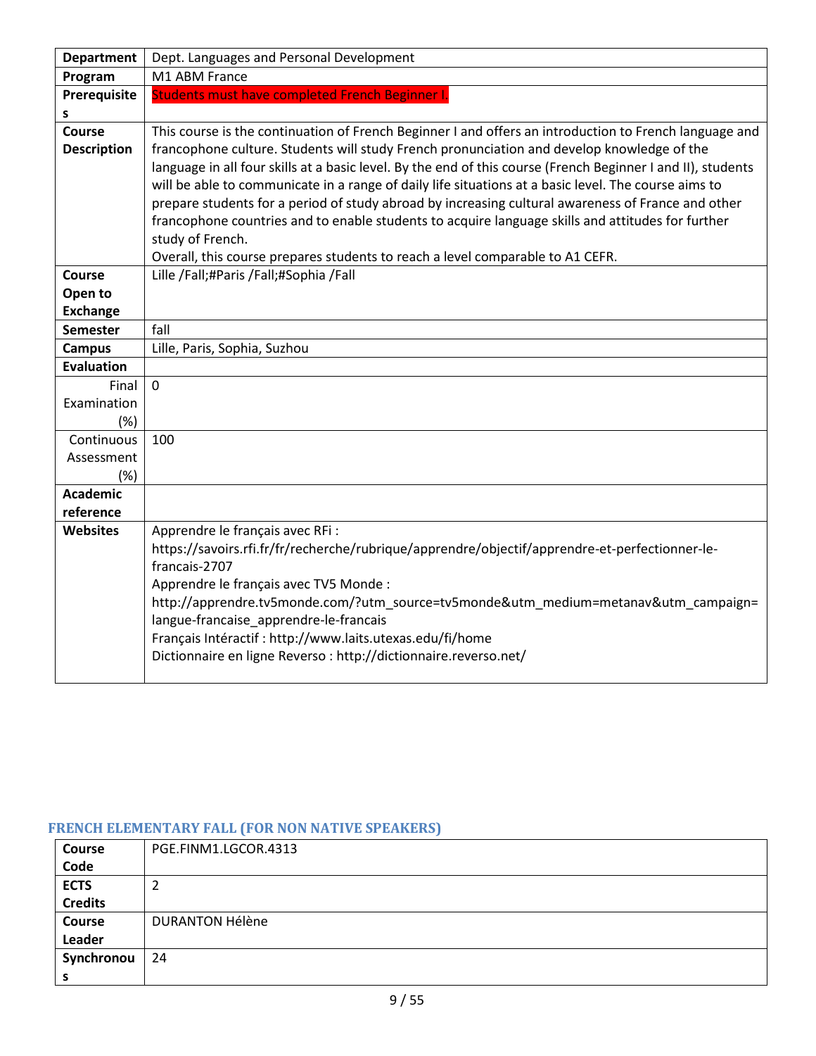| Department | Dept. Languages and Personal Development |
|---|---|
| Program | M1 ABM France |
| Prerequisites | Students must have completed French Beginner I. |
| Course Description | This course is the continuation of French Beginner I and offers an introduction to French language and francophone culture. Students will study French pronunciation and develop knowledge of the language in all four skills at a basic level. By the end of this course (French Beginner I and II), students will be able to communicate in a range of daily life situations at a basic level. The course aims to prepare students for a period of study abroad by increasing cultural awareness of France and other francophone countries and to enable students to acquire language skills and attitudes for further study of French.<br>Overall, this course prepares students to reach a level comparable to A1 CEFR. |
| Course Open to Exchange | Lille /Fall;#Paris /Fall;#Sophia /Fall |
| Semester | fall |
| Campus | Lille, Paris, Sophia, Suzhou |
| Evaluation | |
| Final Examination (%) | 0 |
| Continuous Assessment (%) | 100 |
| Academic reference | |
| Websites | Apprendre le français avec RFi :<br>https://savoirs.rfi.fr/fr/recherche/rubrique/apprendre/objectif/apprendre-et-perfectionner-le-francais-2707<br>Apprendre le français avec TV5 Monde :<br>http://apprendre.tv5monde.com/?utm_source=tv5monde&utm_medium=metanav&utm_campaign=langue-francaise_apprendre-le-francais<br>Français Intéractif : http://www.laits.utexas.edu/fi/home<br>Dictionnaire en ligne Reverso : http://dictionnaire.reverso.net/ |

## FRENCH ELEMENTARY FALL (FOR NON NATIVE SPEAKERS)

| Course Code | PGE.FINM1.LGCOR.4313 |
|---|---|
| ECTS Credits | 2 |
| Course Leader | DURANTON Hélène |
| Synchronous | 24 |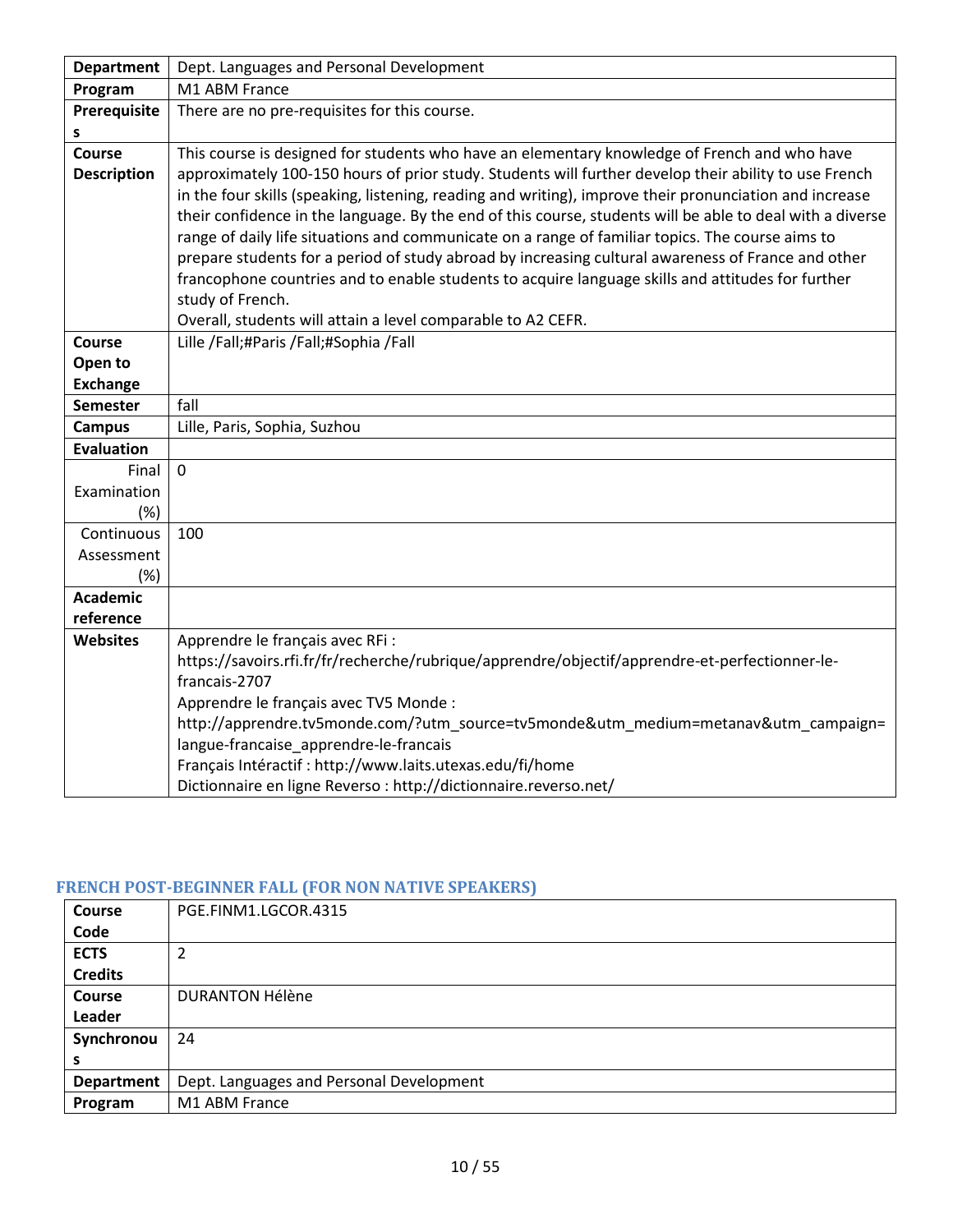| Department | Dept. Languages and Personal Development |
|---|---|
| Program | M1 ABM France |
| Prerequisites | There are no pre-requisites for this course. |
| Course Description | This course is designed for students who have an elementary knowledge of French and who have approximately 100-150 hours of prior study. Students will further develop their ability to use French in the four skills (speaking, listening, reading and writing), improve their pronunciation and increase their confidence in the language. By the end of this course, students will be able to deal with a diverse range of daily life situations and communicate on a range of familiar topics. The course aims to prepare students for a period of study abroad by increasing cultural awareness of France and other francophone countries and to enable students to acquire language skills and attitudes for further study of French.<br>Overall, students will attain a level comparable to A2 CEFR. |
| Course Open to Exchange | Lille /Fall;#Paris /Fall;#Sophia /Fall |
| Semester | fall |
| Campus | Lille, Paris, Sophia, Suzhou |
| Evaluation | |
| Final Examination (%) | 0 |
| Continuous Assessment (%) | 100 |
| Academic reference | |
| Websites | Apprendre le français avec RFi :<br>https://savoirs.rfi.fr/fr/recherche/rubrique/apprendre/objectif/apprendre-et-perfectionner-le-francais-2707<br>Apprendre le français avec TV5 Monde :<br>http://apprendre.tv5monde.com/?utm_source=tv5monde&utm_medium=metanav&utm_campaign=langue-francaise_apprendre-le-francais<br>Français Intéractif : http://www.laits.utexas.edu/fi/home<br>Dictionnaire en ligne Reverso : http://dictionnaire.reverso.net/ |

### FRENCH POST-BEGINNER FALL (FOR NON NATIVE SPEAKERS)

| Course Code | PGE.FINM1.LGCOR.4315 |
|---|---|
| ECTS Credits | 2 |
| Course Leader | DURANTON Hélène |
| Synchronous | 24 |
| Department | Dept. Languages and Personal Development |
| Program | M1 ABM France |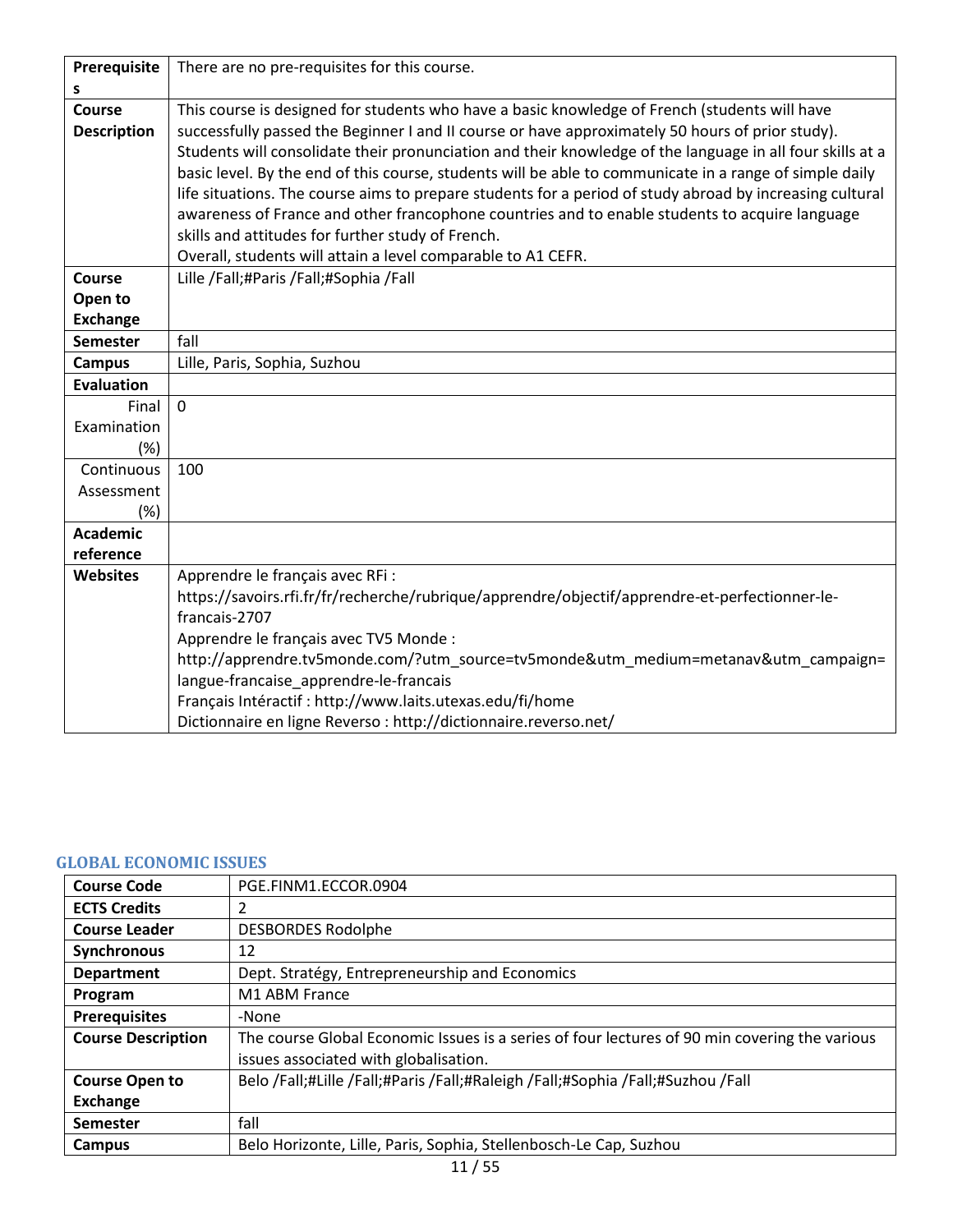| Prerequisites | There are no pre-requisites for this course. |
|---|---|
| Course Description | This course is designed for students who have a basic knowledge of French (students will have successfully passed the Beginner I and II course or have approximately 50 hours of prior study). Students will consolidate their pronunciation and their knowledge of the language in all four skills at a basic level. By the end of this course, students will be able to communicate in a range of simple daily life situations. The course aims to prepare students for a period of study abroad by increasing cultural awareness of France and other francophone countries and to enable students to acquire language skills and attitudes for further study of French.<br>Overall, students will attain a level comparable to A1 CEFR. |
| Course Open to Exchange | Lille /Fall;#Paris /Fall;#Sophia /Fall |
| Semester | fall |
| Campus | Lille, Paris, Sophia, Suzhou |
| Evaluation | |
| Final Examination (%) | 0 |
| Continuous Assessment (%) | 100 |
| Academic reference | |
| Websites | Apprendre le français avec RFi :<br>https://savoirs.rfi.fr/fr/recherche/rubrique/apprendre/objectif/apprendre-et-perfectionner-le-francais-2707<br>Apprendre le français avec TV5 Monde :<br>http://apprendre.tv5monde.com/?utm_source=tv5monde&utm_medium=metanav&utm_campaign=langue-francaise_apprendre-le-francais<br>Français Intéractif : http://www.laits.utexas.edu/fi/home<br>Dictionnaire en ligne Reverso : http://dictionnaire.reverso.net/ |

## GLOBAL ECONOMIC ISSUES

| Course Code | PGE.FINM1.ECCOR.0904 |
|---|---|
| ECTS Credits | 2 |
| Course Leader | DESBORDES Rodolphe |
| Synchronous | 12 |
| Department | Dept. Stratégy, Entrepreneurship and Economics |
| Program | M1 ABM France |
| Prerequisites | -None |
| Course Description | The course Global Economic Issues is a series of four lectures of 90 min covering the various issues associated with globalisation. |
| Course Open to Exchange | Belo /Fall;#Lille /Fall;#Paris /Fall;#Raleigh /Fall;#Sophia /Fall;#Suzhou /Fall |
| Semester | fall |
| Campus | Belo Horizonte, Lille, Paris, Sophia, Stellenbosch-Le Cap, Suzhou |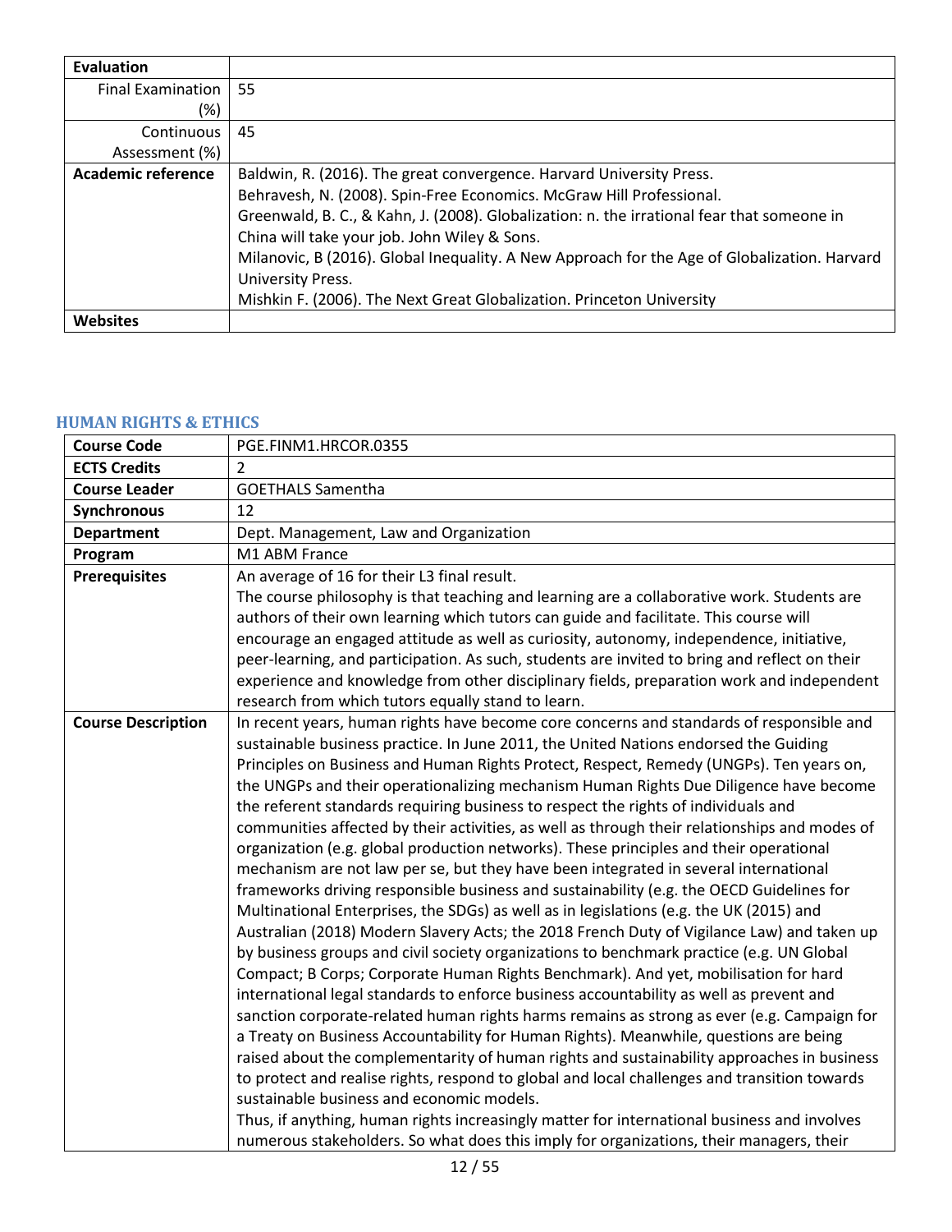| Evaluation | |
|---|---|
| Final Examination (%) | 55 |
| Continuous Assessment (%) | 45 |
| **Academic reference** | Baldwin, R. (2016). The great convergence. Harvard University Press.<br>Behravesh, N. (2008). Spin-Free Economics. McGraw Hill Professional.<br>Greenwald, B. C., & Kahn, J. (2008). Globalization: n. the irrational fear that someone in China will take your job. John Wiley & Sons.<br>Milanovic, B (2016). Global Inequality. A New Approach for the Age of Globalization. Harvard University Press.<br>Mishkin F. (2006). The Next Great Globalization. Princeton University |
| **Websites** | |

### HUMAN RIGHTS & ETHICS

| Course Code | PGE.FINM1.HRCOR.0355 |
|---|---|
| **ECTS Credits** | 2 |
| **Course Leader** | GOETHALS Samentha |
| **Synchronous** | 12 |
| **Department** | Dept. Management, Law and Organization |
| **Program** | M1 ABM France |
| **Prerequisites** | An average of 16 for their L3 final result.<br>The course philosophy is that teaching and learning are a collaborative work. Students are authors of their own learning which tutors can guide and facilitate. This course will encourage an engaged attitude as well as curiosity, autonomy, independence, initiative, peer-learning, and participation. As such, students are invited to bring and reflect on their experience and knowledge from other disciplinary fields, preparation work and independent research from which tutors equally stand to learn. |
| **Course Description** | In recent years, human rights have become core concerns and standards of responsible and sustainable business practice. In June 2011, the United Nations endorsed the Guiding Principles on Business and Human Rights Protect, Respect, Remedy (UNGPs). Ten years on, the UNGPs and their operationalizing mechanism Human Rights Due Diligence have become the referent standards requiring business to respect the rights of individuals and communities affected by their activities, as well as through their relationships and modes of organization (e.g. global production networks). These principles and their operational mechanism are not law per se, but they have been integrated in several international frameworks driving responsible business and sustainability (e.g. the OECD Guidelines for Multinational Enterprises, the SDGs) as well as in legislations (e.g. the UK (2015) and Australian (2018) Modern Slavery Acts; the 2018 French Duty of Vigilance Law) and taken up by business groups and civil society organizations to benchmark practice (e.g. UN Global Compact; B Corps; Corporate Human Rights Benchmark). And yet, mobilisation for hard international legal standards to enforce business accountability as well as prevent and sanction corporate-related human rights harms remains as strong as ever (e.g. Campaign for a Treaty on Business Accountability for Human Rights). Meanwhile, questions are being raised about the complementarity of human rights and sustainability approaches in business to protect and realise rights, respond to global and local challenges and transition towards sustainable business and economic models.<br>Thus, if anything, human rights increasingly matter for international business and involves numerous stakeholders. So what does this imply for organizations, their managers, their |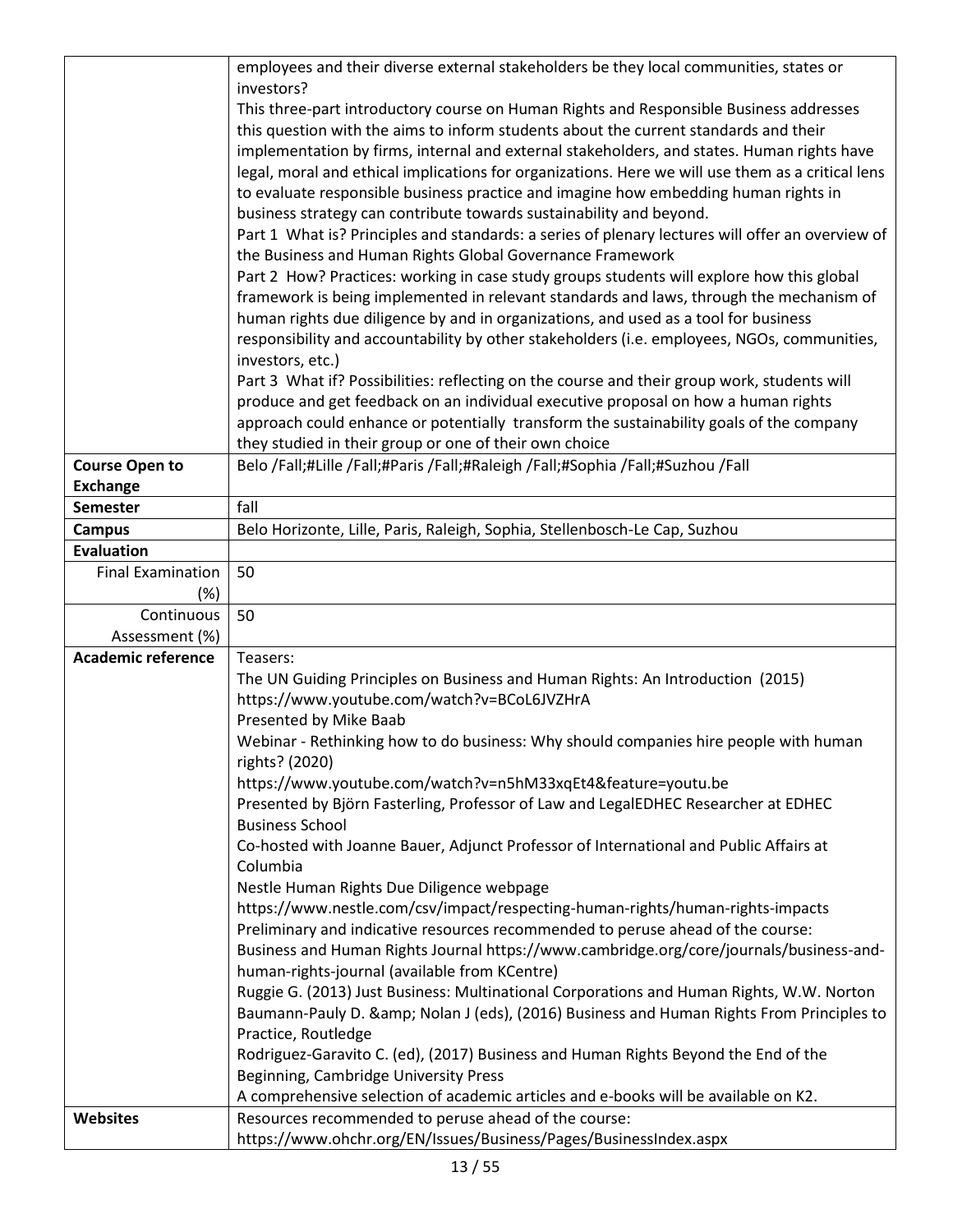| | |
|---|---|
| | employees and their diverse external stakeholders be they local communities, states or investors?<br>This three-part introductory course on Human Rights and Responsible Business addresses this question with the aims to inform students about the current standards and their implementation by firms, internal and external stakeholders, and states. Human rights have legal, moral and ethical implications for organizations. Here we will use them as a critical lens to evaluate responsible business practice and imagine how embedding human rights in business strategy can contribute towards sustainability and beyond.<br>Part 1 What is? Principles and standards: a series of plenary lectures will offer an overview of the Business and Human Rights Global Governance Framework<br>Part 2 How? Practices: working in case study groups students will explore how this global framework is being implemented in relevant standards and laws, through the mechanism of human rights due diligence by and in organizations, and used as a tool for business responsibility and accountability by other stakeholders (i.e. employees, NGOs, communities, investors, etc.)<br>Part 3 What if? Possibilities: reflecting on the course and their group work, students will produce and get feedback on an individual executive proposal on how a human rights approach could enhance or potentially transform the sustainability goals of the company they studied in their group or one of their own choice |
| **Course Open to Exchange** | Belo /Fall;#Lille /Fall;#Paris /Fall;#Raleigh /Fall;#Sophia /Fall;#Suzhou /Fall |
| **Semester** | fall |
| **Campus** | Belo Horizonte, Lille, Paris, Raleigh, Sophia, Stellenbosch-Le Cap, Suzhou |
| **Evaluation** | |
| Final Examination (%) | 50 |
| Continuous Assessment (%) | 50 |
| **Academic reference** | Teasers:<br>The UN Guiding Principles on Business and Human Rights: An Introduction (2015) https://www.youtube.com/watch?v=BCoL6JVZHrA<br>Presented by Mike Baab<br>Webinar - Rethinking how to do business: Why should companies hire people with human rights? (2020)<br>https://www.youtube.com/watch?v=n5hM33xqEt4&feature=youtu.be<br>Presented by Björn Fasterling, Professor of Law and LegalEDHEC Researcher at EDHEC Business School<br>Co-hosted with Joanne Bauer, Adjunct Professor of International and Public Affairs at Columbia<br>Nestle Human Rights Due Diligence webpage<br>https://www.nestle.com/csv/impact/respecting-human-rights/human-rights-impacts<br>Preliminary and indicative resources recommended to peruse ahead of the course:<br>Business and Human Rights Journal https://www.cambridge.org/core/journals/business-and-human-rights-journal (available from KCentre)<br>Ruggie G. (2013) Just Business: Multinational Corporations and Human Rights, W.W. Norton<br>Baumann-Pauly D. &amp; Nolan J (eds), (2016) Business and Human Rights From Principles to Practice, Routledge<br>Rodriguez-Garavito C. (ed), (2017) Business and Human Rights Beyond the End of the Beginning, Cambridge University Press<br>A comprehensive selection of academic articles and e-books will be available on K2. |
| **Websites** | Resources recommended to peruse ahead of the course:<br>https://www.ohchr.org/EN/Issues/Business/Pages/BusinessIndex.aspx |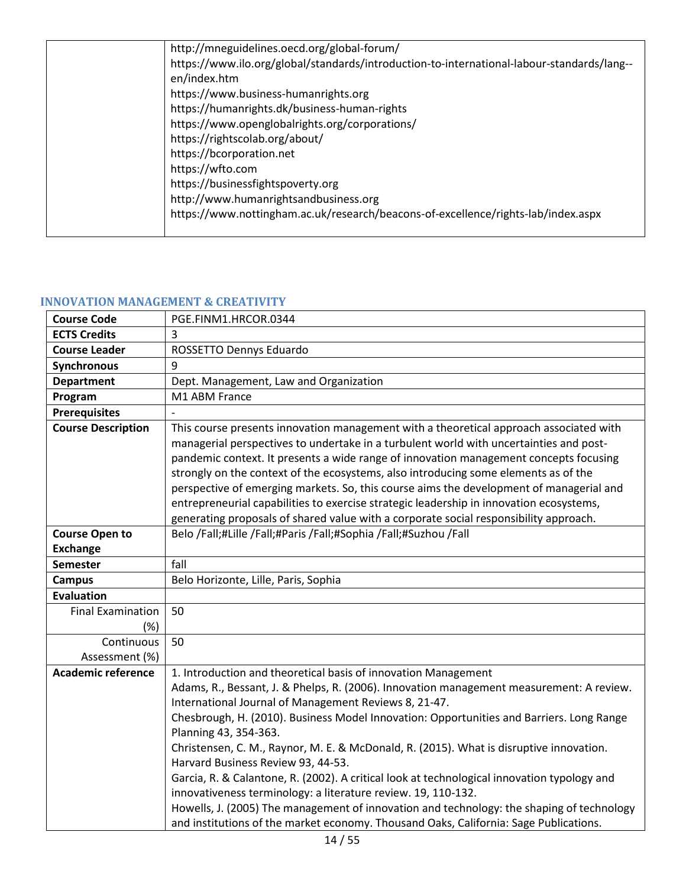| | |
|---|---|
| | http://mneguidelines.oecd.org/global-forum/<br>https://www.ilo.org/global/standards/introduction-to-international-labour-standards/lang--en/index.htm<br>https://www.business-humanrights.org<br>https://humanrights.dk/business-human-rights<br>https://www.openglobalrights.org/corporations/<br>https://rightscolab.org/about/<br>https://bcorporation.net<br>https://wfto.com<br>https://businessfightspoverty.org<br>http://www.humanrightsandbusiness.org<br>https://www.nottingham.ac.uk/research/beacons-of-excellence/rights-lab/index.aspx |

### INNOVATION MANAGEMENT & CREATIVITY

| | |
|---|---|
| **Course Code** | PGE.FINM1.HRCOR.0344 |
| **ECTS Credits** | 3 |
| **Course Leader** | ROSSETTO Dennys Eduardo |
| **Synchronous** | 9 |
| **Department** | Dept. Management, Law and Organization |
| **Program** | M1 ABM France |
| **Prerequisites** | - |
| **Course Description** | This course presents innovation management with a theoretical approach associated with managerial perspectives to undertake in a turbulent world with uncertainties and post-pandemic context. It presents a wide range of innovation management concepts focusing strongly on the context of the ecosystems, also introducing some elements as of the perspective of emerging markets. So, this course aims the development of managerial and entrepreneurial capabilities to exercise strategic leadership in innovation ecosystems, generating proposals of shared value with a corporate social responsibility approach. |
| **Course Open to Exchange** | Belo /Fall;#Lille /Fall;#Paris /Fall;#Sophia /Fall;#Suzhou /Fall |
| **Semester** | fall |
| **Campus** | Belo Horizonte, Lille, Paris, Sophia |
| **Evaluation** | |
| Final Examination (%) | 50 |
| Continuous Assessment (%) | 50 |
| **Academic reference** | 1. Introduction and theoretical basis of innovation Management<br>Adams, R., Bessant, J. & Phelps, R. (2006). Innovation management measurement: A review. International Journal of Management Reviews 8, 21-47.<br>Chesbrough, H. (2010). Business Model Innovation: Opportunities and Barriers. Long Range Planning 43, 354-363.<br>Christensen, C. M., Raynor, M. E. & McDonald, R. (2015). What is disruptive innovation. Harvard Business Review 93, 44-53.<br>Garcia, R. & Calantone, R. (2002). A critical look at technological innovation typology and innovativeness terminology: a literature review. 19, 110-132.<br>Howells, J. (2005) The management of innovation and technology: the shaping of technology and institutions of the market economy. Thousand Oaks, California: Sage Publications. |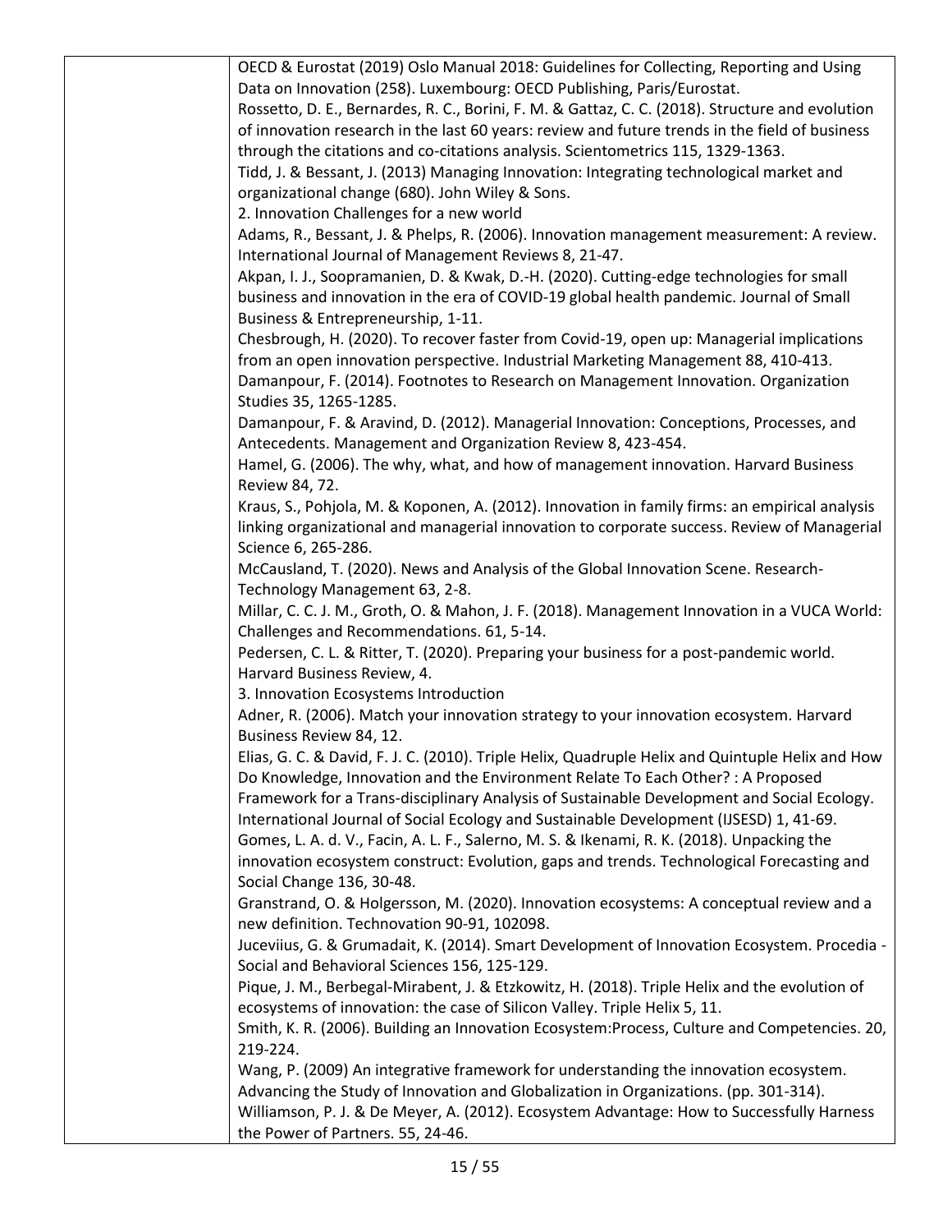| | OECD & Eurostat (2019) Oslo Manual 2018: Guidelines for Collecting, Reporting and Using Data on Innovation (258). Luxembourg: OECD Publishing, Paris/Eurostat.<br>Rossetto, D. E., Bernardes, R. C., Borini, F. M. & Gattaz, C. C. (2018). Structure and evolution of innovation research in the last 60 years: review and future trends in the field of business through the citations and co-citations analysis. Scientometrics 115, 1329-1363.<br>Tidd, J. & Bessant, J. (2013) Managing Innovation: Integrating technological market and organizational change (680). John Wiley & Sons.<br>2. Innovation Challenges for a new world<br>Adams, R., Bessant, J. & Phelps, R. (2006). Innovation management measurement: A review. International Journal of Management Reviews 8, 21-47.<br>Akpan, I. J., Soopramanien, D. & Kwak, D.-H. (2020). Cutting-edge technologies for small business and innovation in the era of COVID-19 global health pandemic. Journal of Small Business & Entrepreneurship, 1-11.<br>Chesbrough, H. (2020). To recover faster from Covid-19, open up: Managerial implications from an open innovation perspective. Industrial Marketing Management 88, 410-413.<br>Damanpour, F. (2014). Footnotes to Research on Management Innovation. Organization Studies 35, 1265-1285.<br>Damanpour, F. & Aravind, D. (2012). Managerial Innovation: Conceptions, Processes, and Antecedents. Management and Organization Review 8, 423-454.<br>Hamel, G. (2006). The why, what, and how of management innovation. Harvard Business Review 84, 72.<br>Kraus, S., Pohjola, M. & Koponen, A. (2012). Innovation in family firms: an empirical analysis linking organizational and managerial innovation to corporate success. Review of Managerial Science 6, 265-286.<br>McCausland, T. (2020). News and Analysis of the Global Innovation Scene. Research-Technology Management 63, 2-8.<br>Millar, C. C. J. M., Groth, O. & Mahon, J. F. (2018). Management Innovation in a VUCA World: Challenges and Recommendations. 61, 5-14.<br>Pedersen, C. L. & Ritter, T. (2020). Preparing your business for a post-pandemic world. Harvard Business Review, 4.<br>3. Innovation Ecosystems Introduction<br>Adner, R. (2006). Match your innovation strategy to your innovation ecosystem. Harvard Business Review 84, 12.<br>Elias, G. C. & David, F. J. C. (2010). Triple Helix, Quadruple Helix and Quintuple Helix and How Do Knowledge, Innovation and the Environment Relate To Each Other? : A Proposed Framework for a Trans-disciplinary Analysis of Sustainable Development and Social Ecology. International Journal of Social Ecology and Sustainable Development (IJSESD) 1, 41-69.<br>Gomes, L. A. d. V., Facin, A. L. F., Salerno, M. S. & Ikenami, R. K. (2018). Unpacking the innovation ecosystem construct: Evolution, gaps and trends. Technological Forecasting and Social Change 136, 30-48.<br>Granstrand, O. & Holgersson, M. (2020). Innovation ecosystems: A conceptual review and a new definition. Technovation 90-91, 102098.<br>Juceviius, G. & Grumadait, K. (2014). Smart Development of Innovation Ecosystem. Procedia - Social and Behavioral Sciences 156, 125-129.<br>Pique, J. M., Berbegal-Mirabent, J. & Etzkowitz, H. (2018). Triple Helix and the evolution of ecosystems of innovation: the case of Silicon Valley. Triple Helix 5, 11.<br>Smith, K. R. (2006). Building an Innovation Ecosystem:Process, Culture and Competencies. 20, 219-224.<br>Wang, P. (2009) An integrative framework for understanding the innovation ecosystem. Advancing the Study of Innovation and Globalization in Organizations. (pp. 301-314).<br>Williamson, P. J. & De Meyer, A. (2012). Ecosystem Advantage: How to Successfully Harness the Power of Partners. 55, 24-46. |
|---|---|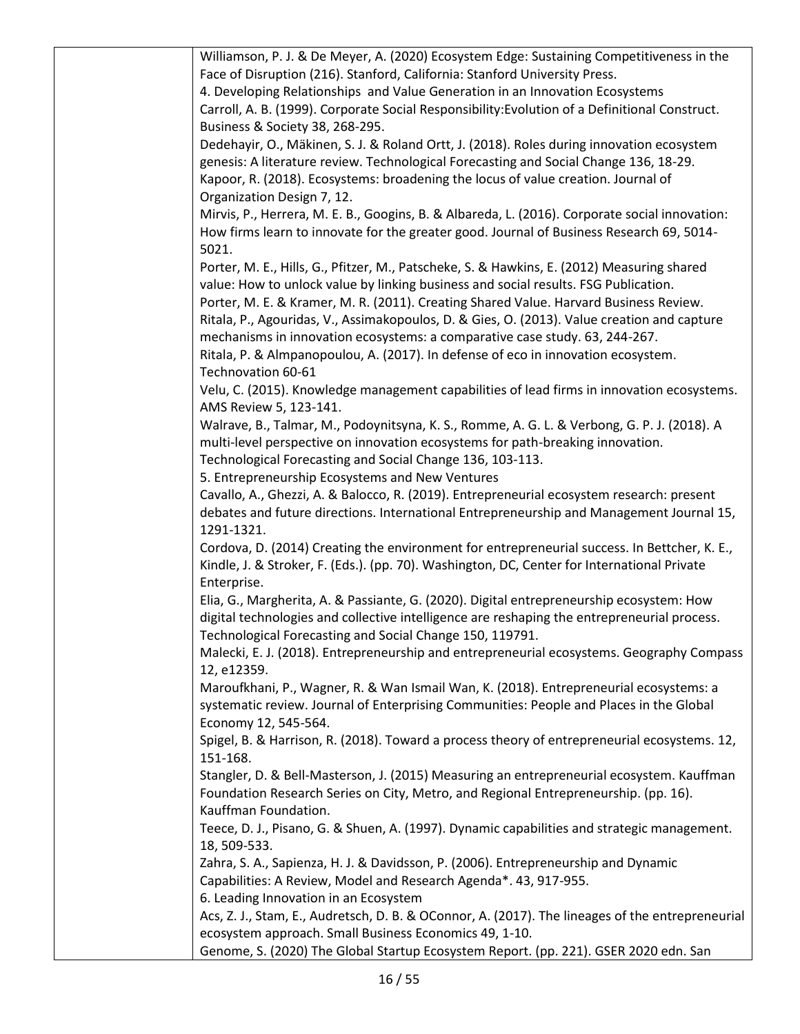| | Williamson, P. J. & De Meyer, A. (2020) Ecosystem Edge: Sustaining Competitiveness in the Face of Disruption (216). Stanford, California: Stanford University Press.<br>4. Developing Relationships and Value Generation in an Innovation Ecosystems<br>Carroll, A. B. (1999). Corporate Social Responsibility:Evolution of a Definitional Construct. Business & Society 38, 268-295.<br>Dedehayir, O., Mäkinen, S. J. & Roland Ortt, J. (2018). Roles during innovation ecosystem genesis: A literature review. Technological Forecasting and Social Change 136, 18-29.<br>Kapoor, R. (2018). Ecosystems: broadening the locus of value creation. Journal of Organization Design 7, 12.<br>Mirvis, P., Herrera, M. E. B., Googins, B. & Albareda, L. (2016). Corporate social innovation: How firms learn to innovate for the greater good. Journal of Business Research 69, 5014-5021.<br>Porter, M. E., Hills, G., Pfitzer, M., Patscheke, S. & Hawkins, E. (2012) Measuring shared value: How to unlock value by linking business and social results. FSG Publication.<br>Porter, M. E. & Kramer, M. R. (2011). Creating Shared Value. Harvard Business Review.<br>Ritala, P., Agouridas, V., Assimakopoulos, D. & Gies, O. (2013). Value creation and capture mechanisms in innovation ecosystems: a comparative case study. 63, 244-267.<br>Ritala, P. & Almpanopoulou, A. (2017). In defense of eco in innovation ecosystem. Technovation 60-61<br>Velu, C. (2015). Knowledge management capabilities of lead firms in innovation ecosystems. AMS Review 5, 123-141.<br>Walrave, B., Talmar, M., Podoynitsyna, K. S., Romme, A. G. L. & Verbong, G. P. J. (2018). A multi-level perspective on innovation ecosystems for path-breaking innovation. Technological Forecasting and Social Change 136, 103-113.<br>5. Entrepreneurship Ecosystems and New Ventures<br>Cavallo, A., Ghezzi, A. & Balocco, R. (2019). Entrepreneurial ecosystem research: present debates and future directions. International Entrepreneurship and Management Journal 15, 1291-1321.<br>Cordova, D. (2014) Creating the environment for entrepreneurial success. In Bettcher, K. E., Kindle, J. & Stroker, F. (Eds.). (pp. 70). Washington, DC, Center for International Private Enterprise.<br>Elia, G., Margherita, A. & Passiante, G. (2020). Digital entrepreneurship ecosystem: How digital technologies and collective intelligence are reshaping the entrepreneurial process. Technological Forecasting and Social Change 150, 119791.<br>Malecki, E. J. (2018). Entrepreneurship and entrepreneurial ecosystems. Geography Compass 12, e12359.<br>Maroufkhani, P., Wagner, R. & Wan Ismail Wan, K. (2018). Entrepreneurial ecosystems: a systematic review. Journal of Enterprising Communities: People and Places in the Global Economy 12, 545-564.<br>Spigel, B. & Harrison, R. (2018). Toward a process theory of entrepreneurial ecosystems. 12, 151-168.<br>Stangler, D. & Bell-Masterson, J. (2015) Measuring an entrepreneurial ecosystem. Kauffman Foundation Research Series on City, Metro, and Regional Entrepreneurship. (pp. 16). Kauffman Foundation.<br>Teece, D. J., Pisano, G. & Shuen, A. (1997). Dynamic capabilities and strategic management. 18, 509-533.<br>Zahra, S. A., Sapienza, H. J. & Davidsson, P. (2006). Entrepreneurship and Dynamic Capabilities: A Review, Model and Research Agenda*. 43, 917-955.<br>6. Leading Innovation in an Ecosystem<br>Acs, Z. J., Stam, E., Audretsch, D. B. & OConnor, A. (2017). The lineages of the entrepreneurial ecosystem approach. Small Business Economics 49, 1-10.<br>Genome, S. (2020) The Global Startup Ecosystem Report. (pp. 221). GSER 2020 edn. San |
|---|---|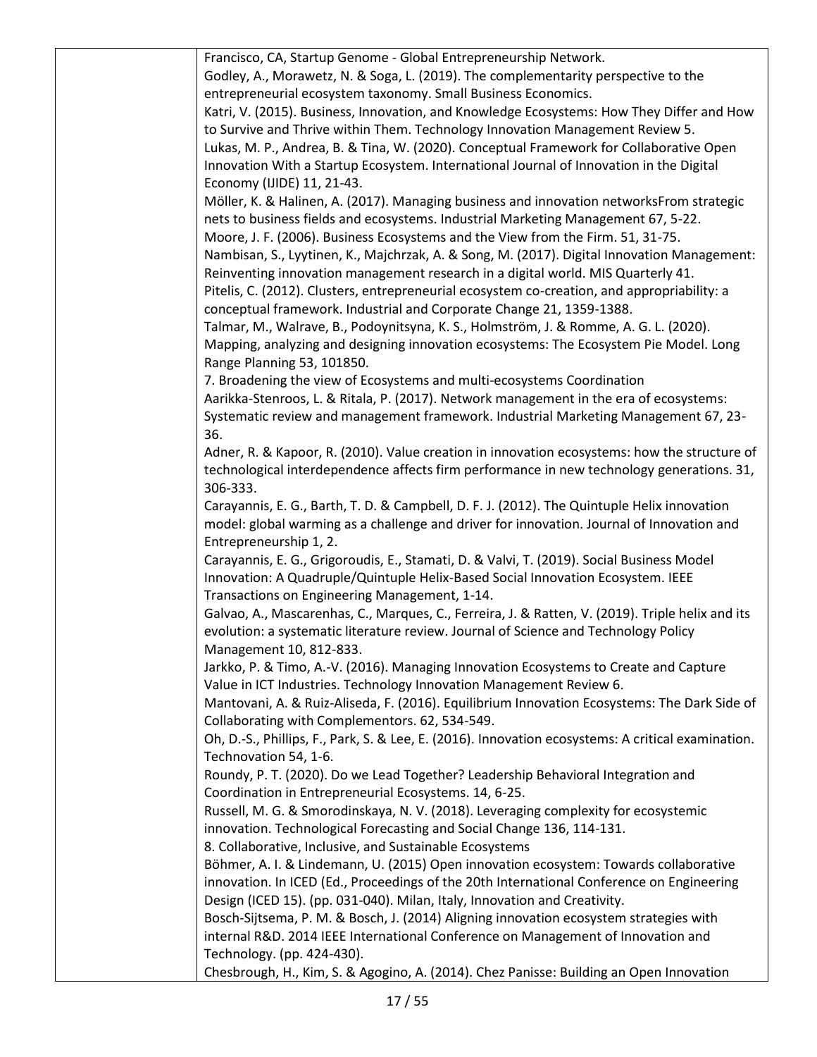| | Francisco, CA, Startup Genome - Global Entrepreneurship Network.<br>Godley, A., Morawetz, N. & Soga, L. (2019). The complementarity perspective to the entrepreneurial ecosystem taxonomy. Small Business Economics.<br>Katri, V. (2015). Business, Innovation, and Knowledge Ecosystems: How They Differ and How to Survive and Thrive within Them. Technology Innovation Management Review 5.<br>Lukas, M. P., Andrea, B. & Tina, W. (2020). Conceptual Framework for Collaborative Open Innovation With a Startup Ecosystem. International Journal of Innovation in the Digital Economy (IJIDE) 11, 21-43.<br>Möller, K. & Halinen, A. (2017). Managing business and innovation networksFrom strategic nets to business fields and ecosystems. Industrial Marketing Management 67, 5-22.<br>Moore, J. F. (2006). Business Ecosystems and the View from the Firm. 51, 31-75.<br>Nambisan, S., Lyytinen, K., Majchrzak, A. & Song, M. (2017). Digital Innovation Management: Reinventing innovation management research in a digital world. MIS Quarterly 41.<br>Pitelis, C. (2012). Clusters, entrepreneurial ecosystem co-creation, and appropriability: a conceptual framework. Industrial and Corporate Change 21, 1359-1388.<br>Talmar, M., Walrave, B., Podoynitsyna, K. S., Holmström, J. & Romme, A. G. L. (2020). Mapping, analyzing and designing innovation ecosystems: The Ecosystem Pie Model. Long Range Planning 53, 101850.<br>7. Broadening the view of Ecosystems and multi-ecosystems Coordination<br>Aarikka-Stenroos, L. & Ritala, P. (2017). Network management in the era of ecosystems: Systematic review and management framework. Industrial Marketing Management 67, 23-36.<br>Adner, R. & Kapoor, R. (2010). Value creation in innovation ecosystems: how the structure of technological interdependence affects firm performance in new technology generations. 31, 306-333.<br>Carayannis, E. G., Barth, T. D. & Campbell, D. F. J. (2012). The Quintuple Helix innovation model: global warming as a challenge and driver for innovation. Journal of Innovation and Entrepreneurship 1, 2.<br>Carayannis, E. G., Grigoroudis, E., Stamati, D. & Valvi, T. (2019). Social Business Model Innovation: A Quadruple/Quintuple Helix-Based Social Innovation Ecosystem. IEEE Transactions on Engineering Management, 1-14.<br>Galvao, A., Mascarenhas, C., Marques, C., Ferreira, J. & Ratten, V. (2019). Triple helix and its evolution: a systematic literature review. Journal of Science and Technology Policy Management 10, 812-833.<br>Jarkko, P. & Timo, A.-V. (2016). Managing Innovation Ecosystems to Create and Capture Value in ICT Industries. Technology Innovation Management Review 6.<br>Mantovani, A. & Ruiz-Aliseda, F. (2016). Equilibrium Innovation Ecosystems: The Dark Side of Collaborating with Complementors. 62, 534-549.<br>Oh, D.-S., Phillips, F., Park, S. & Lee, E. (2016). Innovation ecosystems: A critical examination. Technovation 54, 1-6.<br>Roundy, P. T. (2020). Do we Lead Together? Leadership Behavioral Integration and Coordination in Entrepreneurial Ecosystems. 14, 6-25.<br>Russell, M. G. & Smorodinskaya, N. V. (2018). Leveraging complexity for ecosystemic innovation. Technological Forecasting and Social Change 136, 114-131.<br>8. Collaborative, Inclusive, and Sustainable Ecosystems<br>Böhmer, A. I. & Lindemann, U. (2015) Open innovation ecosystem: Towards collaborative innovation. In ICED (Ed., Proceedings of the 20th International Conference on Engineering Design (ICED 15). (pp. 031-040). Milan, Italy, Innovation and Creativity.<br>Bosch-Sijtsema, P. M. & Bosch, J. (2014) Aligning innovation ecosystem strategies with internal R&D. 2014 IEEE International Conference on Management of Innovation and Technology. (pp. 424-430).<br>Chesbrough, H., Kim, S. & Agogino, A. (2014). Chez Panisse: Building an Open Innovation |
|---|---|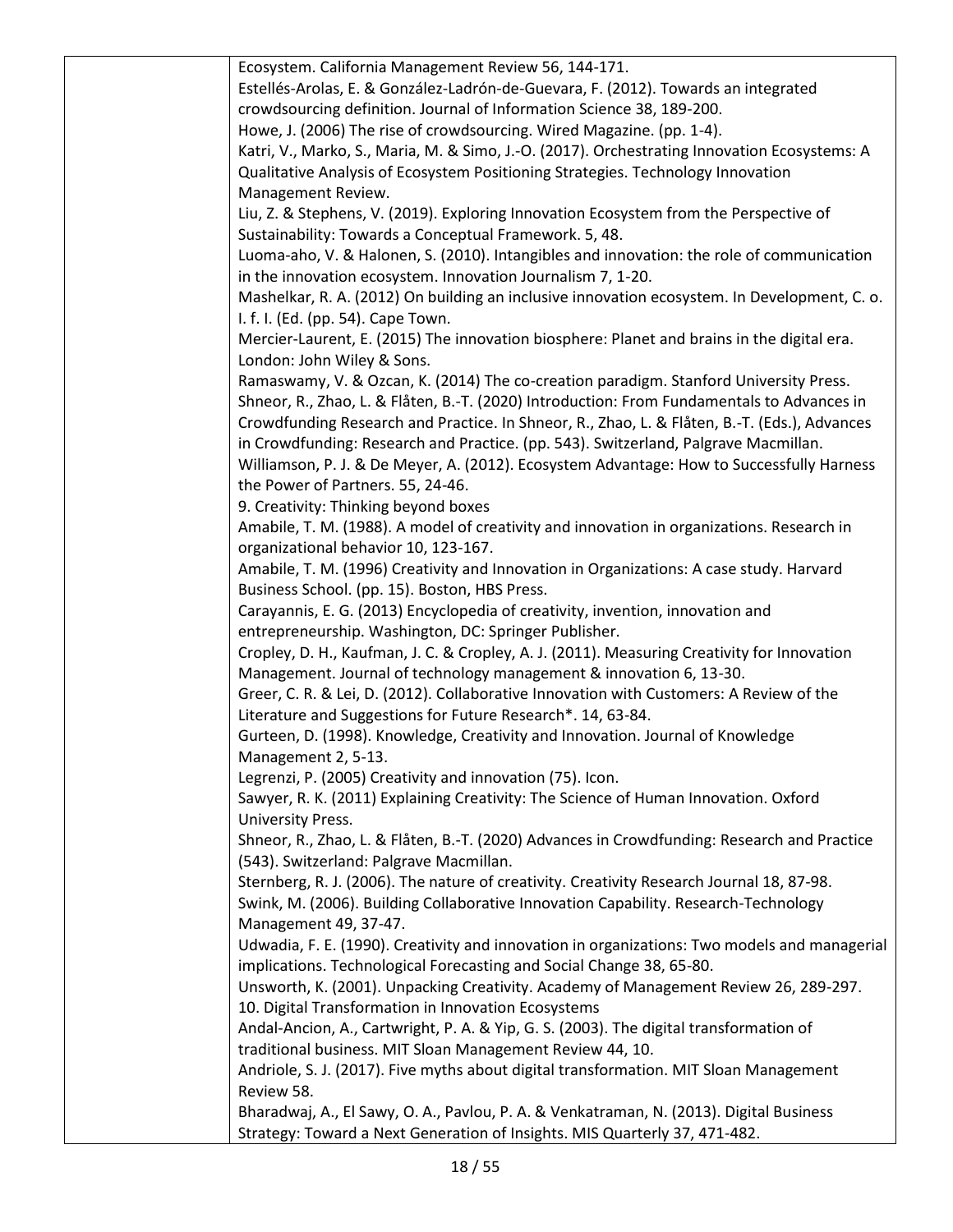| | Ecosystem. California Management Review 56, 144-171.<br>Estellés-Arolas, E. & González-Ladrón-de-Guevara, F. (2012). Towards an integrated crowdsourcing definition. Journal of Information Science 38, 189-200.<br>Howe, J. (2006) The rise of crowdsourcing. Wired Magazine. (pp. 1-4).<br>Katri, V., Marko, S., Maria, M. & Simo, J.-O. (2017). Orchestrating Innovation Ecosystems: A Qualitative Analysis of Ecosystem Positioning Strategies. Technology Innovation Management Review.<br>Liu, Z. & Stephens, V. (2019). Exploring Innovation Ecosystem from the Perspective of Sustainability: Towards a Conceptual Framework. 5, 48.<br>Luoma-aho, V. & Halonen, S. (2010). Intangibles and innovation: the role of communication in the innovation ecosystem. Innovation Journalism 7, 1-20.<br>Mashelkar, R. A. (2012) On building an inclusive innovation ecosystem. In Development, C. o. I. f. I. (Ed. (pp. 54). Cape Town.<br>Mercier-Laurent, E. (2015) The innovation biosphere: Planet and brains in the digital era. London: John Wiley & Sons.<br>Ramaswamy, V. & Ozcan, K. (2014) The co-creation paradigm. Stanford University Press.<br>Shneor, R., Zhao, L. & Flåten, B.-T. (2020) Introduction: From Fundamentals to Advances in Crowdfunding Research and Practice. In Shneor, R., Zhao, L. & Flåten, B.-T. (Eds.), Advances in Crowdfunding: Research and Practice. (pp. 543). Switzerland, Palgrave Macmillan.<br>Williamson, P. J. & De Meyer, A. (2012). Ecosystem Advantage: How to Successfully Harness the Power of Partners. 55, 24-46.<br>9. Creativity: Thinking beyond boxes<br>Amabile, T. M. (1988). A model of creativity and innovation in organizations. Research in organizational behavior 10, 123-167.<br>Amabile, T. M. (1996) Creativity and Innovation in Organizations: A case study. Harvard Business School. (pp. 15). Boston, HBS Press.<br>Carayannis, E. G. (2013) Encyclopedia of creativity, invention, innovation and entrepreneurship. Washington, DC: Springer Publisher.<br>Cropley, D. H., Kaufman, J. C. & Cropley, A. J. (2011). Measuring Creativity for Innovation Management. Journal of technology management & innovation 6, 13-30.<br>Greer, C. R. & Lei, D. (2012). Collaborative Innovation with Customers: A Review of the Literature and Suggestions for Future Research*. 14, 63-84.<br>Gurteen, D. (1998). Knowledge, Creativity and Innovation. Journal of Knowledge Management 2, 5-13.<br>Legrenzi, P. (2005) Creativity and innovation (75). Icon.<br>Sawyer, R. K. (2011) Explaining Creativity: The Science of Human Innovation. Oxford University Press.<br>Shneor, R., Zhao, L. & Flåten, B.-T. (2020) Advances in Crowdfunding: Research and Practice (543). Switzerland: Palgrave Macmillan.<br>Sternberg, R. J. (2006). The nature of creativity. Creativity Research Journal 18, 87-98.<br>Swink, M. (2006). Building Collaborative Innovation Capability. Research-Technology Management 49, 37-47.<br>Udwadia, F. E. (1990). Creativity and innovation in organizations: Two models and managerial implications. Technological Forecasting and Social Change 38, 65-80.<br>Unsworth, K. (2001). Unpacking Creativity. Academy of Management Review 26, 289-297.<br>10. Digital Transformation in Innovation Ecosystems<br>Andal-Ancion, A., Cartwright, P. A. & Yip, G. S. (2003). The digital transformation of traditional business. MIT Sloan Management Review 44, 10.<br>Andriole, S. J. (2017). Five myths about digital transformation. MIT Sloan Management Review 58.<br>Bharadwaj, A., El Sawy, O. A., Pavlou, P. A. & Venkatraman, N. (2013). Digital Business Strategy: Toward a Next Generation of Insights. MIS Quarterly 37, 471-482. |
|---|---|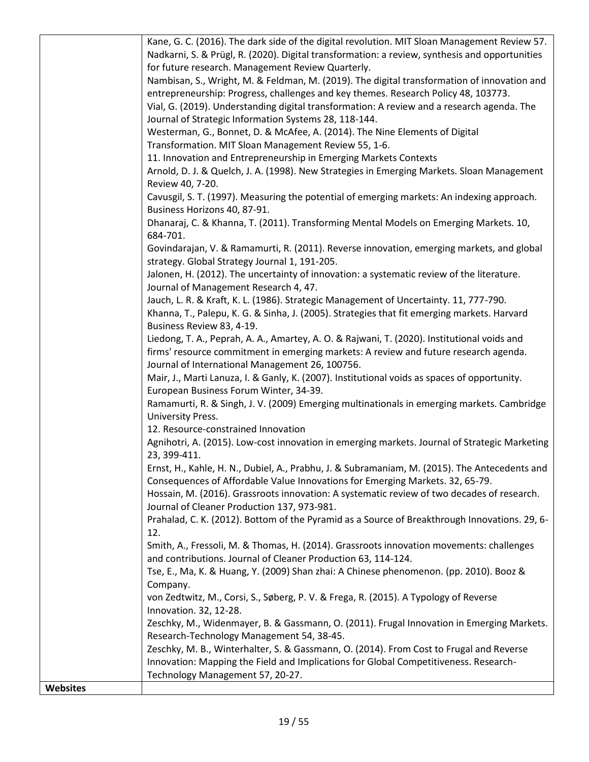| | |
|---|---|
| | Kane, G. C. (2016). The dark side of the digital revolution. MIT Sloan Management Review 57.<br>Nadkarni, S. & Prügl, R. (2020). Digital transformation: a review, synthesis and opportunities for future research. Management Review Quarterly.<br>Nambisan, S., Wright, M. & Feldman, M. (2019). The digital transformation of innovation and entrepreneurship: Progress, challenges and key themes. Research Policy 48, 103773.<br>Vial, G. (2019). Understanding digital transformation: A review and a research agenda. The Journal of Strategic Information Systems 28, 118-144.<br>Westerman, G., Bonnet, D. & McAfee, A. (2014). The Nine Elements of Digital Transformation. MIT Sloan Management Review 55, 1-6.<br>11. Innovation and Entrepreneurship in Emerging Markets Contexts<br>Arnold, D. J. & Quelch, J. A. (1998). New Strategies in Emerging Markets. Sloan Management Review 40, 7-20.<br>Cavusgil, S. T. (1997). Measuring the potential of emerging markets: An indexing approach. Business Horizons 40, 87-91.<br>Dhanaraj, C. & Khanna, T. (2011). Transforming Mental Models on Emerging Markets. 10, 684-701.<br>Govindarajan, V. & Ramamurti, R. (2011). Reverse innovation, emerging markets, and global strategy. Global Strategy Journal 1, 191-205.<br>Jalonen, H. (2012). The uncertainty of innovation: a systematic review of the literature. Journal of Management Research 4, 47.<br>Jauch, L. R. & Kraft, K. L. (1986). Strategic Management of Uncertainty. 11, 777-790.<br>Khanna, T., Palepu, K. G. & Sinha, J. (2005). Strategies that fit emerging markets. Harvard Business Review 83, 4-19.<br>Liedong, T. A., Peprah, A. A., Amartey, A. O. & Rajwani, T. (2020). Institutional voids and firms' resource commitment in emerging markets: A review and future research agenda. Journal of International Management 26, 100756.<br>Mair, J., Marti Lanuza, I. & Ganly, K. (2007). Institutional voids as spaces of opportunity. European Business Forum Winter, 34-39.<br>Ramamurti, R. & Singh, J. V. (2009) Emerging multinationals in emerging markets. Cambridge University Press.<br>12. Resource-constrained Innovation<br>Agnihotri, A. (2015). Low-cost innovation in emerging markets. Journal of Strategic Marketing 23, 399-411.<br>Ernst, H., Kahle, H. N., Dubiel, A., Prabhu, J. & Subramaniam, M. (2015). The Antecedents and Consequences of Affordable Value Innovations for Emerging Markets. 32, 65-79.<br>Hossain, M. (2016). Grassroots innovation: A systematic review of two decades of research. Journal of Cleaner Production 137, 973-981.<br>Prahalad, C. K. (2012). Bottom of the Pyramid as a Source of Breakthrough Innovations. 29, 6-12.<br>Smith, A., Fressoli, M. & Thomas, H. (2014). Grassroots innovation movements: challenges and contributions. Journal of Cleaner Production 63, 114-124.<br>Tse, E., Ma, K. & Huang, Y. (2009) Shan zhai: A Chinese phenomenon. (pp. 2010). Booz & Company.<br>von Zedtwitz, M., Corsi, S., Søberg, P. V. & Frega, R. (2015). A Typology of Reverse Innovation. 32, 12-28.<br>Zeschky, M., Widenmayer, B. & Gassmann, O. (2011). Frugal Innovation in Emerging Markets. Research-Technology Management 54, 38-45.<br>Zeschky, M. B., Winterhalter, S. & Gassmann, O. (2014). From Cost to Frugal and Reverse Innovation: Mapping the Field and Implications for Global Competitiveness. Research-Technology Management 57, 20-27. |
| **Websites** | |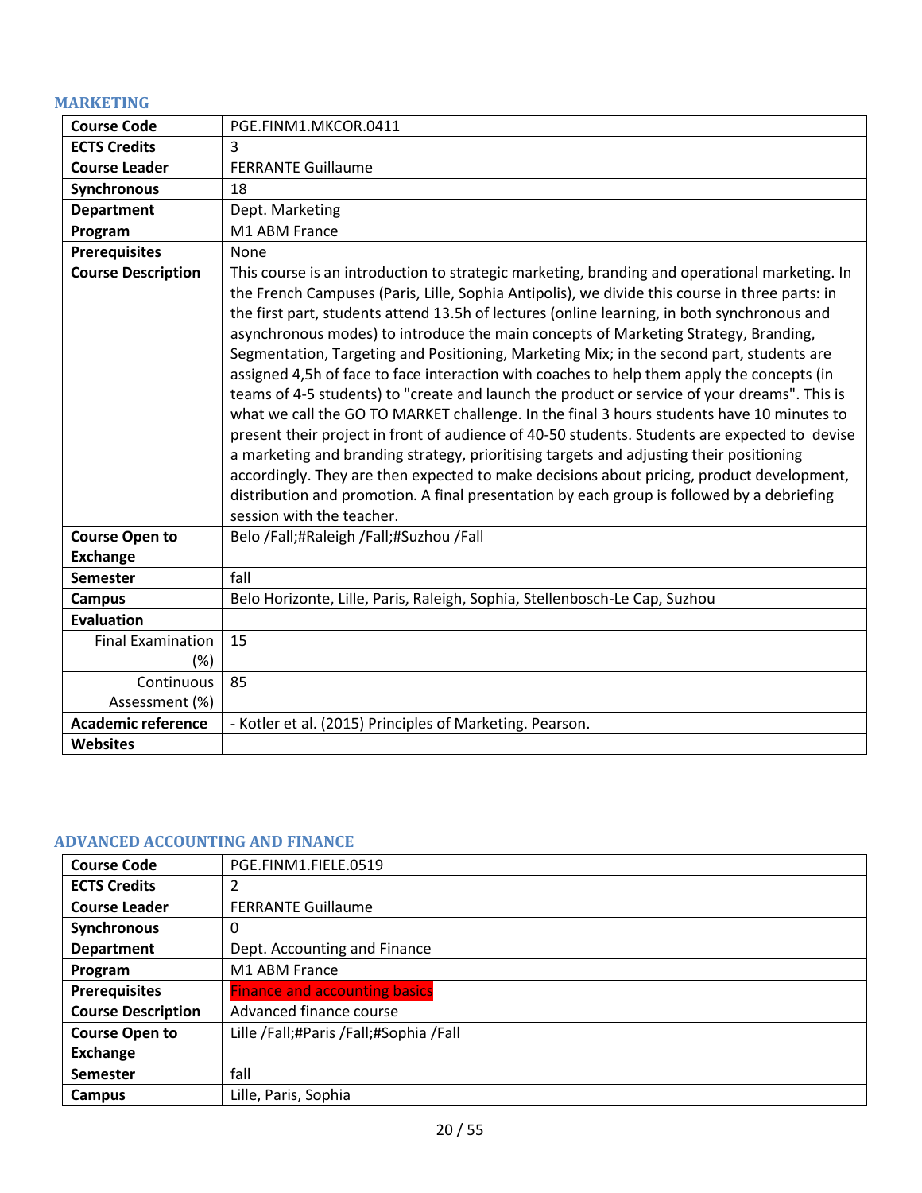## MARKETING

| Course Code | PGE.FINM1.MKCOR.0411 |
|---|---|
| ECTS Credits | 3 |
| Course Leader | FERRANTE Guillaume |
| Synchronous | 18 |
| Department | Dept. Marketing |
| Program | M1 ABM France |
| Prerequisites | None |
| Course Description | This course is an introduction to strategic marketing, branding and operational marketing. In the French Campuses (Paris, Lille, Sophia Antipolis), we divide this course in three parts: in the first part, students attend 13.5h of lectures (online learning, in both synchronous and asynchronous modes) to introduce the main concepts of Marketing Strategy, Branding, Segmentation, Targeting and Positioning, Marketing Mix; in the second part, students are assigned 4,5h of face to face interaction with coaches to help them apply the concepts (in teams of 4-5 students) to "create and launch the product or service of your dreams". This is what we call the GO TO MARKET challenge. In the final 3 hours students have 10 minutes to present their project in front of audience of 40-50 students. Students are expected to devise a marketing and branding strategy, prioritising targets and adjusting their positioning accordingly. They are then expected to make decisions about pricing, product development, distribution and promotion. A final presentation by each group is followed by a debriefing session with the teacher. |
| Course Open to Exchange | Belo /Fall;#Raleigh /Fall;#Suzhou /Fall |
| Semester | fall |
| Campus | Belo Horizonte, Lille, Paris, Raleigh, Sophia, Stellenbosch-Le Cap, Suzhou |
| Evaluation | |
| Final Examination (%) | 15 |
| Continuous Assessment (%) | 85 |
| Academic reference | - Kotler et al. (2015) Principles of Marketing. Pearson. |
| Websites | |

## ADVANCED ACCOUNTING AND FINANCE

| Course Code | PGE.FINM1.FIELE.0519 |
|---|---|
| ECTS Credits | 2 |
| Course Leader | FERRANTE Guillaume |
| Synchronous | 0 |
| Department | Dept. Accounting and Finance |
| Program | M1 ABM France |
| Prerequisites | Finance and accounting basics |
| Course Description | Advanced finance course |
| Course Open to Exchange | Lille /Fall;#Paris /Fall;#Sophia /Fall |
| Semester | fall |
| Campus | Lille, Paris, Sophia |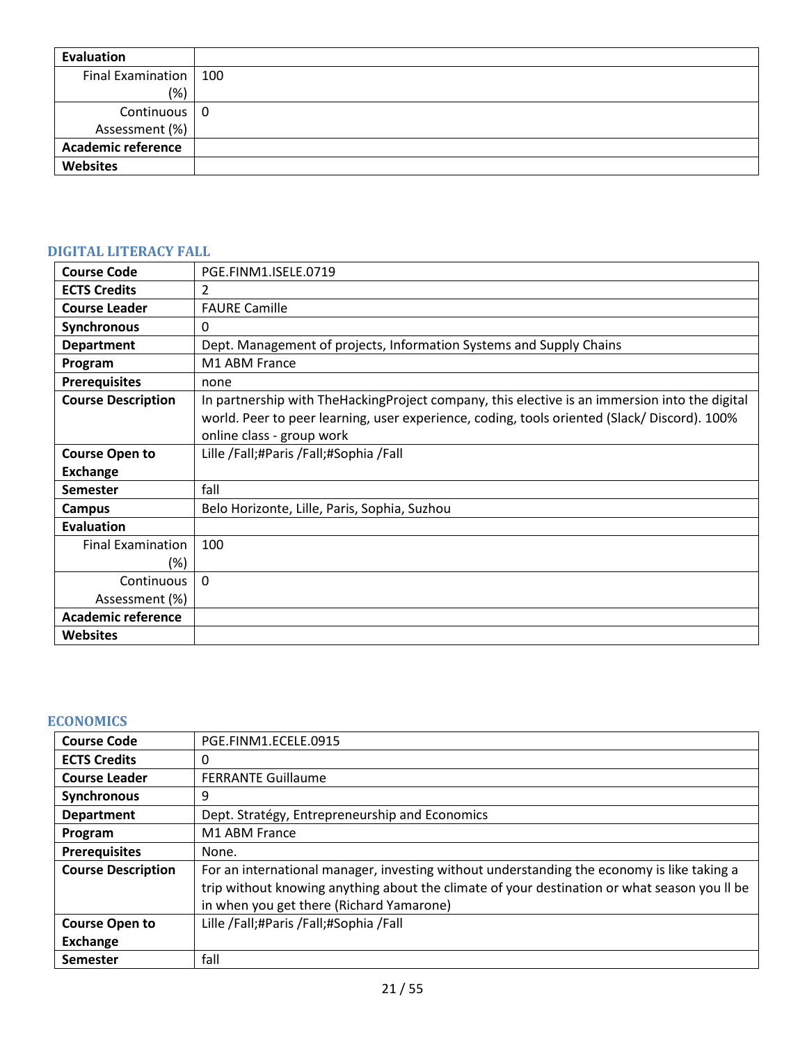| Evaluation | |
|---|---|
| Final Examination (%) | 100 |
| Continuous Assessment (%) | 0 |
| Academic reference | |
| Websites | |

### DIGITAL LITERACY FALL

| Course Code | PGE.FINM1.ISELE.0719 |
|---|---|
| ECTS Credits | 2 |
| Course Leader | FAURE Camille |
| Synchronous | 0 |
| Department | Dept. Management of projects, Information Systems and Supply Chains |
| Program | M1 ABM France |
| Prerequisites | none |
| Course Description | In partnership with TheHackingProject company, this elective is an immersion into the digital world. Peer to peer learning, user experience, coding, tools oriented (Slack/ Discord). 100% online class - group work |
| Course Open to Exchange | Lille /Fall;#Paris /Fall;#Sophia /Fall |
| Semester | fall |
| Campus | Belo Horizonte, Lille, Paris, Sophia, Suzhou |
| Evaluation | |
| Final Examination (%) | 100 |
| Continuous Assessment (%) | 0 |
| Academic reference | |
| Websites | |

### ECONOMICS

| Course Code | PGE.FINM1.ECELE.0915 |
|---|---|
| ECTS Credits | 0 |
| Course Leader | FERRANTE Guillaume |
| Synchronous | 9 |
| Department | Dept. Stratégy, Entrepreneurship and Economics |
| Program | M1 ABM France |
| Prerequisites | None. |
| Course Description | For an international manager, investing without understanding the economy is like taking a trip without knowing anything about the climate of your destination or what season you ll be in when you get there (Richard Yamarone) |
| Course Open to Exchange | Lille /Fall;#Paris /Fall;#Sophia /Fall |
| Semester | fall |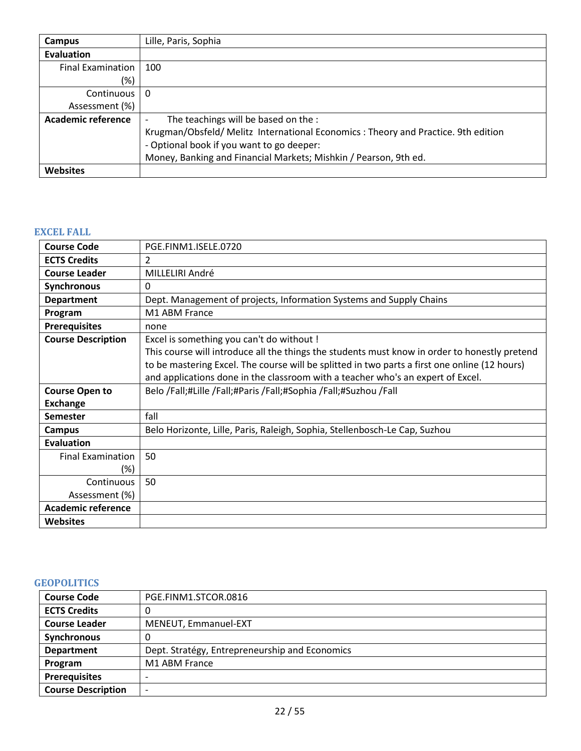| | |
|---|---|
| **Campus** | Lille, Paris, Sophia |
| **Evaluation** | |
| Final Examination (%) | 100 |
| Continuous Assessment (%) | 0 |
| **Academic reference** | - The teachings will be based on the :<br>Krugman/Obsfeld/ Melitz International Economics : Theory and Practice. 9th edition<br>- Optional book if you want to go deeper:<br>Money, Banking and Financial Markets; Mishkin / Pearson, 9th ed. |
| **Websites** | |

### EXCEL FALL

| | |
|---|---|
| **Course Code** | PGE.FINM1.ISELE.0720 |
| **ECTS Credits** | 2 |
| **Course Leader** | MILLELIRI André |
| **Synchronous** | 0 |
| **Department** | Dept. Management of projects, Information Systems and Supply Chains |
| **Program** | M1 ABM France |
| **Prerequisites** | none |
| **Course Description** | Excel is something you can't do without !<br>This course will introduce all the things the students must know in order to honestly pretend to be mastering Excel. The course will be splitted in two parts a first one online (12 hours) and applications done in the classroom with a teacher who's an expert of Excel. |
| **Course Open to Exchange** | Belo /Fall;#Lille /Fall;#Paris /Fall;#Sophia /Fall;#Suzhou /Fall |
| **Semester** | fall |
| **Campus** | Belo Horizonte, Lille, Paris, Raleigh, Sophia, Stellenbosch-Le Cap, Suzhou |
| **Evaluation** | |
| Final Examination (%) | 50 |
| Continuous Assessment (%) | 50 |
| **Academic reference** | |
| **Websites** | |

### GEOPOLITICS

| | |
|---|---|
| **Course Code** | PGE.FINM1.STCOR.0816 |
| **ECTS Credits** | 0 |
| **Course Leader** | MENEUT, Emmanuel-EXT |
| **Synchronous** | 0 |
| **Department** | Dept. Stratégy, Entrepreneurship and Economics |
| **Program** | M1 ABM France |
| **Prerequisites** | - |
| **Course Description** | - |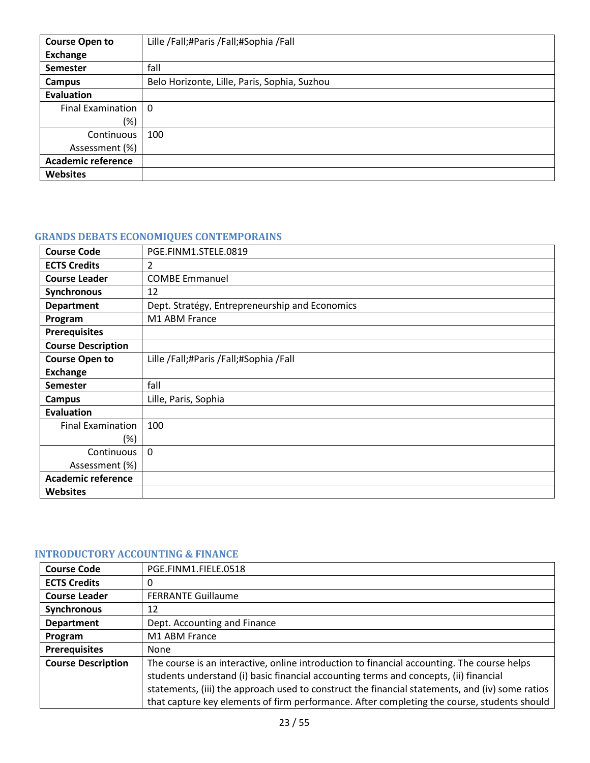| | |
|---|---|
| **Course Open to Exchange** | Lille /Fall;#Paris /Fall;#Sophia /Fall |
| **Semester** | fall |
| **Campus** | Belo Horizonte, Lille, Paris, Sophia, Suzhou |
| **Evaluation** | |
| Final Examination (%) | 0 |
| Continuous Assessment (%) | 100 |
| **Academic reference** | |
| **Websites** | |

### GRANDS DEBATS ECONOMIQUES CONTEMPORAINS

| | |
|---|---|
| **Course Code** | PGE.FINM1.STELE.0819 |
| **ECTS Credits** | 2 |
| **Course Leader** | COMBE Emmanuel |
| **Synchronous** | 12 |
| **Department** | Dept. Stratégy, Entrepreneurship and Economics |
| **Program** | M1 ABM France |
| **Prerequisites** | |
| **Course Description** | |
| **Course Open to Exchange** | Lille /Fall;#Paris /Fall;#Sophia /Fall |
| **Semester** | fall |
| **Campus** | Lille, Paris, Sophia |
| **Evaluation** | |
| Final Examination (%) | 100 |
| Continuous Assessment (%) | 0 |
| **Academic reference** | |
| **Websites** | |

### INTRODUCTORY ACCOUNTING & FINANCE

| | |
|---|---|
| **Course Code** | PGE.FINM1.FIELE.0518 |
| **ECTS Credits** | 0 |
| **Course Leader** | FERRANTE Guillaume |
| **Synchronous** | 12 |
| **Department** | Dept. Accounting and Finance |
| **Program** | M1 ABM France |
| **Prerequisites** | None |
| **Course Description** | The course is an interactive, online introduction to financial accounting. The course helps students understand (i) basic financial accounting terms and concepts, (ii) financial statements, (iii) the approach used to construct the financial statements, and (iv) some ratios that capture key elements of firm performance. After completing the course, students should |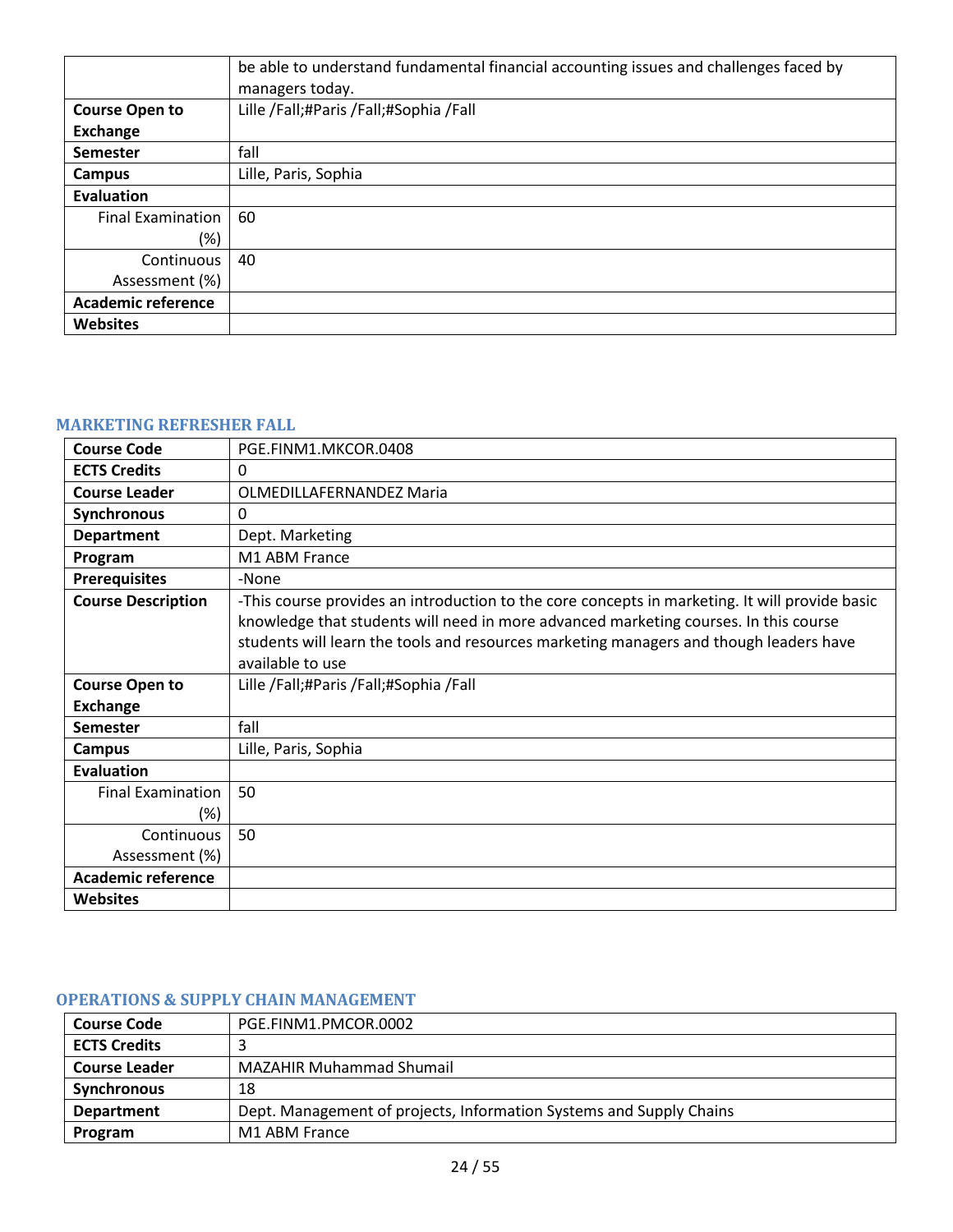| | |
|---|---|
| | be able to understand fundamental financial accounting issues and challenges faced by managers today. |
| **Course Open to Exchange** | Lille /Fall;#Paris /Fall;#Sophia /Fall |
| **Semester** | fall |
| **Campus** | Lille, Paris, Sophia |
| **Evaluation** | |
| Final Examination (%) | 60 |
| Continuous Assessment (%) | 40 |
| **Academic reference** | |
| **Websites** | |

### MARKETING REFRESHER FALL

| | |
|---|---|
| **Course Code** | PGE.FINM1.MKCOR.0408 |
| **ECTS Credits** | 0 |
| **Course Leader** | OLMEDILLAFERNANDEZ Maria |
| **Synchronous** | 0 |
| **Department** | Dept. Marketing |
| **Program** | M1 ABM France |
| **Prerequisites** | -None |
| **Course Description** | -This course provides an introduction to the core concepts in marketing. It will provide basic knowledge that students will need in more advanced marketing courses. In this course students will learn the tools and resources marketing managers and though leaders have available to use |
| **Course Open to Exchange** | Lille /Fall;#Paris /Fall;#Sophia /Fall |
| **Semester** | fall |
| **Campus** | Lille, Paris, Sophia |
| **Evaluation** | |
| Final Examination (%) | 50 |
| Continuous Assessment (%) | 50 |
| **Academic reference** | |
| **Websites** | |

### OPERATIONS & SUPPLY CHAIN MANAGEMENT

| | |
|---|---|
| **Course Code** | PGE.FINM1.PMCOR.0002 |
| **ECTS Credits** | 3 |
| **Course Leader** | MAZAHIR Muhammad Shumail |
| **Synchronous** | 18 |
| **Department** | Dept. Management of projects, Information Systems and Supply Chains |
| **Program** | M1 ABM France |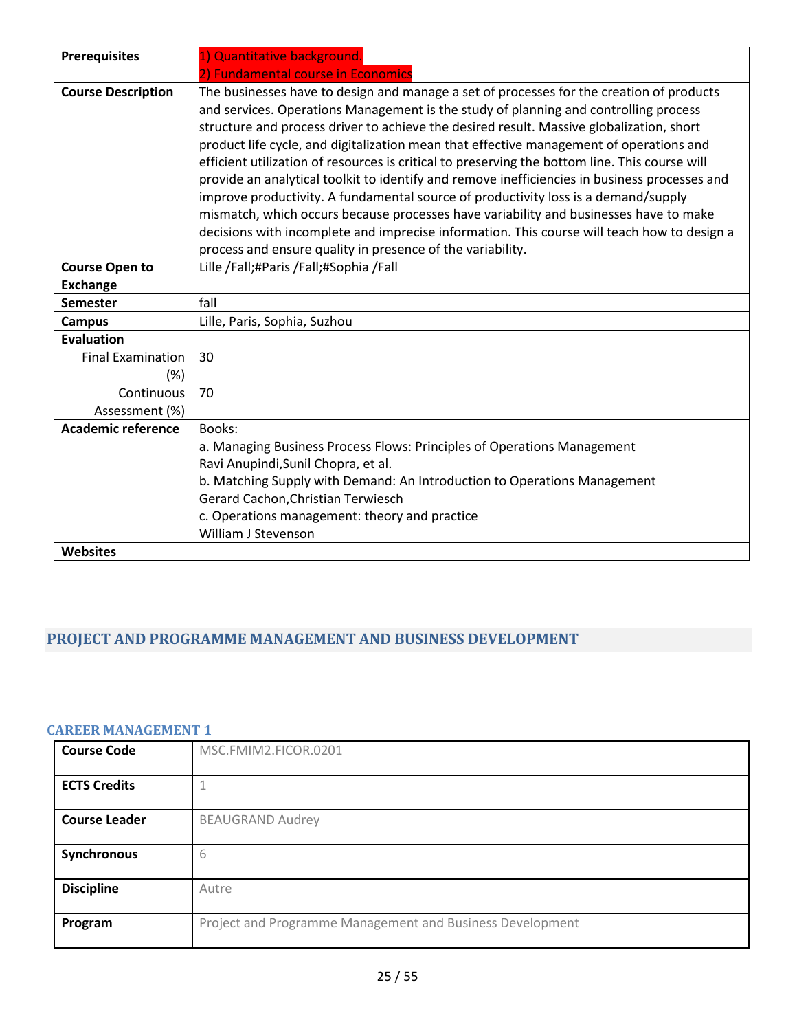| | |
|---|---|
| **Prerequisites** | 1) Quantitative background.<br>2) Fundamental course in Economics |
| **Course Description** | The businesses have to design and manage a set of processes for the creation of products and services. Operations Management is the study of planning and controlling process structure and process driver to achieve the desired result. Massive globalization, short product life cycle, and digitalization mean that effective management of operations and efficient utilization of resources is critical to preserving the bottom line. This course will provide an analytical toolkit to identify and remove inefficiencies in business processes and improve productivity. A fundamental source of productivity loss is a demand/supply mismatch, which occurs because processes have variability and businesses have to make decisions with incomplete and imprecise information. This course will teach how to design a process and ensure quality in presence of the variability. |
| **Course Open to Exchange** | Lille /Fall;#Paris /Fall;#Sophia /Fall |
| **Semester** | fall |
| **Campus** | Lille, Paris, Sophia, Suzhou |
| **Evaluation** | |
| Final Examination (%) | 30 |
| Continuous Assessment (%) | 70 |
| **Academic reference** | Books:<br>a. Managing Business Process Flows: Principles of Operations Management<br>Ravi Anupindi,Sunil Chopra, et al.<br>b. Matching Supply with Demand: An Introduction to Operations Management<br>Gerard Cachon,Christian Terwiesch<br>c. Operations management: theory and practice<br>William J Stevenson |
| **Websites** | |

## PROJECT AND PROGRAMME MANAGEMENT AND BUSINESS DEVELOPMENT

### CAREER MANAGEMENT 1

| | |
|---|---|
| **Course Code** | MSC.FMIM2.FICOR.0201 |
| **ECTS Credits** | 1 |
| **Course Leader** | BEAUGRAND Audrey |
| **Synchronous** | 6 |
| **Discipline** | Autre |
| **Program** | Project and Programme Management and Business Development |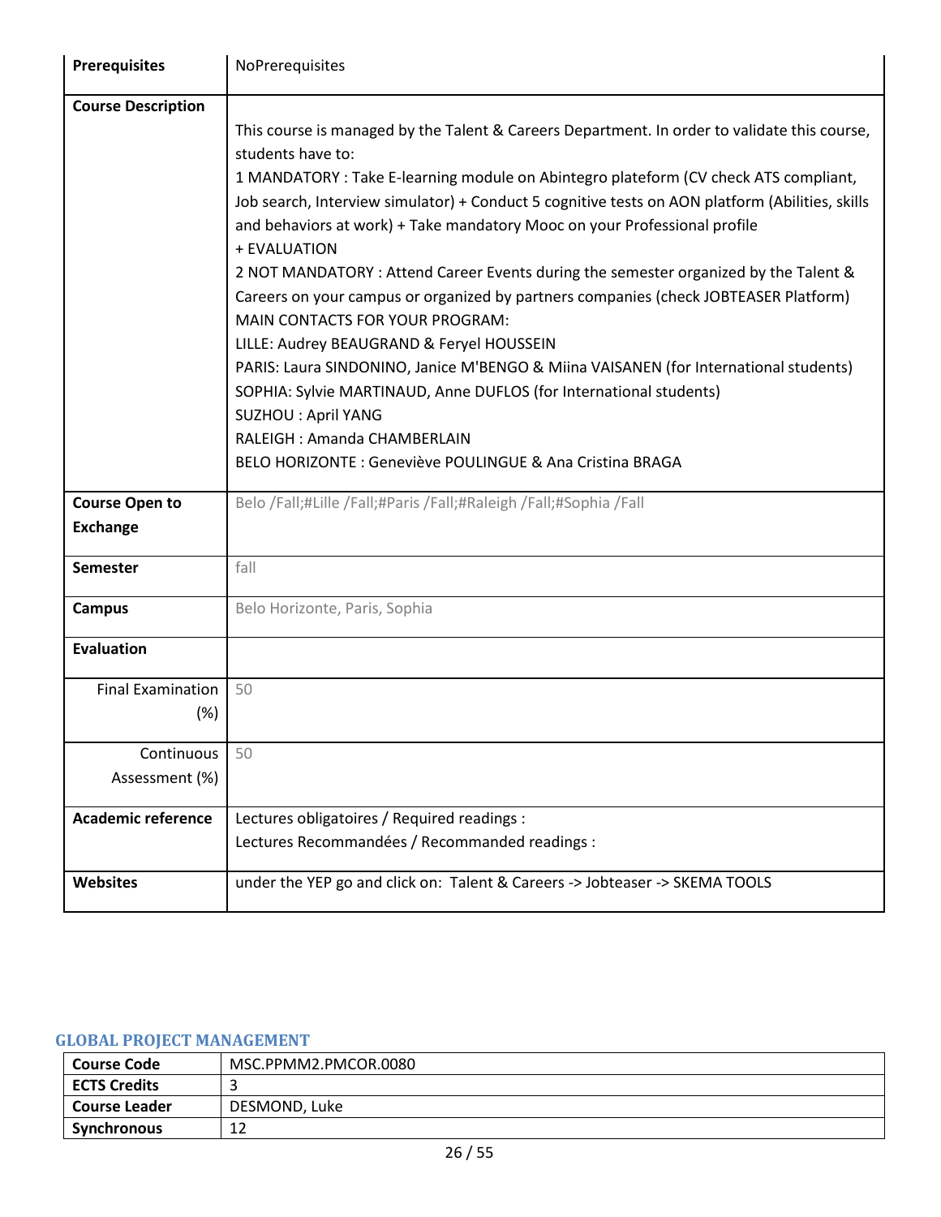| | |
|---|---|
| **Prerequisites** | NoPrerequisites |
| **Course Description** | This course is managed by the Talent & Careers Department. In order to validate this course, students have to:<br>1 MANDATORY : Take E-learning module on Abintegro plateform (CV check ATS compliant, Job search, Interview simulator) + Conduct 5 cognitive tests on AON platform (Abilities, skills and behaviors at work) + Take mandatory Mooc on your Professional profile<br>+ EVALUATION<br>2 NOT MANDATORY : Attend Career Events during the semester organized by the Talent & Careers on your campus or organized by partners companies (check JOBTEASER Platform)<br>MAIN CONTACTS FOR YOUR PROGRAM:<br>LILLE: Audrey BEAUGRAND & Feryel HOUSSEIN<br>PARIS: Laura SINDONINO, Janice M'BENGO & Miina VAISANEN (for International students)<br>SOPHIA: Sylvie MARTINAUD, Anne DUFLOS (for International students)<br>SUZHOU : April YANG<br>RALEIGH : Amanda CHAMBERLAIN<br>BELO HORIZONTE : Geneviève POULINGUE & Ana Cristina BRAGA |
| **Course Open to Exchange** | Belo /Fall;#Lille /Fall;#Paris /Fall;#Raleigh /Fall;#Sophia /Fall |
| **Semester** | fall |
| **Campus** | Belo Horizonte, Paris, Sophia |
| **Evaluation** | |
| Final Examination (%) | 50 |
| Continuous Assessment (%) | 50 |
| **Academic reference** | Lectures obligatoires / Required readings :<br>Lectures Recommandées / Recommanded readings : |
| **Websites** | under the YEP go and click on: Talent & Careers -> Jobteaser -> SKEMA TOOLS |

### GLOBAL PROJECT MANAGEMENT

| | |
|---|---|
| **Course Code** | MSC.PPMM2.PMCOR.0080 |
| **ECTS Credits** | 3 |
| **Course Leader** | DESMOND, Luke |
| **Synchronous** | 12 |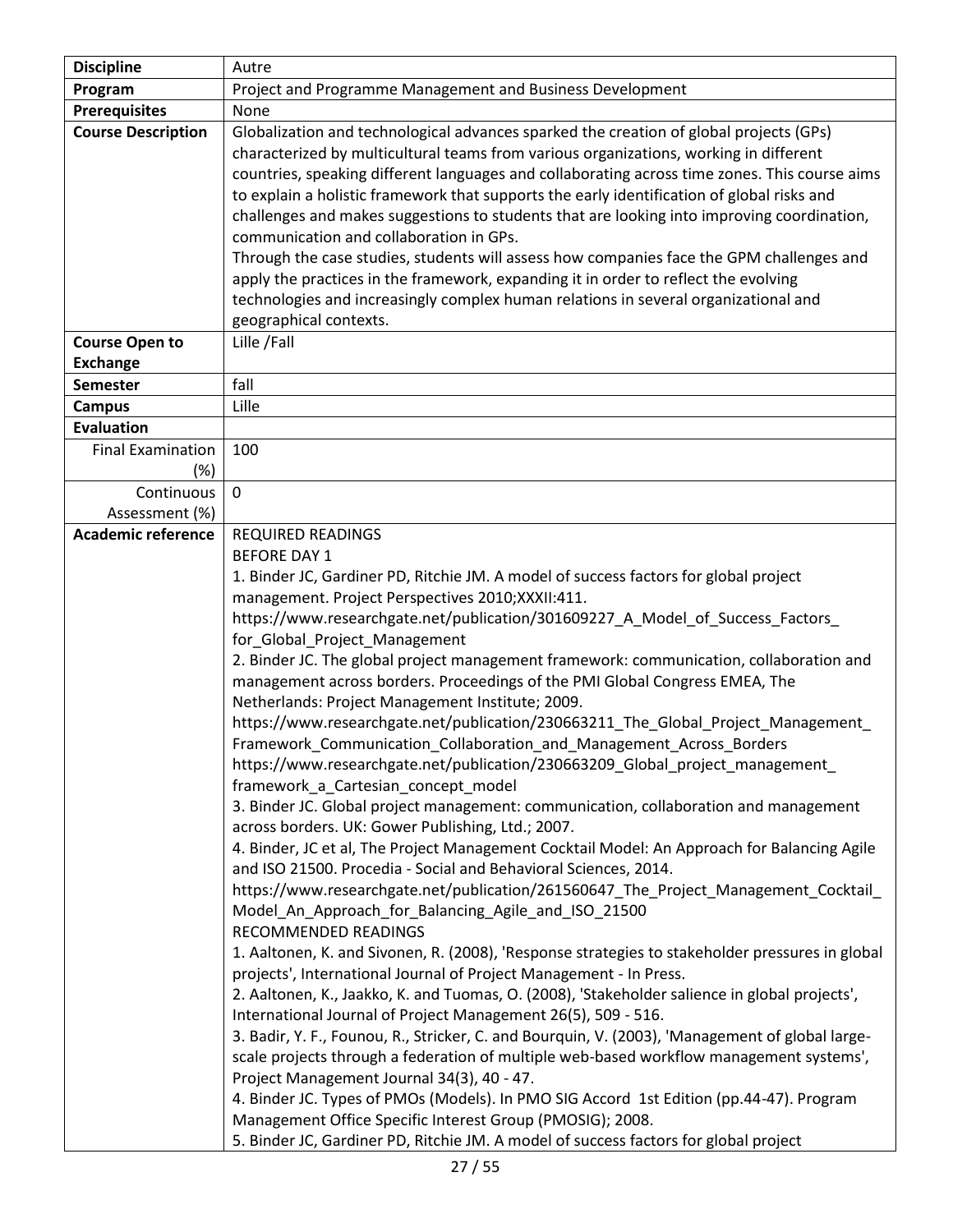| | |
|---|---|
| **Discipline** | Autre |
| **Program** | Project and Programme Management and Business Development |
| **Prerequisites** | None |
| **Course Description** | Globalization and technological advances sparked the creation of global projects (GPs) characterized by multicultural teams from various organizations, working in different countries, speaking different languages and collaborating across time zones. This course aims to explain a holistic framework that supports the early identification of global risks and challenges and makes suggestions to students that are looking into improving coordination, communication and collaboration in GPs.<br>Through the case studies, students will assess how companies face the GPM challenges and apply the practices in the framework, expanding it in order to reflect the evolving technologies and increasingly complex human relations in several organizational and geographical contexts. |
| **Course Open to Exchange** | Lille /Fall |
| **Semester** | fall |
| **Campus** | Lille |
| **Evaluation** | |
| Final Examination (%) | 100 |
| Continuous Assessment (%) | 0 |
| **Academic reference** | REQUIRED READINGS<br>BEFORE DAY 1<br>1. Binder JC, Gardiner PD, Ritchie JM. A model of success factors for global project management. Project Perspectives 2010;XXXII:411.<br>https://www.researchgate.net/publication/301609227_A_Model_of_Success_Factors_for_Global_Project_Management<br>2. Binder JC. The global project management framework: communication, collaboration and management across borders. Proceedings of the PMI Global Congress EMEA, The Netherlands: Project Management Institute; 2009.<br>https://www.researchgate.net/publication/230663211_The_Global_Project_Management_Framework_Communication_Collaboration_and_Management_Across_Borders<br>https://www.researchgate.net/publication/230663209_Global_project_management_framework_a_Cartesian_concept_model<br>3. Binder JC. Global project management: communication, collaboration and management across borders. UK: Gower Publishing, Ltd.; 2007.<br>4. Binder, JC et al, The Project Management Cocktail Model: An Approach for Balancing Agile and ISO 21500. Procedia - Social and Behavioral Sciences, 2014.<br>https://www.researchgate.net/publication/261560647_The_Project_Management_Cocktail_Model_An_Approach_for_Balancing_Agile_and_ISO_21500<br>RECOMMENDED READINGS<br>1. Aaltonen, K. and Sivonen, R. (2008), 'Response strategies to stakeholder pressures in global projects', International Journal of Project Management - In Press.<br>2. Aaltonen, K., Jaakko, K. and Tuomas, O. (2008), 'Stakeholder salience in global projects', International Journal of Project Management 26(5), 509 - 516.<br>3. Badir, Y. F., Founou, R., Stricker, C. and Bourquin, V. (2003), 'Management of global large-scale projects through a federation of multiple web-based workflow management systems', Project Management Journal 34(3), 40 - 47.<br>4. Binder JC. Types of PMOs (Models). In PMO SIG Accord 1st Edition (pp.44-47). Program Management Office Specific Interest Group (PMOSIG); 2008.<br>5. Binder JC, Gardiner PD, Ritchie JM. A model of success factors for global project |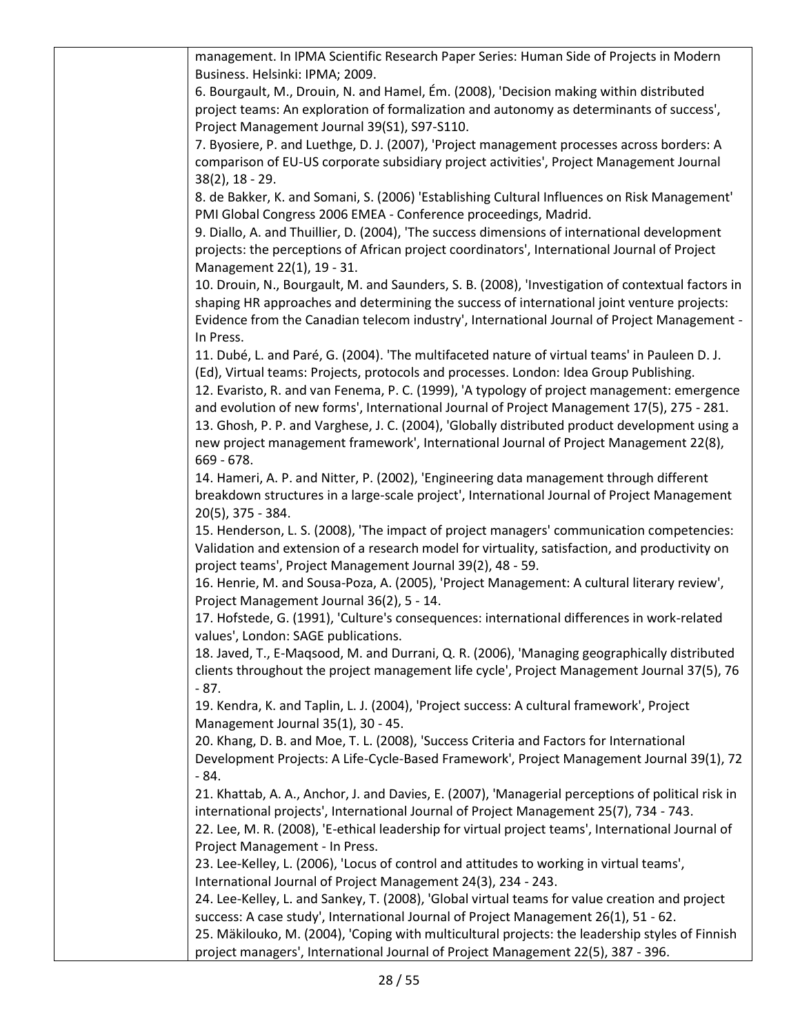management. In IPMA Scientific Research Paper Series: Human Side of Projects in Modern Business. Helsinki: IPMA; 2009.

6. Bourgault, M., Drouin, N. and Hamel, Ém. (2008), 'Decision making within distributed project teams: An exploration of formalization and autonomy as determinants of success', Project Management Journal 39(S1), S97-S110.

7. Byosiere, P. and Luethge, D. J. (2007), 'Project management processes across borders: A comparison of EU-US corporate subsidiary project activities', Project Management Journal 38(2), 18 - 29.

8. de Bakker, K. and Somani, S. (2006) 'Establishing Cultural Influences on Risk Management' PMI Global Congress 2006 EMEA - Conference proceedings, Madrid.

9. Diallo, A. and Thuillier, D. (2004), 'The success dimensions of international development projects: the perceptions of African project coordinators', International Journal of Project Management 22(1), 19 - 31.

10. Drouin, N., Bourgault, M. and Saunders, S. B. (2008), 'Investigation of contextual factors in shaping HR approaches and determining the success of international joint venture projects: Evidence from the Canadian telecom industry', International Journal of Project Management - In Press.

11. Dubé, L. and Paré, G. (2004). 'The multifaceted nature of virtual teams' in Pauleen D. J. (Ed), Virtual teams: Projects, protocols and processes. London: Idea Group Publishing.

12. Evaristo, R. and van Fenema, P. C. (1999), 'A typology of project management: emergence and evolution of new forms', International Journal of Project Management 17(5), 275 - 281.

13. Ghosh, P. P. and Varghese, J. C. (2004), 'Globally distributed product development using a new project management framework', International Journal of Project Management 22(8), 669 - 678.

14. Hameri, A. P. and Nitter, P. (2002), 'Engineering data management through different breakdown structures in a large-scale project', International Journal of Project Management 20(5), 375 - 384.

15. Henderson, L. S. (2008), 'The impact of project managers' communication competencies: Validation and extension of a research model for virtuality, satisfaction, and productivity on project teams', Project Management Journal 39(2), 48 - 59.

16. Henrie, M. and Sousa-Poza, A. (2005), 'Project Management: A cultural literary review', Project Management Journal 36(2), 5 - 14.

17. Hofstede, G. (1991), 'Culture's consequences: international differences in work-related values', London: SAGE publications.

18. Javed, T., E-Maqsood, M. and Durrani, Q. R. (2006), 'Managing geographically distributed clients throughout the project management life cycle', Project Management Journal 37(5), 76 - 87.

19. Kendra, K. and Taplin, L. J. (2004), 'Project success: A cultural framework', Project Management Journal 35(1), 30 - 45.

20. Khang, D. B. and Moe, T. L. (2008), 'Success Criteria and Factors for International Development Projects: A Life-Cycle-Based Framework', Project Management Journal 39(1), 72 - 84.

21. Khattab, A. A., Anchor, J. and Davies, E. (2007), 'Managerial perceptions of political risk in international projects', International Journal of Project Management 25(7), 734 - 743.

22. Lee, M. R. (2008), 'E-ethical leadership for virtual project teams', International Journal of Project Management - In Press.

23. Lee-Kelley, L. (2006), 'Locus of control and attitudes to working in virtual teams', International Journal of Project Management 24(3), 234 - 243.

24. Lee-Kelley, L. and Sankey, T. (2008), 'Global virtual teams for value creation and project success: A case study', International Journal of Project Management 26(1), 51 - 62.

25. Mäkilouko, M. (2004), 'Coping with multicultural projects: the leadership styles of Finnish project managers', International Journal of Project Management 22(5), 387 - 396.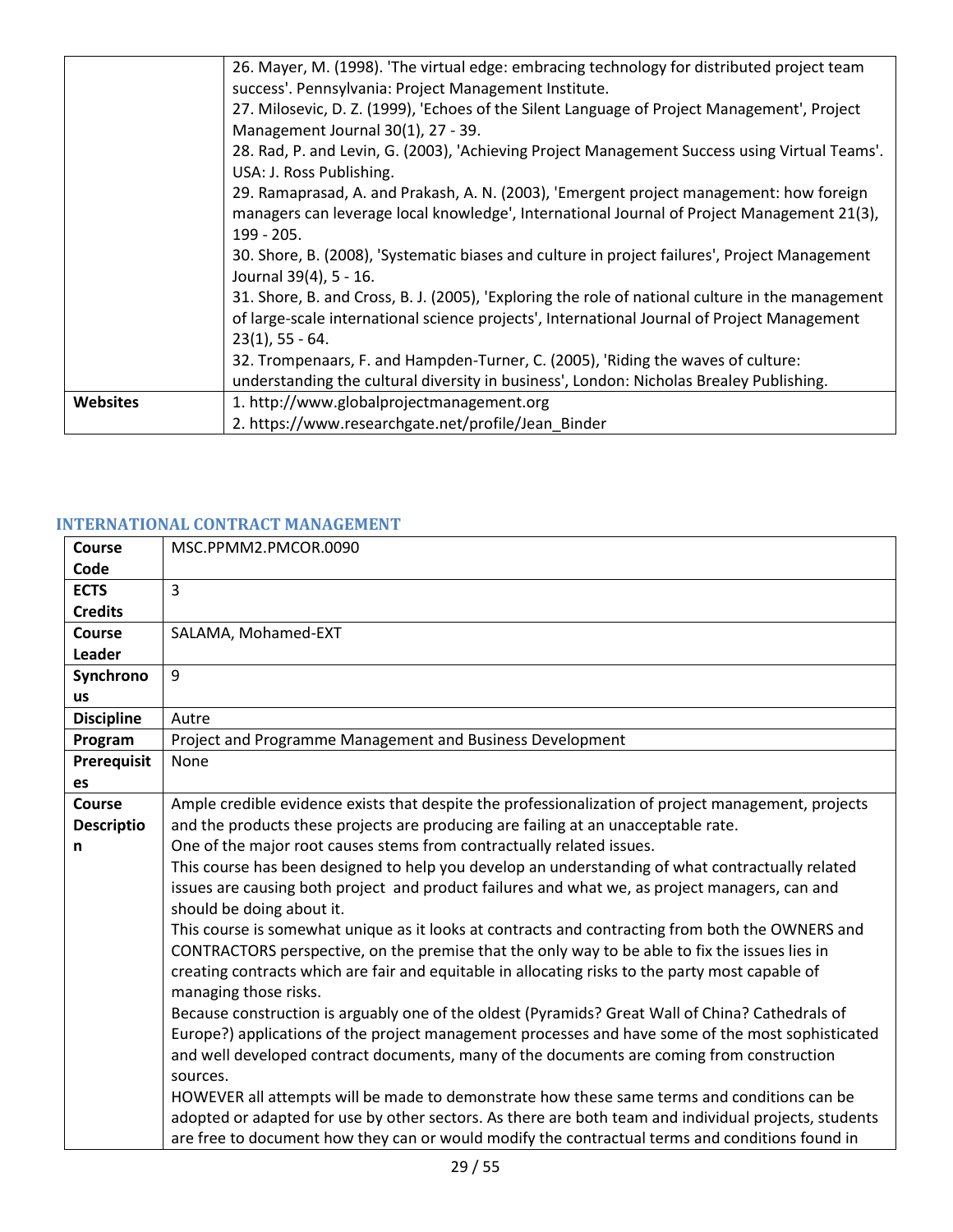| | |
|---|---|
| | 26. Mayer, M. (1998). 'The virtual edge: embracing technology for distributed project team success'. Pennsylvania: Project Management Institute.<br>27. Milosevic, D. Z. (1999), 'Echoes of the Silent Language of Project Management', Project Management Journal 30(1), 27 - 39.<br>28. Rad, P. and Levin, G. (2003), 'Achieving Project Management Success using Virtual Teams'. USA: J. Ross Publishing.<br>29. Ramaprasad, A. and Prakash, A. N. (2003), 'Emergent project management: how foreign managers can leverage local knowledge', International Journal of Project Management 21(3), 199 - 205.<br>30. Shore, B. (2008), 'Systematic biases and culture in project failures', Project Management Journal 39(4), 5 - 16.<br>31. Shore, B. and Cross, B. J. (2005), 'Exploring the role of national culture in the management of large-scale international science projects', International Journal of Project Management 23(1), 55 - 64.<br>32. Trompenaars, F. and Hampden-Turner, C. (2005), 'Riding the waves of culture: understanding the cultural diversity in business', London: Nicholas Brealey Publishing. |
| **Websites** | 1. http://www.globalprojectmanagement.org<br>2. https://www.researchgate.net/profile/Jean_Binder |

### INTERNATIONAL CONTRACT MANAGEMENT

| | |
|---|---|
| **Course Code** | MSC.PPMM2.PMCOR.0090 |
| **ECTS Credits** | 3 |
| **Course Leader** | SALAMA, Mohamed-EXT |
| **Synchronous** | 9 |
| **Discipline** | Autre |
| **Program** | Project and Programme Management and Business Development |
| **Prerequisites** | None |
| **Course Description** | Ample credible evidence exists that despite the professionalization of project management, projects and the products these projects are producing are failing at an unacceptable rate.<br>One of the major root causes stems from contractually related issues.<br>This course has been designed to help you develop an understanding of what contractually related issues are causing both project and product failures and what we, as project managers, can and should be doing about it.<br>This course is somewhat unique as it looks at contracts and contracting from both the OWNERS and CONTRACTORS perspective, on the premise that the only way to be able to fix the issues lies in creating contracts which are fair and equitable in allocating risks to the party most capable of managing those risks.<br>Because construction is arguably one of the oldest (Pyramids? Great Wall of China? Cathedrals of Europe?) applications of the project management processes and have some of the most sophisticated and well developed contract documents, many of the documents are coming from construction sources.<br>HOWEVER all attempts will be made to demonstrate how these same terms and conditions can be adopted or adapted for use by other sectors. As there are both team and individual projects, students are free to document how they can or would modify the contractual terms and conditions found in |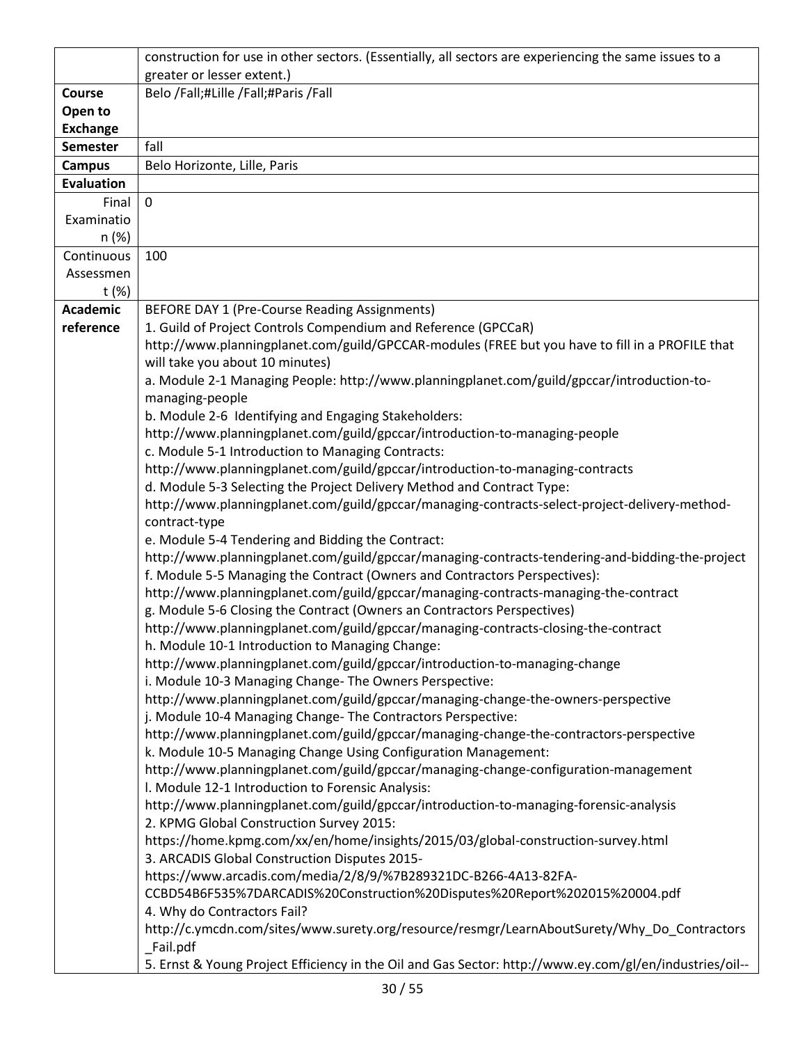| | |
|---|---|
| | construction for use in other sectors. (Essentially, all sectors are experiencing the same issues to a greater or lesser extent.) |
| **Course Open to Exchange** | Belo /Fall;#Lille /Fall;#Paris /Fall |
| **Semester** | fall |
| **Campus** | Belo Horizonte, Lille, Paris |
| **Evaluation** | |
| Final Examination (%) | 0 |
| Continuous Assessment (%) | 100 |
| **Academic reference** | BEFORE DAY 1 (Pre-Course Reading Assignments)<br>1. Guild of Project Controls Compendium and Reference (GPCCaR)<br>http://www.planningplanet.com/guild/GPCCAR-modules (FREE but you have to fill in a PROFILE that will take you about 10 minutes)<br>a. Module 2-1 Managing People: http://www.planningplanet.com/guild/gpccar/introduction-to-managing-people<br>b. Module 2-6 Identifying and Engaging Stakeholders:<br>http://www.planningplanet.com/guild/gpccar/introduction-to-managing-people<br>c. Module 5-1 Introduction to Managing Contracts:<br>http://www.planningplanet.com/guild/gpccar/introduction-to-managing-contracts<br>d. Module 5-3 Selecting the Project Delivery Method and Contract Type:<br>http://www.planningplanet.com/guild/gpccar/managing-contracts-select-project-delivery-method-contract-type<br>e. Module 5-4 Tendering and Bidding the Contract:<br>http://www.planningplanet.com/guild/gpccar/managing-contracts-tendering-and-bidding-the-project<br>f. Module 5-5 Managing the Contract (Owners and Contractors Perspectives):<br>http://www.planningplanet.com/guild/gpccar/managing-contracts-managing-the-contract<br>g. Module 5-6 Closing the Contract (Owners an Contractors Perspectives)<br>http://www.planningplanet.com/guild/gpccar/managing-contracts-closing-the-contract<br>h. Module 10-1 Introduction to Managing Change:<br>http://www.planningplanet.com/guild/gpccar/introduction-to-managing-change<br>i. Module 10-3 Managing Change- The Owners Perspective:<br>http://www.planningplanet.com/guild/gpccar/managing-change-the-owners-perspective<br>j. Module 10-4 Managing Change- The Contractors Perspective:<br>http://www.planningplanet.com/guild/gpccar/managing-change-the-contractors-perspective<br>k. Module 10-5 Managing Change Using Configuration Management:<br>http://www.planningplanet.com/guild/gpccar/managing-change-configuration-management<br>l. Module 12-1 Introduction to Forensic Analysis:<br>http://www.planningplanet.com/guild/gpccar/introduction-to-managing-forensic-analysis<br>2. KPMG Global Construction Survey 2015:<br>https://home.kpmg.com/xx/en/home/insights/2015/03/global-construction-survey.html<br>3. ARCADIS Global Construction Disputes 2015-<br>https://www.arcadis.com/media/2/8/9/%7B289321DC-B266-4A13-82FA-CCBD54B6F535%7DARCADIS%20Construction%20Disputes%20Report%202015%20004.pdf<br>4. Why do Contractors Fail?<br>http://c.ymcdn.com/sites/www.surety.org/resource/resmgr/LearnAboutSurety/Why_Do_Contractors_Fail.pdf<br>5. Ernst & Young Project Efficiency in the Oil and Gas Sector: http://www.ey.com/gl/en/industries/oil-- |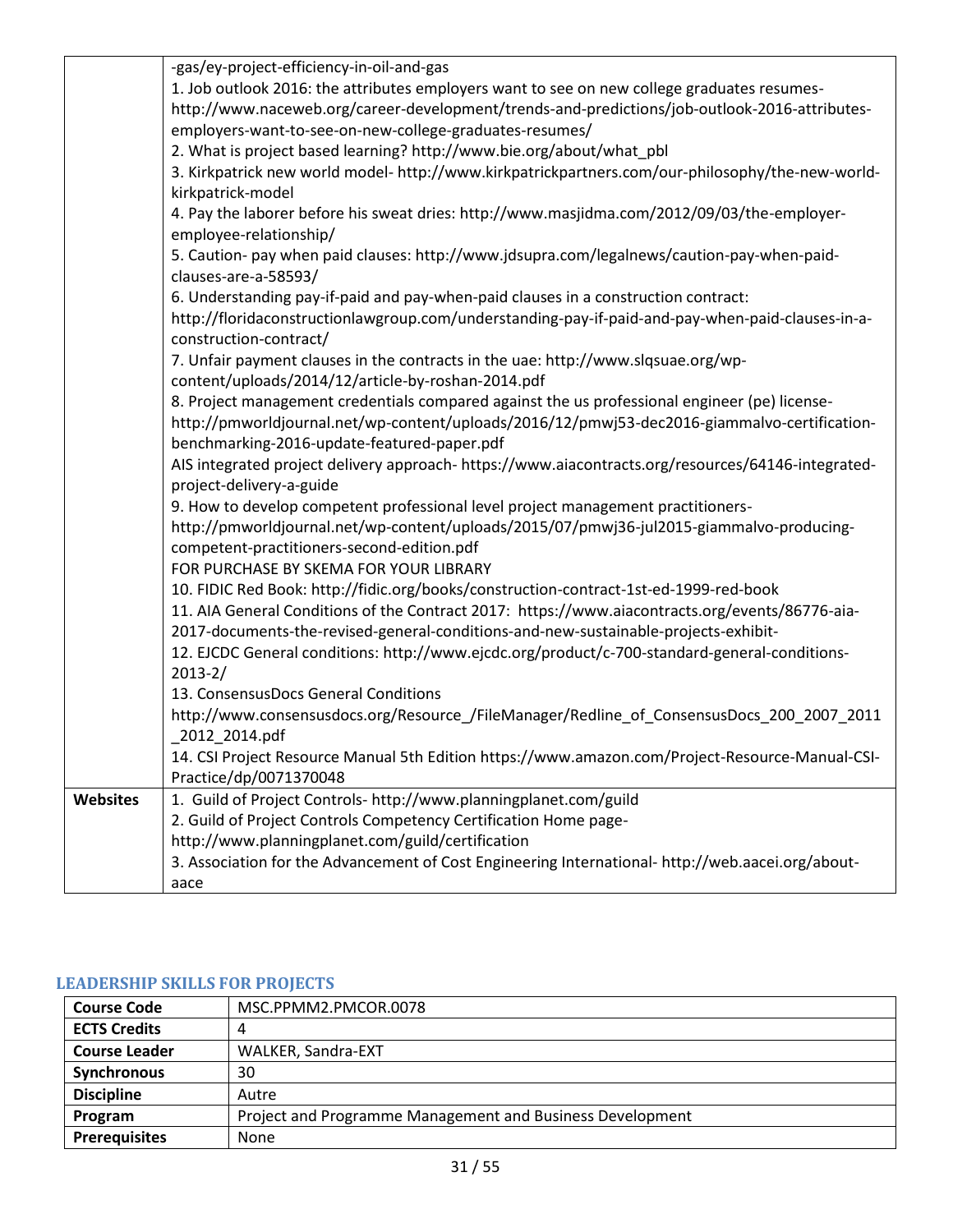| | |
|---|---|
| | -gas/ey-project-efficiency-in-oil-and-gas<br>1. Job outlook 2016: the attributes employers want to see on new college graduates resumes- http://www.naceweb.org/career-development/trends-and-predictions/job-outlook-2016-attributes-employers-want-to-see-on-new-college-graduates-resumes/<br>2. What is project based learning? http://www.bie.org/about/what_pbl<br>3. Kirkpatrick new world model- http://www.kirkpatrickpartners.com/our-philosophy/the-new-world-kirkpatrick-model<br>4. Pay the laborer before his sweat dries: http://www.masjidma.com/2012/09/03/the-employer-employee-relationship/<br>5. Caution- pay when paid clauses: http://www.jdsupra.com/legalnews/caution-pay-when-paid-clauses-are-a-58593/<br>6. Understanding pay-if-paid and pay-when-paid clauses in a construction contract: http://floridaconstructionlawgroup.com/understanding-pay-if-paid-and-pay-when-paid-clauses-in-a-construction-contract/<br>7. Unfair payment clauses in the contracts in the uae: http://www.slqsuae.org/wp-content/uploads/2014/12/article-by-roshan-2014.pdf<br>8. Project management credentials compared against the us professional engineer (pe) license- http://pmworldjournal.net/wp-content/uploads/2016/12/pmwj53-dec2016-giammalvo-certification-benchmarking-2016-update-featured-paper.pdf<br>AIS integrated project delivery approach- https://www.aiacontracts.org/resources/64146-integrated-project-delivery-a-guide<br>9. How to develop competent professional level project management practitioners- http://pmworldjournal.net/wp-content/uploads/2015/07/pmwj36-jul2015-giammalvo-producing-competent-practitioners-second-edition.pdf<br>FOR PURCHASE BY SKEMA FOR YOUR LIBRARY<br>10. FIDIC Red Book: http://fidic.org/books/construction-contract-1st-ed-1999-red-book<br>11. AIA General Conditions of the Contract 2017: https://www.aiacontracts.org/events/86776-aia-2017-documents-the-revised-general-conditions-and-new-sustainable-projects-exhibit-<br>12. EJCDC General conditions: http://www.ejcdc.org/product/c-700-standard-general-conditions-2013-2/<br>13. ConsensusDocs General Conditions http://www.consensusdocs.org/Resource_/FileManager/Redline_of_ConsensusDocs_200_2007_2011_2012_2014.pdf<br>14. CSI Project Resource Manual 5th Edition https://www.amazon.com/Project-Resource-Manual-CSI-Practice/dp/0071370048 |
| **Websites** | 1. Guild of Project Controls- http://www.planningplanet.com/guild<br>2. Guild of Project Controls Competency Certification Home page- http://www.planningplanet.com/guild/certification<br>3. Association for the Advancement of Cost Engineering International- http://web.aacei.org/about-aace |

## LEADERSHIP SKILLS FOR PROJECTS

| | |
|---|---|
| **Course Code** | MSC.PPMM2.PMCOR.0078 |
| **ECTS Credits** | 4 |
| **Course Leader** | WALKER, Sandra-EXT |
| **Synchronous** | 30 |
| **Discipline** | Autre |
| **Program** | Project and Programme Management and Business Development |
| **Prerequisites** | None |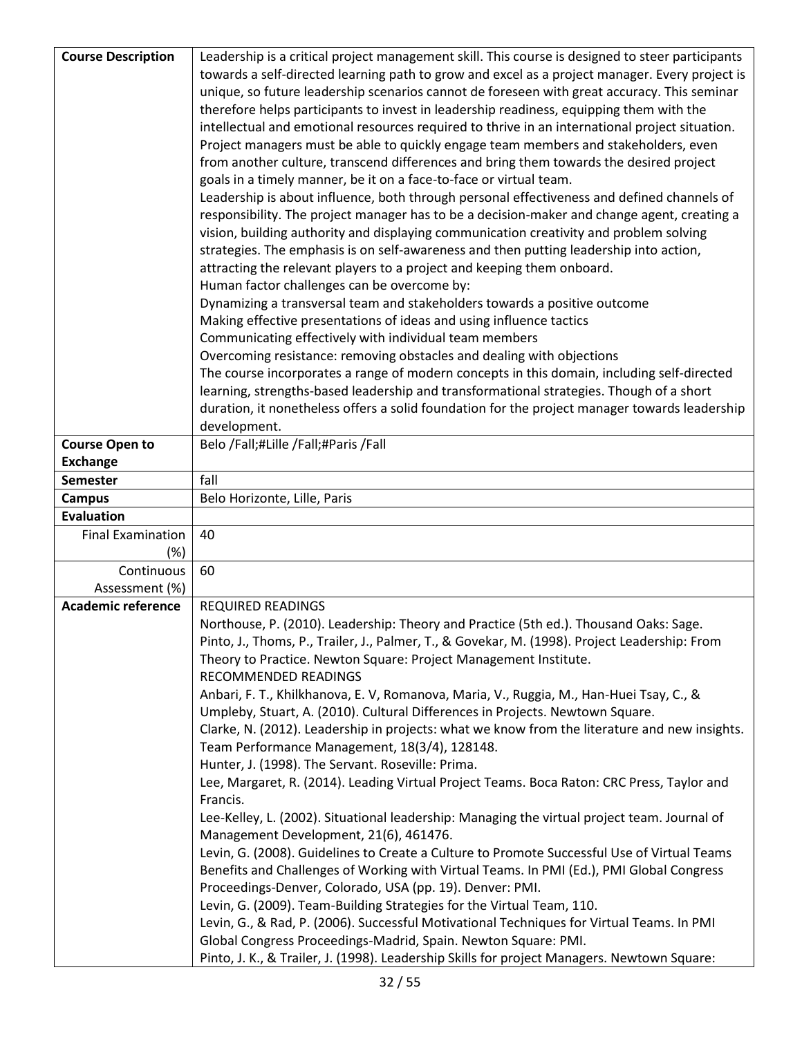| | |
|---|---|
| **Course Description** | Leadership is a critical project management skill. This course is designed to steer participants towards a self-directed learning path to grow and excel as a project manager. Every project is unique, so future leadership scenarios cannot de foreseen with great accuracy. This seminar therefore helps participants to invest in leadership readiness, equipping them with the intellectual and emotional resources required to thrive in an international project situation. Project managers must be able to quickly engage team members and stakeholders, even from another culture, transcend differences and bring them towards the desired project goals in a timely manner, be it on a face-to-face or virtual team.<br>Leadership is about influence, both through personal effectiveness and defined channels of responsibility. The project manager has to be a decision-maker and change agent, creating a vision, building authority and displaying communication creativity and problem solving strategies. The emphasis is on self-awareness and then putting leadership into action, attracting the relevant players to a project and keeping them onboard.<br>Human factor challenges can be overcome by:<br>Dynamizing a transversal team and stakeholders towards a positive outcome<br>Making effective presentations of ideas and using influence tactics<br>Communicating effectively with individual team members<br>Overcoming resistance: removing obstacles and dealing with objections<br>The course incorporates a range of modern concepts in this domain, including self-directed learning, strengths-based leadership and transformational strategies. Though of a short duration, it nonetheless offers a solid foundation for the project manager towards leadership development. |
| **Course Open to Exchange** | Belo /Fall;#Lille /Fall;#Paris /Fall |
| **Semester** | fall |
| **Campus** | Belo Horizonte, Lille, Paris |
| **Evaluation** | |
| Final Examination (%) | 40 |
| Continuous Assessment (%) | 60 |
| **Academic reference** | REQUIRED READINGS<br>Northouse, P. (2010). Leadership: Theory and Practice (5th ed.). Thousand Oaks: Sage.<br>Pinto, J., Thoms, P., Trailer, J., Palmer, T., & Govekar, M. (1998). Project Leadership: From Theory to Practice. Newton Square: Project Management Institute.<br>RECOMMENDED READINGS<br>Anbari, F. T., Khilkhanova, E. V, Romanova, Maria, V., Ruggia, M., Han-Huei Tsay, C., & Umpleby, Stuart, A. (2010). Cultural Differences in Projects. Newtown Square.<br>Clarke, N. (2012). Leadership in projects: what we know from the literature and new insights. Team Performance Management, 18(3/4), 128148.<br>Hunter, J. (1998). The Servant. Roseville: Prima.<br>Lee, Margaret, R. (2014). Leading Virtual Project Teams. Boca Raton: CRC Press, Taylor and Francis.<br>Lee-Kelley, L. (2002). Situational leadership: Managing the virtual project team. Journal of Management Development, 21(6), 461476.<br>Levin, G. (2008). Guidelines to Create a Culture to Promote Successful Use of Virtual Teams Benefits and Challenges of Working with Virtual Teams. In PMI (Ed.), PMI Global Congress Proceedings-Denver, Colorado, USA (pp. 19). Denver: PMI.<br>Levin, G. (2009). Team-Building Strategies for the Virtual Team, 110.<br>Levin, G., & Rad, P. (2006). Successful Motivational Techniques for Virtual Teams. In PMI Global Congress Proceedings-Madrid, Spain. Newton Square: PMI.<br>Pinto, J. K., & Trailer, J. (1998). Leadership Skills for project Managers. Newtown Square: |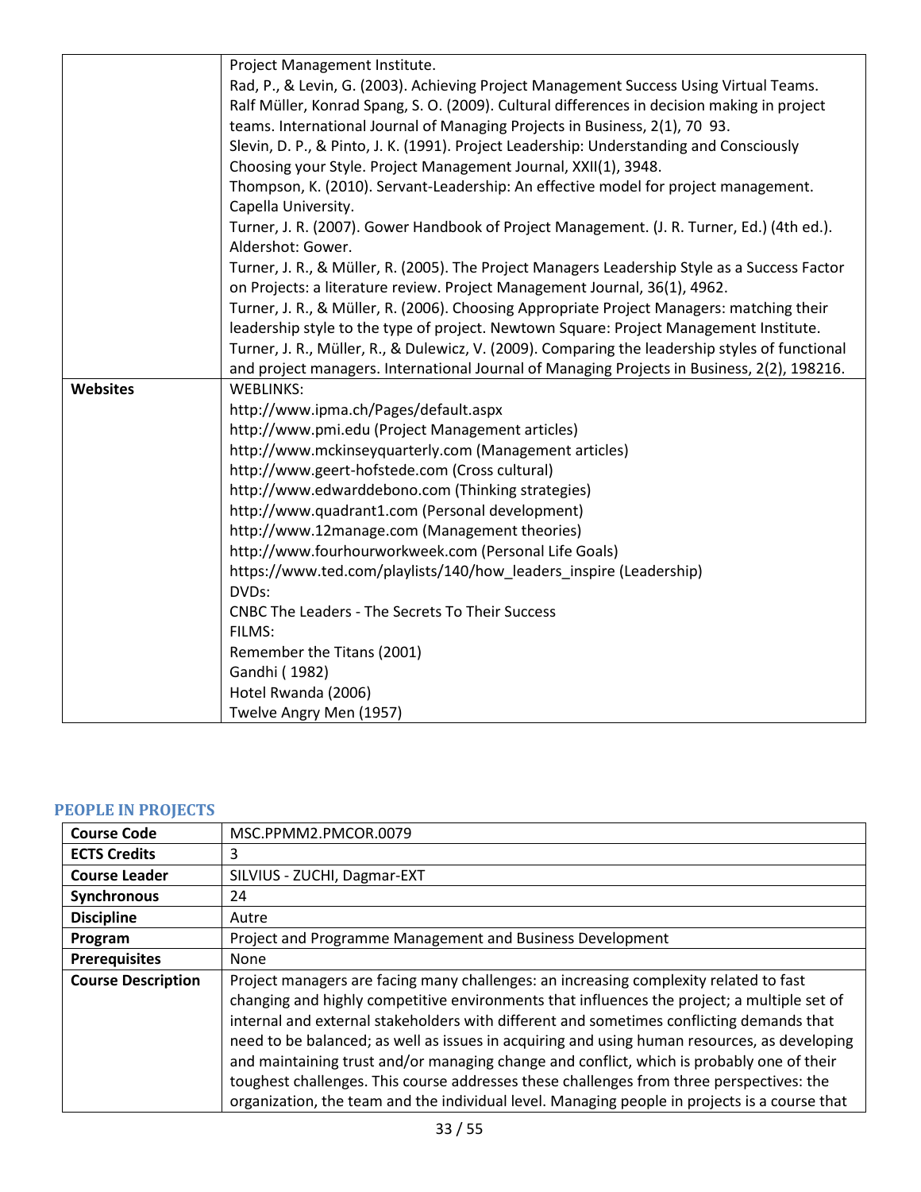| | |
|---|---|
| | Project Management Institute.<br>Rad, P., & Levin, G. (2003). Achieving Project Management Success Using Virtual Teams.<br>Ralf Müller, Konrad Spang, S. O. (2009). Cultural differences in decision making in project teams. International Journal of Managing Projects in Business, 2(1), 70 93.<br>Slevin, D. P., & Pinto, J. K. (1991). Project Leadership: Understanding and Consciously Choosing your Style. Project Management Journal, XXII(1), 3948.<br>Thompson, K. (2010). Servant-Leadership: An effective model for project management. Capella University.<br>Turner, J. R. (2007). Gower Handbook of Project Management. (J. R. Turner, Ed.) (4th ed.). Aldershot: Gower.<br>Turner, J. R., & Müller, R. (2005). The Project Managers Leadership Style as a Success Factor on Projects: a literature review. Project Management Journal, 36(1), 4962.<br>Turner, J. R., & Müller, R. (2006). Choosing Appropriate Project Managers: matching their leadership style to the type of project. Newtown Square: Project Management Institute.<br>Turner, J. R., Müller, R., & Dulewicz, V. (2009). Comparing the leadership styles of functional and project managers. International Journal of Managing Projects in Business, 2(2), 198216. |
| **Websites** | WEBLINKS:<br>http://www.ipma.ch/Pages/default.aspx<br>http://www.pmi.edu (Project Management articles)<br>http://www.mckinseyquarterly.com (Management articles)<br>http://www.geert-hofstede.com (Cross cultural)<br>http://www.edwarddebono.com (Thinking strategies)<br>http://www.quadrant1.com (Personal development)<br>http://www.12manage.com (Management theories)<br>http://www.fourhourworkweek.com (Personal Life Goals)<br>https://www.ted.com/playlists/140/how_leaders_inspire (Leadership)<br>DVDs:<br>CNBC The Leaders - The Secrets To Their Success<br>FILMS:<br>Remember the Titans (2001)<br>Gandhi ( 1982)<br>Hotel Rwanda (2006)<br>Twelve Angry Men (1957) |

## PEOPLE IN PROJECTS

| | |
|---|---|
| **Course Code** | MSC.PPMM2.PMCOR.0079 |
| **ECTS Credits** | 3 |
| **Course Leader** | SILVIUS - ZUCHI, Dagmar-EXT |
| **Synchronous** | 24 |
| **Discipline** | Autre |
| **Program** | Project and Programme Management and Business Development |
| **Prerequisites** | None |
| **Course Description** | Project managers are facing many challenges: an increasing complexity related to fast changing and highly competitive environments that influences the project; a multiple set of internal and external stakeholders with different and sometimes conflicting demands that need to be balanced; as well as issues in acquiring and using human resources, as developing and maintaining trust and/or managing change and conflict, which is probably one of their toughest challenges. This course addresses these challenges from three perspectives: the organization, the team and the individual level. Managing people in projects is a course that |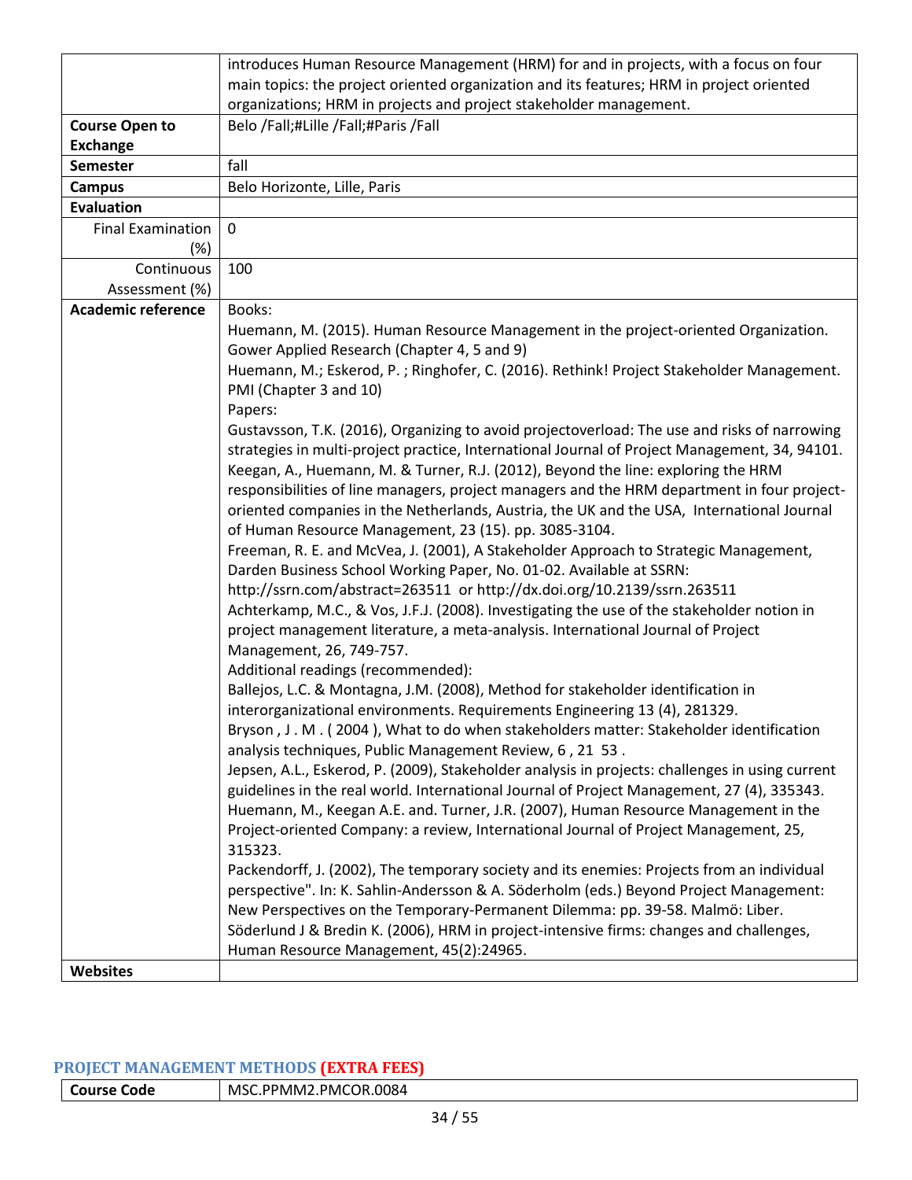| | introduces Human Resource Management (HRM) for and in projects, with a focus on four main topics: the project oriented organization and its features; HRM in project oriented organizations; HRM in projects and project stakeholder management. |
|---|---|
| **Course Open to Exchange** | Belo /Fall;#Lille /Fall;#Paris /Fall |
| **Semester** | fall |
| **Campus** | Belo Horizonte, Lille, Paris |
| **Evaluation** | |
| Final Examination (%) | 0 |
| Continuous Assessment (%) | 100 |
| **Academic reference** | Books:<br>Huemann, M. (2015). Human Resource Management in the project-oriented Organization. Gower Applied Research (Chapter 4, 5 and 9)<br>Huemann, M.; Eskerod, P. ; Ringhofer, C. (2016). Rethink! Project Stakeholder Management. PMI (Chapter 3 and 10)<br>Papers:<br>Gustavsson, T.K. (2016), Organizing to avoid projectoverload: The use and risks of narrowing strategies in multi-project practice, International Journal of Project Management, 34, 94101.<br>Keegan, A., Huemann, M. & Turner, R.J. (2012), Beyond the line: exploring the HRM responsibilities of line managers, project managers and the HRM department in four project-oriented companies in the Netherlands, Austria, the UK and the USA, International Journal of Human Resource Management, 23 (15). pp. 3085-3104.<br>Freeman, R. E. and McVea, J. (2001), A Stakeholder Approach to Strategic Management, Darden Business School Working Paper, No. 01-02. Available at SSRN: http://ssrn.com/abstract=263511 or http://dx.doi.org/10.2139/ssrn.263511<br>Achterkamp, M.C., & Vos, J.F.J. (2008). Investigating the use of the stakeholder notion in project management literature, a meta-analysis. International Journal of Project Management, 26, 749-757.<br>Additional readings (recommended):<br>Ballejos, L.C. & Montagna, J.M. (2008), Method for stakeholder identification in interorganizational environments. Requirements Engineering 13 (4), 281329.<br>Bryson , J . M . ( 2004 ), What to do when stakeholders matter: Stakeholder identification analysis techniques, Public Management Review, 6 , 21 53 .<br>Jepsen, A.L., Eskerod, P. (2009), Stakeholder analysis in projects: challenges in using current guidelines in the real world. International Journal of Project Management, 27 (4), 335343.<br>Huemann, M., Keegan A.E. and. Turner, J.R. (2007), Human Resource Management in the Project-oriented Company: a review, International Journal of Project Management, 25, 315323.<br>Packendorff, J. (2002), The temporary society and its enemies: Projects from an individual perspective". In: K. Sahlin-Andersson & A. Söderholm (eds.) Beyond Project Management: New Perspectives on the Temporary-Permanent Dilemma: pp. 39-58. Malmö: Liber.<br>Söderlund J & Bredin K. (2006), HRM in project-intensive firms: changes and challenges, Human Resource Management, 45(2):24965. |
| **Websites** | |

### PROJECT MANAGEMENT METHODS (EXTRA FEES)

| **Course Code** | MSC.PPMM2.PMCOR.0084 |
|---|---|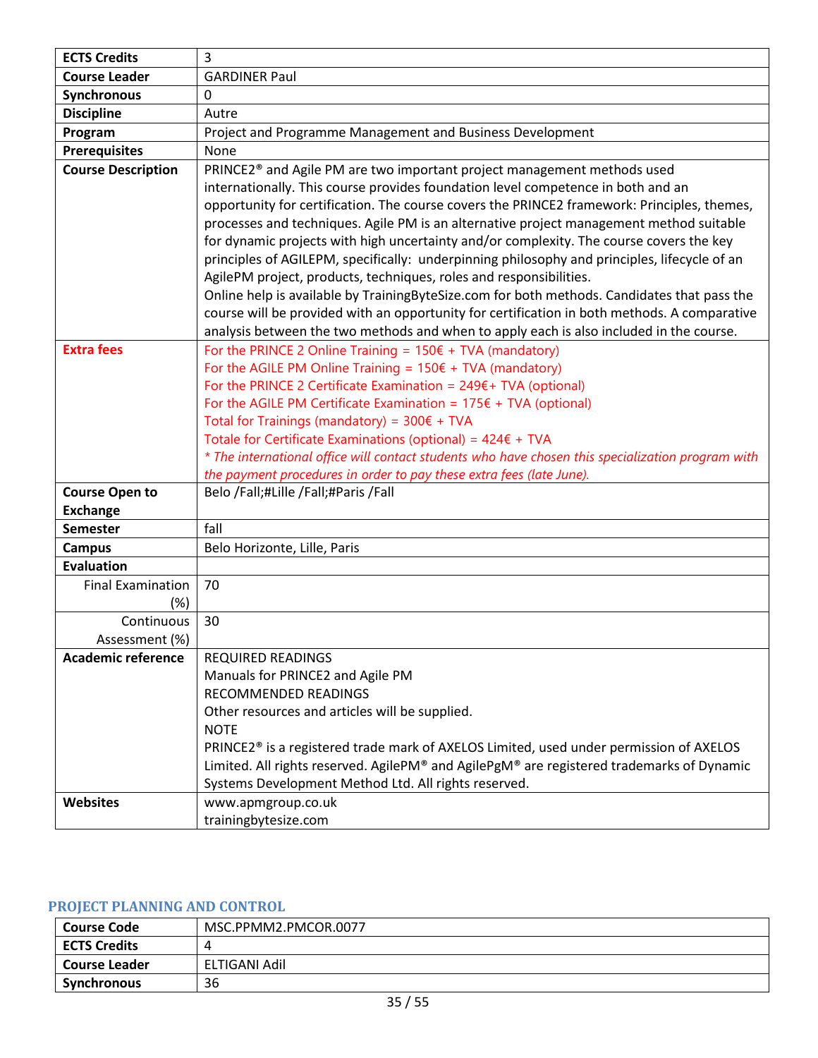| ECTS Credits | 3 |
|---|---|
| **Course Leader** | GARDINER Paul |
| **Synchronous** | 0 |
| **Discipline** | Autre |
| **Program** | Project and Programme Management and Business Development |
| **Prerequisites** | None |
| **Course Description** | PRINCE2® and Agile PM are two important project management methods used internationally. This course provides foundation level competence in both and an opportunity for certification. The course covers the PRINCE2 framework: Principles, themes, processes and techniques. Agile PM is an alternative project management method suitable for dynamic projects with high uncertainty and/or complexity. The course covers the key principles of AGILEPM, specifically: underpinning philosophy and principles, lifecycle of an AgilePM project, products, techniques, roles and responsibilities.<br>Online help is available by TrainingByteSize.com for both methods. Candidates that pass the course will be provided with an opportunity for certification in both methods. A comparative analysis between the two methods and when to apply each is also included in the course. |
| **Extra fees** | For the PRINCE 2 Online Training = 150€ + TVA (mandatory)<br>For the AGILE PM Online Training = 150€ + TVA (mandatory)<br>For the PRINCE 2 Certificate Examination = 249€+ TVA (optional)<br>For the AGILE PM Certificate Examination = 175€ + TVA (optional)<br>Total for Trainings (mandatory) = 300€ + TVA<br>Totale for Certificate Examinations (optional) = 424€ + TVA<br>*\* The international office will contact students who have chosen this specialization program with the payment procedures in order to pay these extra fees (late June).* |
| **Course Open to Exchange** | Belo /Fall;#Lille /Fall;#Paris /Fall |
| **Semester** | fall |
| **Campus** | Belo Horizonte, Lille, Paris |
| **Evaluation** | |
| Final Examination (%) | 70 |
| Continuous Assessment (%) | 30 |
| **Academic reference** | REQUIRED READINGS<br>Manuals for PRINCE2 and Agile PM<br>RECOMMENDED READINGS<br>Other resources and articles will be supplied.<br>NOTE<br>PRINCE2® is a registered trade mark of AXELOS Limited, used under permission of AXELOS Limited. All rights reserved. AgilePM® and AgilePgM® are registered trademarks of Dynamic Systems Development Method Ltd. All rights reserved. |
| **Websites** | www.apmgroup.co.uk<br>trainingbytesize.com |

## PROJECT PLANNING AND CONTROL

| Course Code | MSC.PPMM2.PMCOR.0077 |
|---|---|
| **ECTS Credits** | 4 |
| **Course Leader** | ELTIGANI Adil |
| **Synchronous** | 36 |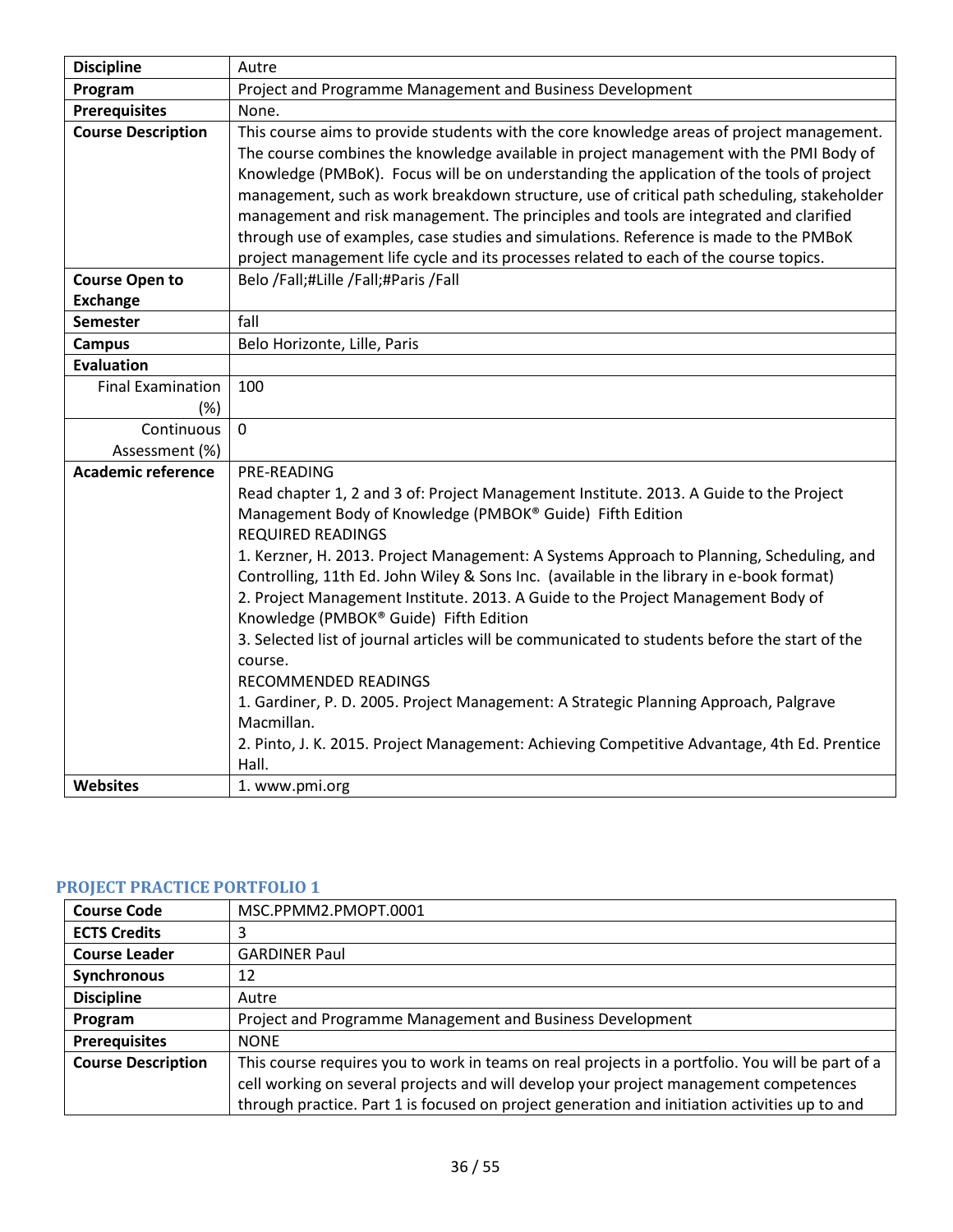| Discipline | Autre |
|---|---|
| Program | Project and Programme Management and Business Development |
| Prerequisites | None. |
| Course Description | This course aims to provide students with the core knowledge areas of project management. The course combines the knowledge available in project management with the PMI Body of Knowledge (PMBoK). Focus will be on understanding the application of the tools of project management, such as work breakdown structure, use of critical path scheduling, stakeholder management and risk management. The principles and tools are integrated and clarified through use of examples, case studies and simulations. Reference is made to the PMBoK project management life cycle and its processes related to each of the course topics. |
| Course Open to Exchange | Belo /Fall;#Lille /Fall;#Paris /Fall |
| Semester | fall |
| Campus | Belo Horizonte, Lille, Paris |
| Evaluation | |
| Final Examination (%) | 100 |
| Continuous Assessment (%) | 0 |
| Academic reference | PRE-READING<br>Read chapter 1, 2 and 3 of: Project Management Institute. 2013. A Guide to the Project Management Body of Knowledge (PMBOK® Guide) Fifth Edition<br>REQUIRED READINGS<br>1. Kerzner, H. 2013. Project Management: A Systems Approach to Planning, Scheduling, and Controlling, 11th Ed. John Wiley & Sons Inc. (available in the library in e-book format)<br>2. Project Management Institute. 2013. A Guide to the Project Management Body of Knowledge (PMBOK® Guide) Fifth Edition<br>3. Selected list of journal articles will be communicated to students before the start of the course.<br>RECOMMENDED READINGS<br>1. Gardiner, P. D. 2005. Project Management: A Strategic Planning Approach, Palgrave Macmillan.<br>2. Pinto, J. K. 2015. Project Management: Achieving Competitive Advantage, 4th Ed. Prentice Hall. |
| Websites | 1. www.pmi.org |

### PROJECT PRACTICE PORTFOLIO 1

| Course Code | MSC.PPMM2.PMOPT.0001 |
|---|---|
| ECTS Credits | 3 |
| Course Leader | GARDINER Paul |
| Synchronous | 12 |
| Discipline | Autre |
| Program | Project and Programme Management and Business Development |
| Prerequisites | NONE |
| Course Description | This course requires you to work in teams on real projects in a portfolio. You will be part of a cell working on several projects and will develop your project management competences through practice. Part 1 is focused on project generation and initiation activities up to and |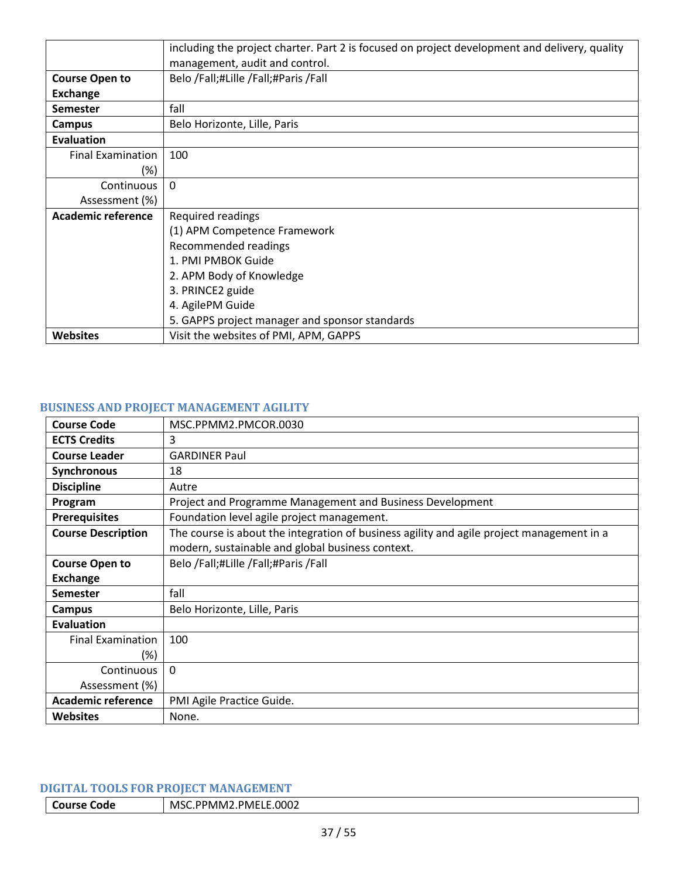| | |
|---|---|
| | including the project charter. Part 2 is focused on project development and delivery, quality management, audit and control. |
| **Course Open to Exchange** | Belo /Fall;#Lille /Fall;#Paris /Fall |
| **Semester** | fall |
| **Campus** | Belo Horizonte, Lille, Paris |
| **Evaluation** | |
| Final Examination (%) | 100 |
| Continuous Assessment (%) | 0 |
| **Academic reference** | Required readings<br>(1) APM Competence Framework<br>Recommended readings<br>1. PMI PMBOK Guide<br>2. APM Body of Knowledge<br>3. PRINCE2 guide<br>4. AgilePM Guide<br>5. GAPPS project manager and sponsor standards |
| **Websites** | Visit the websites of PMI, APM, GAPPS |

### BUSINESS AND PROJECT MANAGEMENT AGILITY

| | |
|---|---|
| **Course Code** | MSC.PPMM2.PMCOR.0030 |
| **ECTS Credits** | 3 |
| **Course Leader** | GARDINER Paul |
| **Synchronous** | 18 |
| **Discipline** | Autre |
| **Program** | Project and Programme Management and Business Development |
| **Prerequisites** | Foundation level agile project management. |
| **Course Description** | The course is about the integration of business agility and agile project management in a modern, sustainable and global business context. |
| **Course Open to Exchange** | Belo /Fall;#Lille /Fall;#Paris /Fall |
| **Semester** | fall |
| **Campus** | Belo Horizonte, Lille, Paris |
| **Evaluation** | |
| Final Examination (%) | 100 |
| Continuous Assessment (%) | 0 |
| **Academic reference** | PMI Agile Practice Guide. |
| **Websites** | None. |

### DIGITAL TOOLS FOR PROJECT MANAGEMENT

| | |
|---|---|
| **Course Code** | MSC.PPMM2.PMELE.0002 |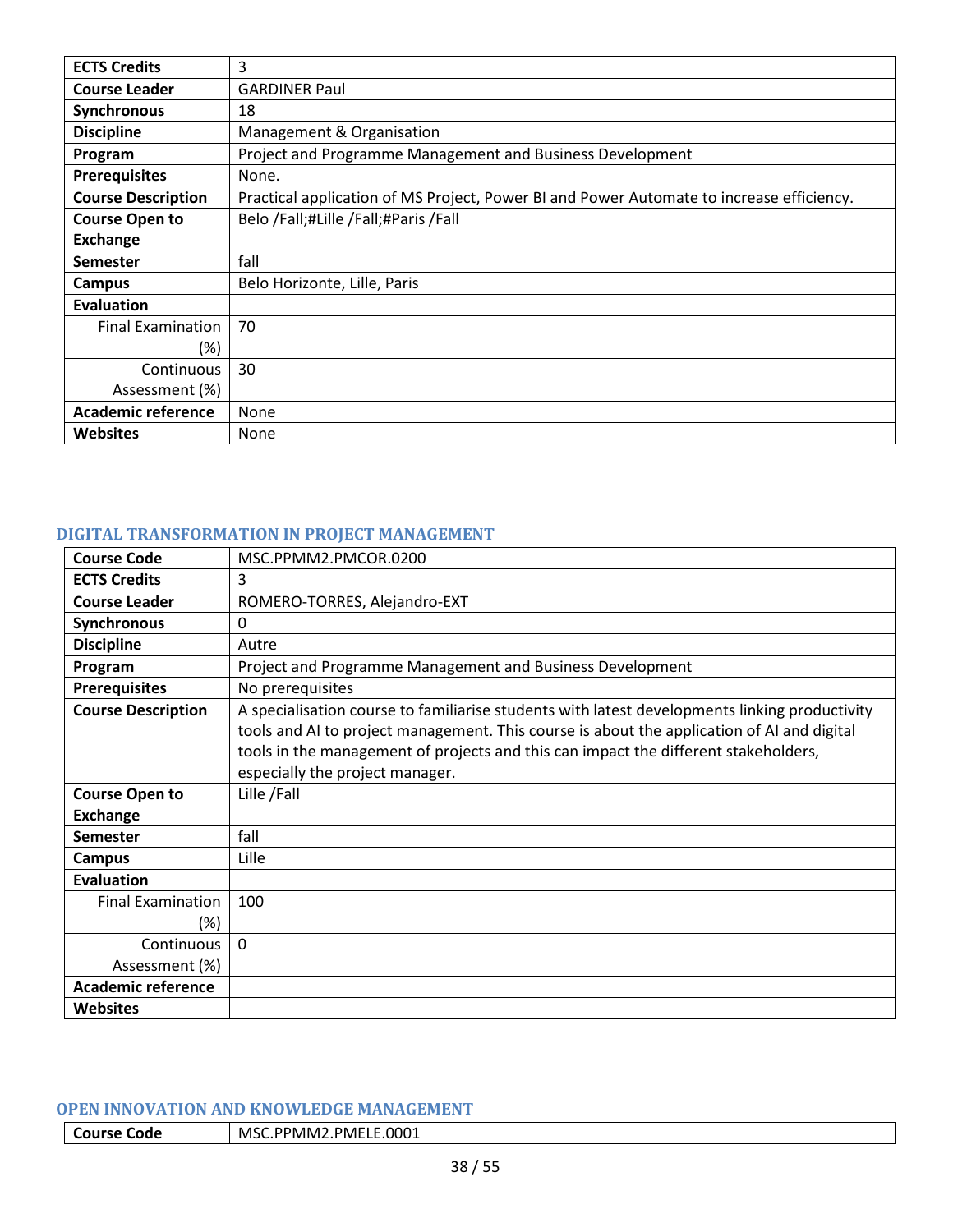| ECTS Credits | 3 |
|---|---|
| Course Leader | GARDINER Paul |
| Synchronous | 18 |
| Discipline | Management & Organisation |
| Program | Project and Programme Management and Business Development |
| Prerequisites | None. |
| Course Description | Practical application of MS Project, Power BI and Power Automate to increase efficiency. |
| Course Open to Exchange | Belo /Fall;#Lille /Fall;#Paris /Fall |
| Semester | fall |
| Campus | Belo Horizonte, Lille, Paris |
| Evaluation | |
| Final Examination (%) | 70 |
| Continuous Assessment (%) | 30 |
| Academic reference | None |
| Websites | None |

### DIGITAL TRANSFORMATION IN PROJECT MANAGEMENT

| Course Code | MSC.PPMM2.PMCOR.0200 |
|---|---|
| ECTS Credits | 3 |
| Course Leader | ROMERO-TORRES, Alejandro-EXT |
| Synchronous | 0 |
| Discipline | Autre |
| Program | Project and Programme Management and Business Development |
| Prerequisites | No prerequisites |
| Course Description | A specialisation course to familiarise students with latest developments linking productivity tools and AI to project management. This course is about the application of AI and digital tools in the management of projects and this can impact the different stakeholders, especially the project manager. |
| Course Open to Exchange | Lille /Fall |
| Semester | fall |
| Campus | Lille |
| Evaluation | |
| Final Examination (%) | 100 |
| Continuous Assessment (%) | 0 |
| Academic reference | |
| Websites | |

### OPEN INNOVATION AND KNOWLEDGE MANAGEMENT

| Course Code | MSC.PPMM2.PMELE.0001 |
|---|---|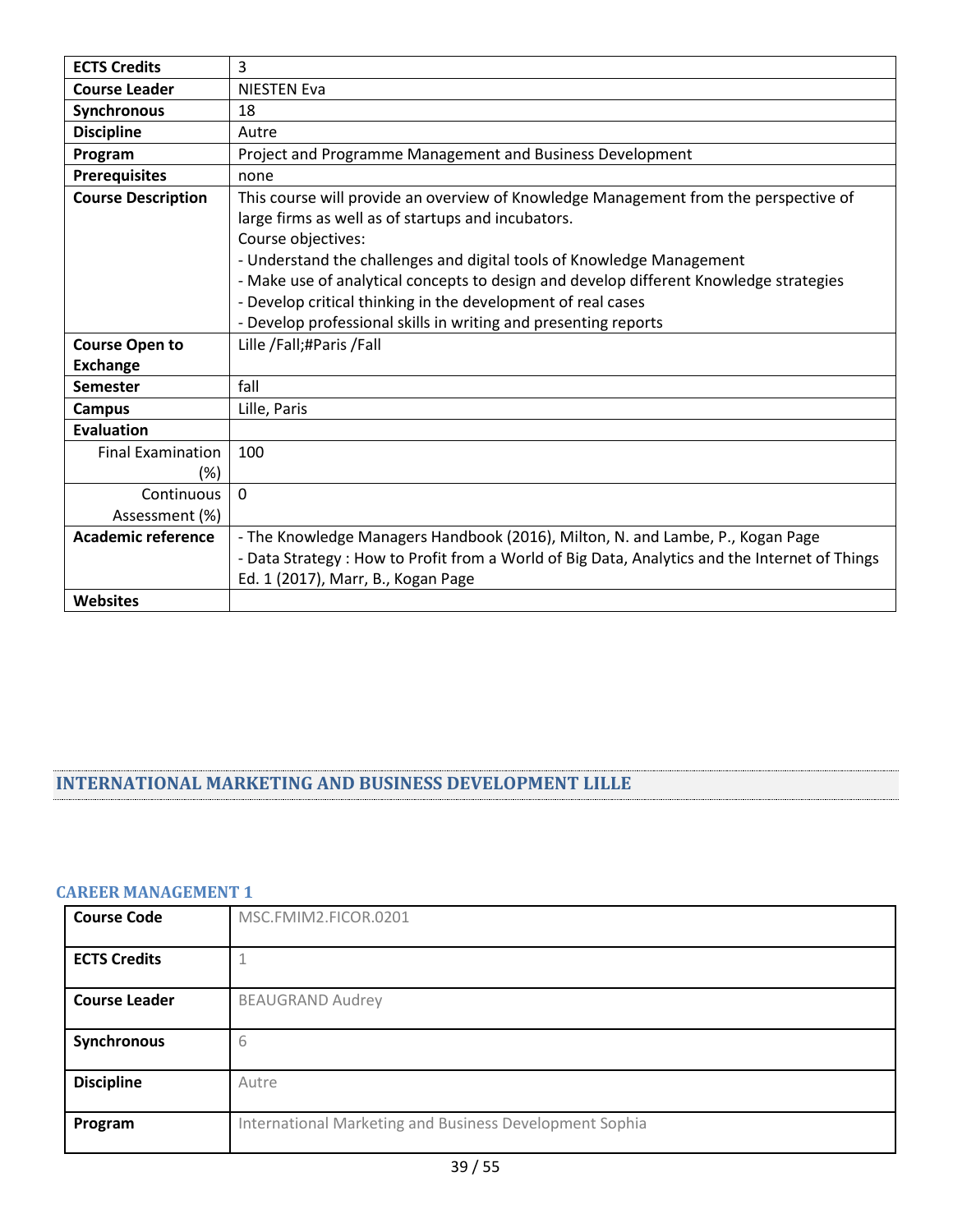| ECTS Credits | 3 |
|---|---|
| Course Leader | NIESTEN Eva |
| Synchronous | 18 |
| Discipline | Autre |
| Program | Project and Programme Management and Business Development |
| Prerequisites | none |
| Course Description | This course will provide an overview of Knowledge Management from the perspective of large firms as well as of startups and incubators.<br>Course objectives:<br>- Understand the challenges and digital tools of Knowledge Management<br>- Make use of analytical concepts to design and develop different Knowledge strategies<br>- Develop critical thinking in the development of real cases<br>- Develop professional skills in writing and presenting reports |
| Course Open to Exchange | Lille /Fall;#Paris /Fall |
| Semester | fall |
| Campus | Lille, Paris |
| Evaluation | |
| Final Examination (%) | 100 |
| Continuous Assessment (%) | 0 |
| Academic reference | - The Knowledge Managers Handbook (2016), Milton, N. and Lambe, P., Kogan Page<br>- Data Strategy : How to Profit from a World of Big Data, Analytics and the Internet of Things Ed. 1 (2017), Marr, B., Kogan Page |
| Websites | |

## INTERNATIONAL MARKETING AND BUSINESS DEVELOPMENT LILLE

### CAREER MANAGEMENT 1

| Course Code | MSC.FMIM2.FICOR.0201 |
|---|---|
| ECTS Credits | 1 |
| Course Leader | BEAUGRAND Audrey |
| Synchronous | 6 |
| Discipline | Autre |
| Program | International Marketing and Business Development Sophia |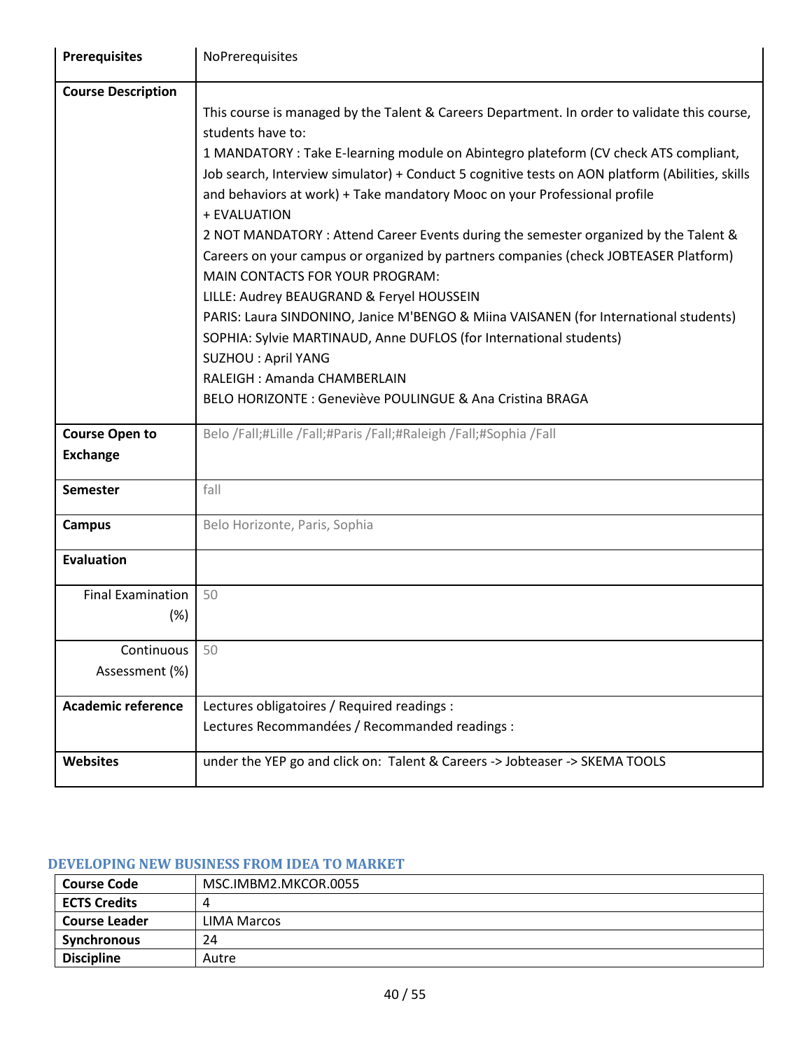| Prerequisites | NoPrerequisites |
|---|---|
| Course Description | This course is managed by the Talent & Careers Department. In order to validate this course, students have to:<br>1 MANDATORY : Take E-learning module on Abintegro plateform (CV check ATS compliant, Job search, Interview simulator) + Conduct 5 cognitive tests on AON platform (Abilities, skills and behaviors at work) + Take mandatory Mooc on your Professional profile<br>+ EVALUATION<br>2 NOT MANDATORY : Attend Career Events during the semester organized by the Talent & Careers on your campus or organized by partners companies (check JOBTEASER Platform)<br>MAIN CONTACTS FOR YOUR PROGRAM:<br>LILLE: Audrey BEAUGRAND & Feryel HOUSSEIN<br>PARIS: Laura SINDONINO, Janice M'BENGO & Miina VAISANEN (for International students)<br>SOPHIA: Sylvie MARTINAUD, Anne DUFLOS (for International students)<br>SUZHOU : April YANG<br>RALEIGH : Amanda CHAMBERLAIN<br>BELO HORIZONTE : Geneviève POULINGUE & Ana Cristina BRAGA |
| Course Open to Exchange | Belo /Fall;#Lille /Fall;#Paris /Fall;#Raleigh /Fall;#Sophia /Fall |
| Semester | fall |
| Campus | Belo Horizonte, Paris, Sophia |
| Evaluation | |
| Final Examination (%) | 50 |
| Continuous Assessment (%) | 50 |
| Academic reference | Lectures obligatoires / Required readings :<br>Lectures Recommandées / Recommanded readings : |
| Websites | under the YEP go and click on: Talent & Careers -> Jobteaser -> SKEMA TOOLS |

## DEVELOPING NEW BUSINESS FROM IDEA TO MARKET

| Course Code | MSC.IMBM2.MKCOR.0055 |
|---|---|
| ECTS Credits | 4 |
| Course Leader | LIMA Marcos |
| Synchronous | 24 |
| Discipline | Autre |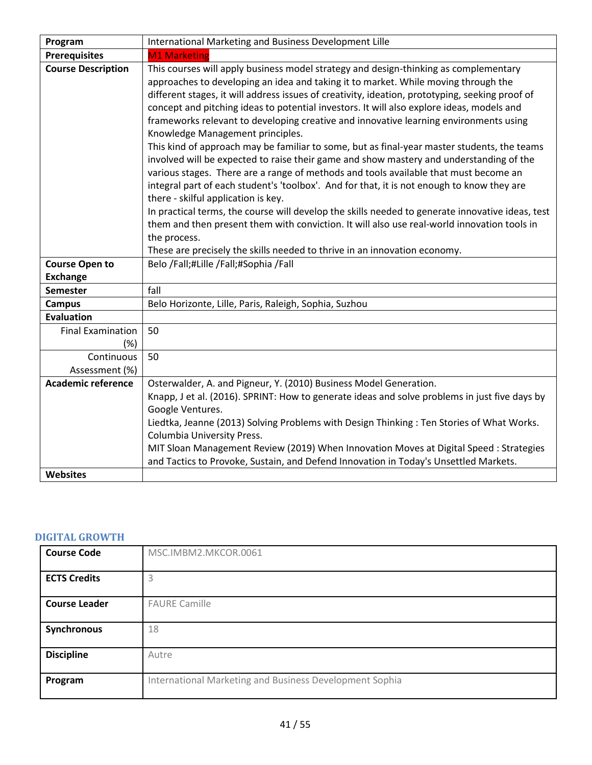| Program | International Marketing and Business Development Lille |
|---|---|
| Prerequisites | M1 Marketing |
| Course Description | This courses will apply business model strategy and design-thinking as complementary approaches to developing an idea and taking it to market. While moving through the different stages, it will address issues of creativity, ideation, prototyping, seeking proof of concept and pitching ideas to potential investors. It will also explore ideas, models and frameworks relevant to developing creative and innovative learning environments using Knowledge Management principles.<br>This kind of approach may be familiar to some, but as final-year master students, the teams involved will be expected to raise their game and show mastery and understanding of the various stages. There are a range of methods and tools available that must become an integral part of each student's 'toolbox'. And for that, it is not enough to know they are there - skilful application is key.<br>In practical terms, the course will develop the skills needed to generate innovative ideas, test them and then present them with conviction. It will also use real-world innovation tools in the process.<br>These are precisely the skills needed to thrive in an innovation economy. |
| Course Open to Exchange | Belo /Fall;#Lille /Fall;#Sophia /Fall |
| Semester | fall |
| Campus | Belo Horizonte, Lille, Paris, Raleigh, Sophia, Suzhou |
| Evaluation | |
| Final Examination (%) | 50 |
| Continuous Assessment (%) | 50 |
| Academic reference | Osterwalder, A. and Pigneur, Y. (2010) Business Model Generation.<br>Knapp, J et al. (2016). SPRINT: How to generate ideas and solve problems in just five days by Google Ventures.<br>Liedtka, Jeanne (2013) Solving Problems with Design Thinking : Ten Stories of What Works. Columbia University Press.<br>MIT Sloan Management Review (2019) When Innovation Moves at Digital Speed : Strategies and Tactics to Provoke, Sustain, and Defend Innovation in Today's Unsettled Markets. |
| Websites | |

### DIGITAL GROWTH

| Course Code | MSC.IMBM2.MKCOR.0061 |
|---|---|
| ECTS Credits | 3 |
| Course Leader | FAURE Camille |
| Synchronous | 18 |
| Discipline | Autre |
| Program | International Marketing and Business Development Sophia |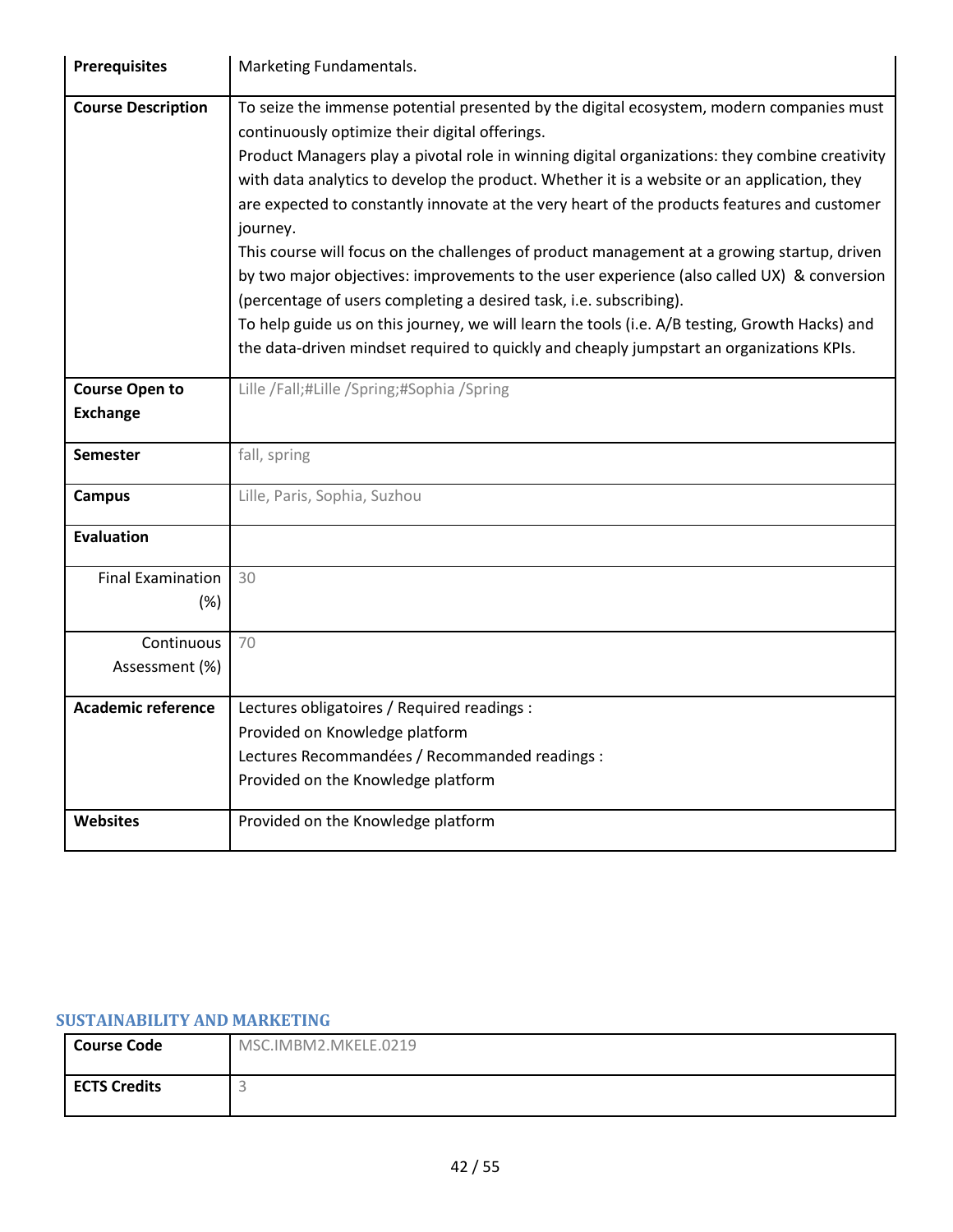| | |
|---|---|
| **Prerequisites** | Marketing Fundamentals. |
| **Course Description** | To seize the immense potential presented by the digital ecosystem, modern companies must continuously optimize their digital offerings.<br>Product Managers play a pivotal role in winning digital organizations: they combine creativity with data analytics to develop the product. Whether it is a website or an application, they are expected to constantly innovate at the very heart of the products features and customer journey.<br>This course will focus on the challenges of product management at a growing startup, driven by two major objectives: improvements to the user experience (also called UX) & conversion (percentage of users completing a desired task, i.e. subscribing).<br>To help guide us on this journey, we will learn the tools (i.e. A/B testing, Growth Hacks) and the data-driven mindset required to quickly and cheaply jumpstart an organizations KPIs. |
| **Course Open to Exchange** | Lille /Fall;#Lille /Spring;#Sophia /Spring |
| **Semester** | fall, spring |
| **Campus** | Lille, Paris, Sophia, Suzhou |
| **Evaluation** | |
| Final Examination (%) | 30 |
| Continuous Assessment (%) | 70 |
| **Academic reference** | Lectures obligatoires / Required readings :<br>Provided on Knowledge platform<br>Lectures Recommandées / Recommanded readings :<br>Provided on the Knowledge platform |
| **Websites** | Provided on the Knowledge platform |

## SUSTAINABILITY AND MARKETING

| | |
|---|---|
| **Course Code** | MSC.IMBM2.MKELE.0219 |
| **ECTS Credits** | 3 |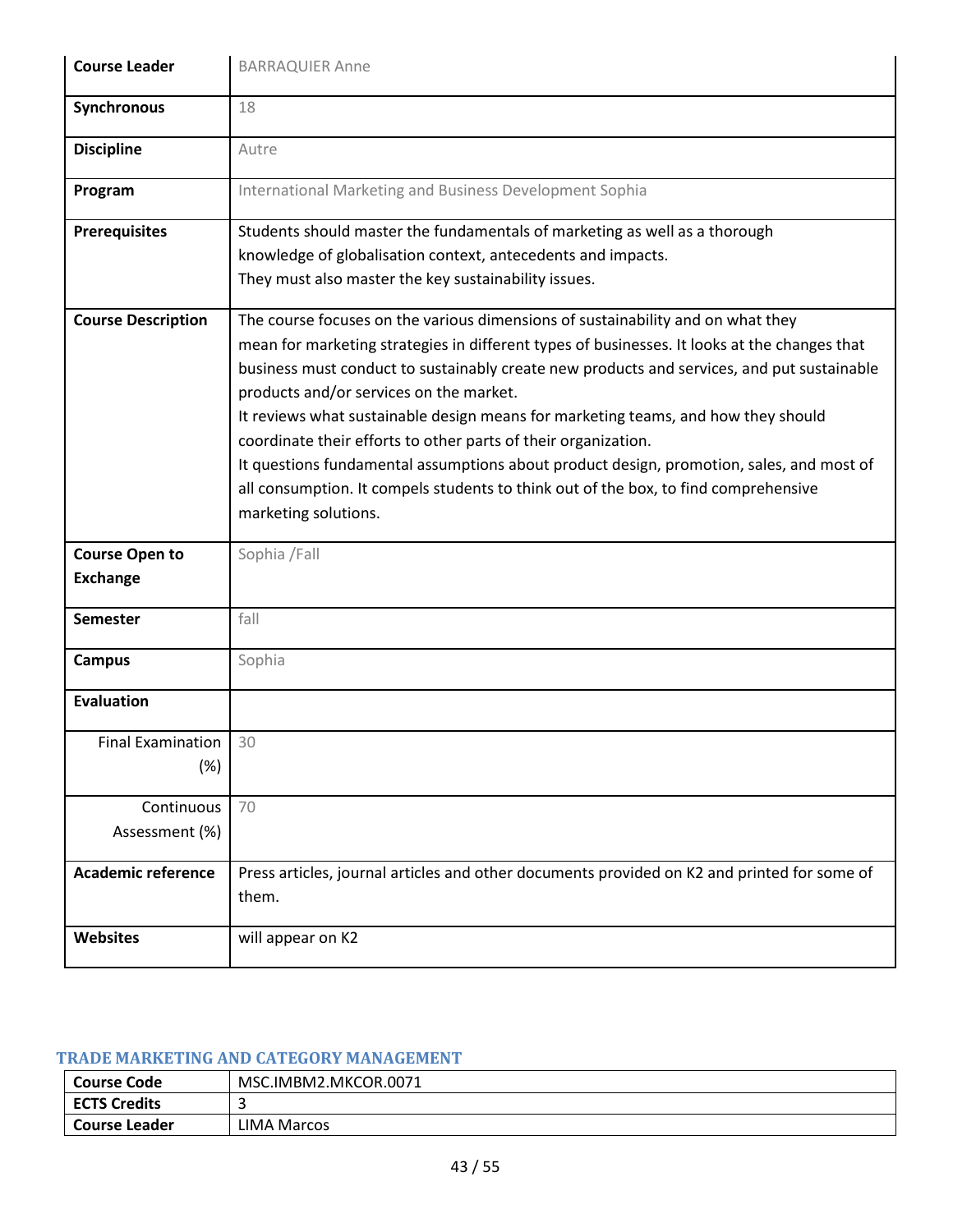| | |
|---|---|
| **Course Leader** | BARRAQUIER Anne |
| **Synchronous** | 18 |
| **Discipline** | Autre |
| **Program** | International Marketing and Business Development Sophia |
| **Prerequisites** | Students should master the fundamentals of marketing as well as a thorough knowledge of globalisation context, antecedents and impacts.<br>They must also master the key sustainability issues. |
| **Course Description** | The course focuses on the various dimensions of sustainability and on what they mean for marketing strategies in different types of businesses. It looks at the changes that business must conduct to sustainably create new products and services, and put sustainable products and/or services on the market.<br>It reviews what sustainable design means for marketing teams, and how they should coordinate their efforts to other parts of their organization.<br>It questions fundamental assumptions about product design, promotion, sales, and most of all consumption. It compels students to think out of the box, to find comprehensive marketing solutions. |
| **Course Open to Exchange** | Sophia /Fall |
| **Semester** | fall |
| **Campus** | Sophia |
| **Evaluation** | |
| Final Examination (%) | 30 |
| Continuous Assessment (%) | 70 |
| **Academic reference** | Press articles, journal articles and other documents provided on K2 and printed for some of them. |
| **Websites** | will appear on K2 |

### TRADE MARKETING AND CATEGORY MANAGEMENT

| | |
|---|---|
| **Course Code** | MSC.IMBM2.MKCOR.0071 |
| **ECTS Credits** | 3 |
| **Course Leader** | LIMA Marcos |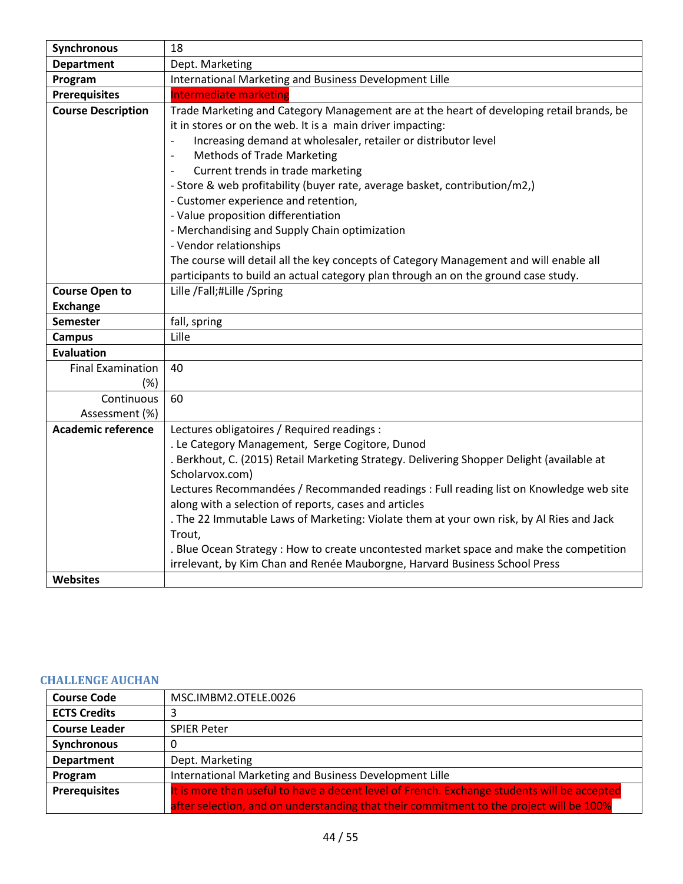| | |
|---|---|
| **Synchronous** | 18 |
| **Department** | Dept. Marketing |
| **Program** | International Marketing and Business Development Lille |
| **Prerequisites** | Intermediate marketing |
| **Course Description** | Trade Marketing and Category Management are at the heart of developing retail brands, be it in stores or on the web. It is a main driver impacting:<br>- Increasing demand at wholesaler, retailer or distributor level<br>- Methods of Trade Marketing<br>- Current trends in trade marketing<br>- Store & web profitability (buyer rate, average basket, contribution/m2,)<br>- Customer experience and retention,<br>- Value proposition differentiation<br>- Merchandising and Supply Chain optimization<br>- Vendor relationships<br>The course will detail all the key concepts of Category Management and will enable all participants to build an actual category plan through an on the ground case study. |
| **Course Open to Exchange** | Lille /Fall;#Lille /Spring |
| **Semester** | fall, spring |
| **Campus** | Lille |
| **Evaluation** | |
| Final Examination (%) | 40 |
| Continuous Assessment (%) | 60 |
| **Academic reference** | Lectures obligatoires / Required readings :<br>. Le Category Management, Serge Cogitore, Dunod<br>. Berkhout, C. (2015) Retail Marketing Strategy. Delivering Shopper Delight (available at Scholarvox.com)<br>Lectures Recommandées / Recommanded readings : Full reading list on Knowledge web site along with a selection of reports, cases and articles<br>. The 22 Immutable Laws of Marketing: Violate them at your own risk, by Al Ries and Jack Trout,<br>. Blue Ocean Strategy : How to create uncontested market space and make the competition irrelevant, by Kim Chan and Renée Mauborgne, Harvard Business School Press |
| **Websites** | |

### CHALLENGE AUCHAN

| | |
|---|---|
| **Course Code** | MSC.IMBM2.OTELE.0026 |
| **ECTS Credits** | 3 |
| **Course Leader** | SPIER Peter |
| **Synchronous** | 0 |
| **Department** | Dept. Marketing |
| **Program** | International Marketing and Business Development Lille |
| **Prerequisites** | It is more than useful to have a decent level of French. Exchange students will be accepted after selection, and on understanding that their commitment to the project will be 100% |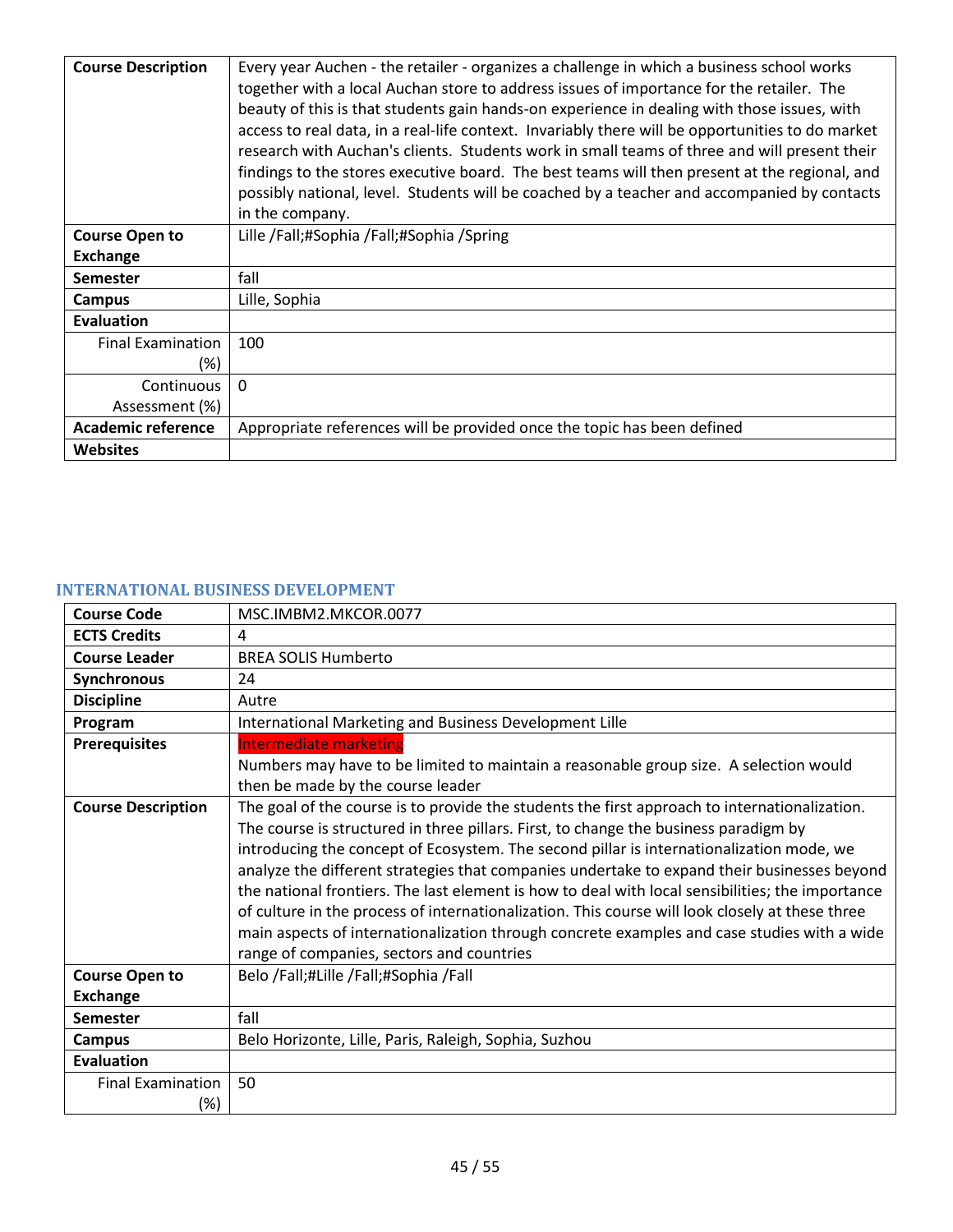| Course Description | Every year Auchen - the retailer - organizes a challenge in which a business school works together with a local Auchan store to address issues of importance for the retailer. The beauty of this is that students gain hands-on experience in dealing with those issues, with access to real data, in a real-life context. Invariably there will be opportunities to do market research with Auchan's clients. Students work in small teams of three and will present their findings to the stores executive board. The best teams will then present at the regional, and possibly national, level. Students will be coached by a teacher and accompanied by contacts in the company. |
|---|---|
| Course Open to Exchange | Lille /Fall;#Sophia /Fall;#Sophia /Spring |
| Semester | fall |
| Campus | Lille, Sophia |
| Evaluation | |
| Final Examination (%) | 100 |
| Continuous Assessment (%) | 0 |
| Academic reference | Appropriate references will be provided once the topic has been defined |
| Websites | |

### INTERNATIONAL BUSINESS DEVELOPMENT

| Course Code | MSC.IMBM2.MKCOR.0077 |
|---|---|
| ECTS Credits | 4 |
| Course Leader | BREA SOLIS Humberto |
| Synchronous | 24 |
| Discipline | Autre |
| Program | International Marketing and Business Development Lille |
| Prerequisites | Intermediate marketing<br>Numbers may have to be limited to maintain a reasonable group size. A selection would then be made by the course leader |
| Course Description | The goal of the course is to provide the students the first approach to internationalization. The course is structured in three pillars. First, to change the business paradigm by introducing the concept of Ecosystem. The second pillar is internationalization mode, we analyze the different strategies that companies undertake to expand their businesses beyond the national frontiers. The last element is how to deal with local sensibilities; the importance of culture in the process of internationalization. This course will look closely at these three main aspects of internationalization through concrete examples and case studies with a wide range of companies, sectors and countries |
| Course Open to Exchange | Belo /Fall;#Lille /Fall;#Sophia /Fall |
| Semester | fall |
| Campus | Belo Horizonte, Lille, Paris, Raleigh, Sophia, Suzhou |
| Evaluation | |
| Final Examination (%) | 50 |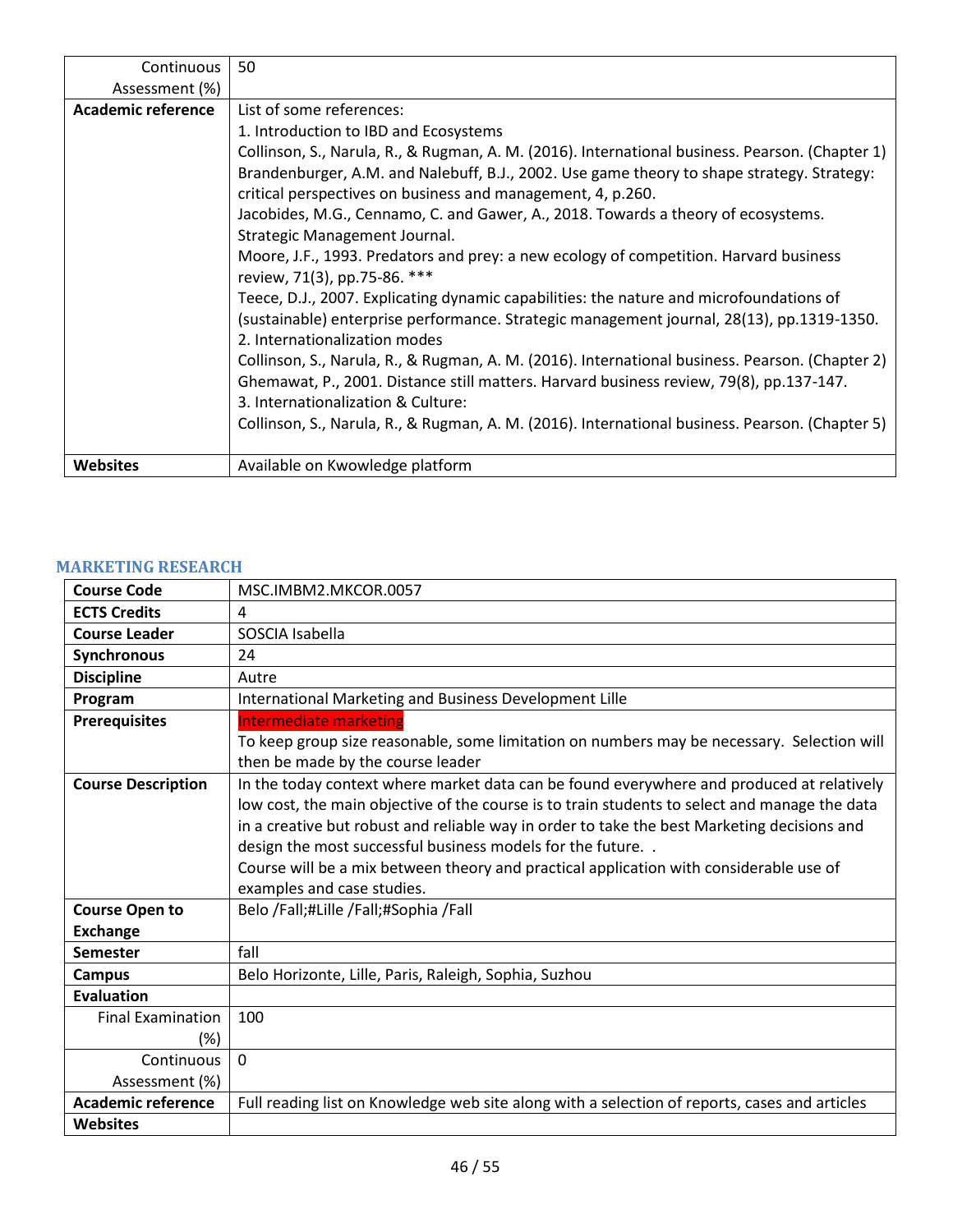| | |
|---|---|
| Continuous Assessment (%) | 50 |
| **Academic reference** | List of some references:<br>1. Introduction to IBD and Ecosystems<br>Collinson, S., Narula, R., & Rugman, A. M. (2016). International business. Pearson. (Chapter 1)<br>Brandenburger, A.M. and Nalebuff, B.J., 2002. Use game theory to shape strategy. Strategy: critical perspectives on business and management, 4, p.260.<br>Jacobides, M.G., Cennamo, C. and Gawer, A., 2018. Towards a theory of ecosystems. Strategic Management Journal.<br>Moore, J.F., 1993. Predators and prey: a new ecology of competition. Harvard business review, 71(3), pp.75-86. ***<br>Teece, D.J., 2007. Explicating dynamic capabilities: the nature and microfoundations of (sustainable) enterprise performance. Strategic management journal, 28(13), pp.1319-1350.<br>2. Internationalization modes<br>Collinson, S., Narula, R., & Rugman, A. M. (2016). International business. Pearson. (Chapter 2)<br>Ghemawat, P., 2001. Distance still matters. Harvard business review, 79(8), pp.137-147.<br>3. Internationalization & Culture:<br>Collinson, S., Narula, R., & Rugman, A. M. (2016). International business. Pearson. (Chapter 5) |
| **Websites** | Available on Kwowledge platform |

### MARKETING RESEARCH

| | |
|---|---|
| **Course Code** | MSC.IMBM2.MKCOR.0057 |
| **ECTS Credits** | 4 |
| **Course Leader** | SOSCIA Isabella |
| **Synchronous** | 24 |
| **Discipline** | Autre |
| **Program** | International Marketing and Business Development Lille |
| **Prerequisites** | Intermediate marketing<br>To keep group size reasonable, some limitation on numbers may be necessary. Selection will then be made by the course leader |
| **Course Description** | In the today context where market data can be found everywhere and produced at relatively low cost, the main objective of the course is to train students to select and manage the data in a creative but robust and reliable way in order to take the best Marketing decisions and design the most successful business models for the future. .<br>Course will be a mix between theory and practical application with considerable use of examples and case studies. |
| **Course Open to Exchange** | Belo /Fall;#Lille /Fall;#Sophia /Fall |
| **Semester** | fall |
| **Campus** | Belo Horizonte, Lille, Paris, Raleigh, Sophia, Suzhou |
| **Evaluation** | |
| Final Examination (%) | 100 |
| Continuous Assessment (%) | 0 |
| **Academic reference** | Full reading list on Knowledge web site along with a selection of reports, cases and articles |
| **Websites** | |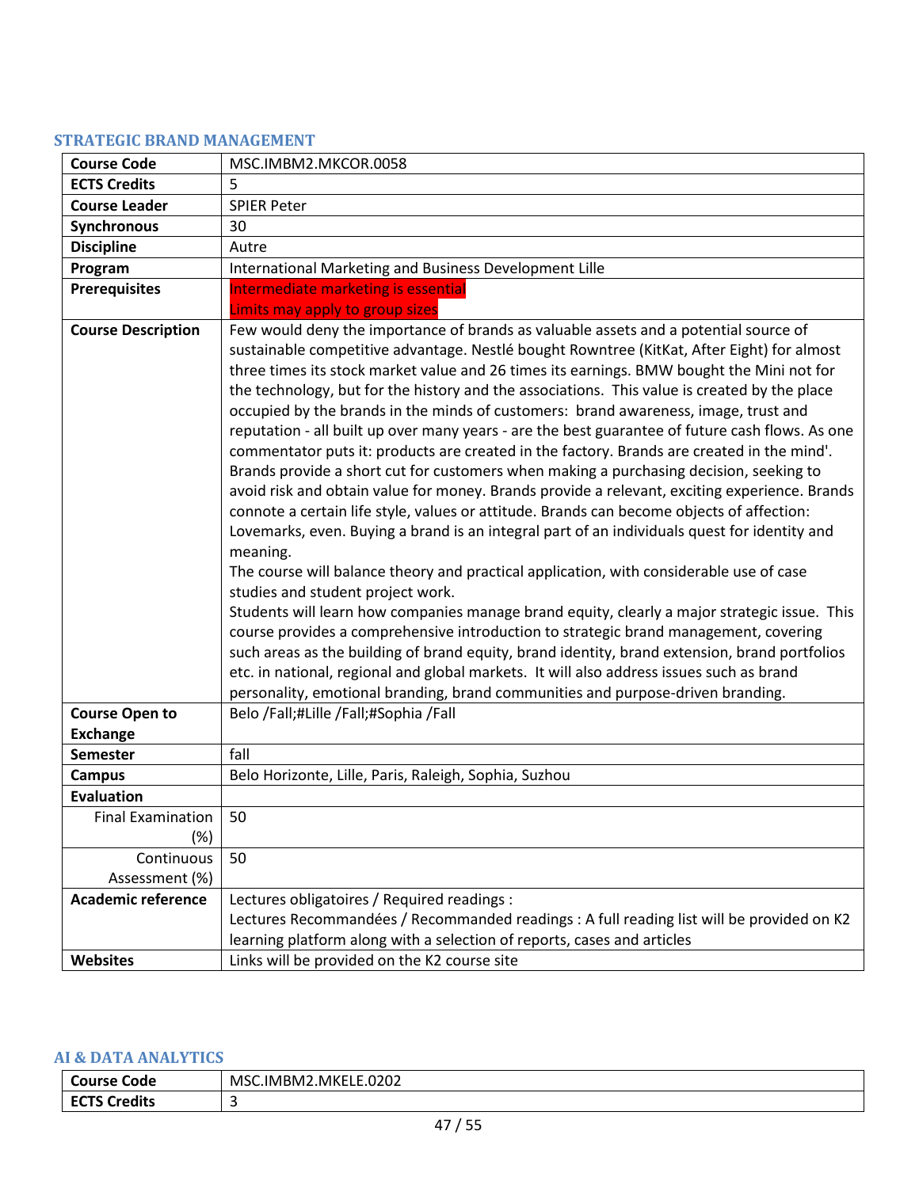### STRATEGIC BRAND MANAGEMENT

| | |
|---|---|
| **Course Code** | MSC.IMBM2.MKCOR.0058 |
| **ECTS Credits** | 5 |
| **Course Leader** | SPIER Peter |
| **Synchronous** | 30 |
| **Discipline** | Autre |
| **Program** | International Marketing and Business Development Lille |
| **Prerequisites** | Intermediate marketing is essential<br>Limits may apply to group sizes |
| **Course Description** | Few would deny the importance of brands as valuable assets and a potential source of sustainable competitive advantage. Nestlé bought Rowntree (KitKat, After Eight) for almost three times its stock market value and 26 times its earnings. BMW bought the Mini not for the technology, but for the history and the associations. This value is created by the place occupied by the brands in the minds of customers: brand awareness, image, trust and reputation - all built up over many years - are the best guarantee of future cash flows. As one commentator puts it: products are created in the factory. Brands are created in the mind'. Brands provide a short cut for customers when making a purchasing decision, seeking to avoid risk and obtain value for money. Brands provide a relevant, exciting experience. Brands connote a certain life style, values or attitude. Brands can become objects of affection: Lovemarks, even. Buying a brand is an integral part of an individuals quest for identity and meaning.<br>The course will balance theory and practical application, with considerable use of case studies and student project work.<br>Students will learn how companies manage brand equity, clearly a major strategic issue. This course provides a comprehensive introduction to strategic brand management, covering such areas as the building of brand equity, brand identity, brand extension, brand portfolios etc. in national, regional and global markets. It will also address issues such as brand personality, emotional branding, brand communities and purpose-driven branding. |
| **Course Open to Exchange** | Belo /Fall;#Lille /Fall;#Sophia /Fall |
| **Semester** | fall |
| **Campus** | Belo Horizonte, Lille, Paris, Raleigh, Sophia, Suzhou |
| **Evaluation** | |
| Final Examination (%) | 50 |
| Continuous Assessment (%) | 50 |
| **Academic reference** | Lectures obligatoires / Required readings :<br>Lectures Recommandées / Recommanded readings : A full reading list will be provided on K2 learning platform along with a selection of reports, cases and articles |
| **Websites** | Links will be provided on the K2 course site |

### AI & DATA ANALYTICS

| | |
|---|---|
| **Course Code** | MSC.IMBM2.MKELE.0202 |
| **ECTS Credits** | 3 |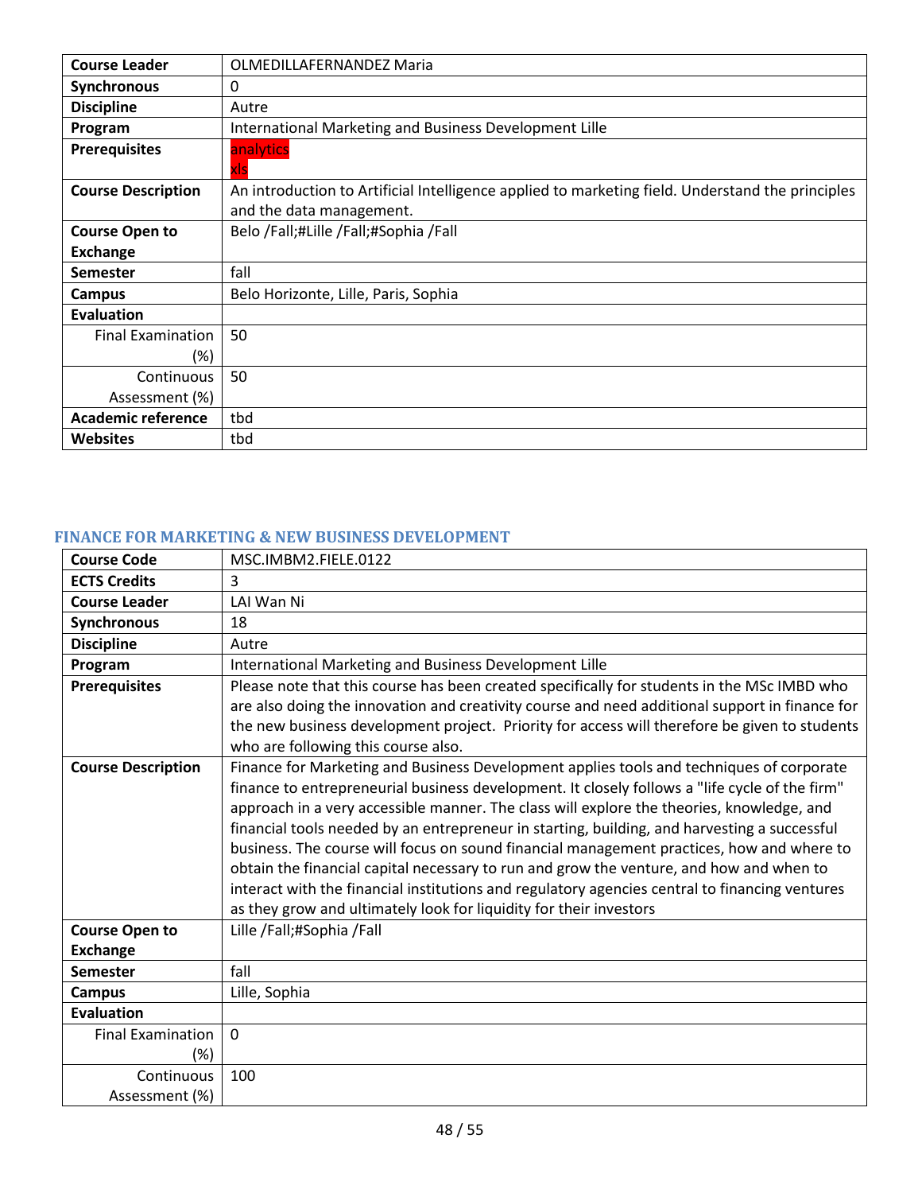| Course Leader | OLMEDILLAFERNANDEZ Maria |
|---|---|
| Synchronous | 0 |
| Discipline | Autre |
| Program | International Marketing and Business Development Lille |
| Prerequisites | analytics<br>xls |
| Course Description | An introduction to Artificial Intelligence applied to marketing field. Understand the principles and the data management. |
| Course Open to Exchange | Belo /Fall;#Lille /Fall;#Sophia /Fall |
| Semester | fall |
| Campus | Belo Horizonte, Lille, Paris, Sophia |
| Evaluation | |
| Final Examination (%) | 50 |
| Continuous Assessment (%) | 50 |
| Academic reference | tbd |
| Websites | tbd |

### FINANCE FOR MARKETING & NEW BUSINESS DEVELOPMENT

| Course Code | MSC.IMBM2.FIELE.0122 |
|---|---|
| ECTS Credits | 3 |
| Course Leader | LAI Wan Ni |
| Synchronous | 18 |
| Discipline | Autre |
| Program | International Marketing and Business Development Lille |
| Prerequisites | Please note that this course has been created specifically for students in the MSc IMBD who are also doing the innovation and creativity course and need additional support in finance for the new business development project. Priority for access will therefore be given to students who are following this course also. |
| Course Description | Finance for Marketing and Business Development applies tools and techniques of corporate finance to entrepreneurial business development. It closely follows a "life cycle of the firm" approach in a very accessible manner. The class will explore the theories, knowledge, and financial tools needed by an entrepreneur in starting, building, and harvesting a successful business. The course will focus on sound financial management practices, how and where to obtain the financial capital necessary to run and grow the venture, and how and when to interact with the financial institutions and regulatory agencies central to financing ventures as they grow and ultimately look for liquidity for their investors |
| Course Open to Exchange | Lille /Fall;#Sophia /Fall |
| Semester | fall |
| Campus | Lille, Sophia |
| Evaluation | |
| Final Examination (%) | 0 |
| Continuous Assessment (%) | 100 |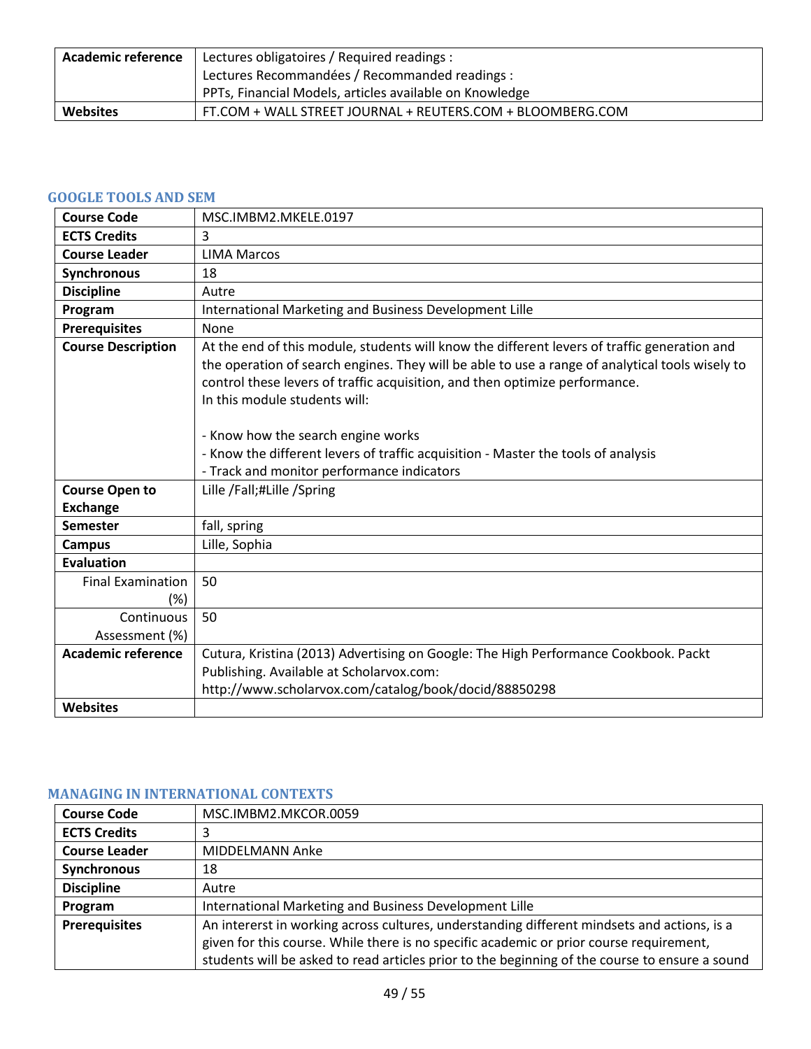| Academic reference | Lectures obligatoires / Required readings :<br>Lectures Recommandées / Recommanded readings :<br>PPTs, Financial Models, articles available on Knowledge |
|---|---|
| Websites | FT.COM + WALL STREET JOURNAL + REUTERS.COM + BLOOMBERG.COM |

### GOOGLE TOOLS AND SEM

| Course Code | MSC.IMBM2.MKELE.0197 |
|---|---|
| ECTS Credits | 3 |
| Course Leader | LIMA Marcos |
| Synchronous | 18 |
| Discipline | Autre |
| Program | International Marketing and Business Development Lille |
| Prerequisites | None |
| Course Description | At the end of this module, students will know the different levers of traffic generation and the operation of search engines. They will be able to use a range of analytical tools wisely to control these levers of traffic acquisition, and then optimize performance.<br>In this module students will:<br><br>- Know how the search engine works<br>- Know the different levers of traffic acquisition - Master the tools of analysis<br>- Track and monitor performance indicators |
| Course Open to Exchange | Lille /Fall;#Lille /Spring |
| Semester | fall, spring |
| Campus | Lille, Sophia |
| Evaluation | |
| Final Examination (%) | 50 |
| Continuous Assessment (%) | 50 |
| Academic reference | Cutura, Kristina (2013) Advertising on Google: The High Performance Cookbook. Packt Publishing. Available at Scholarvox.com:<br>http://www.scholarvox.com/catalog/book/docid/88850298 |
| Websites | |

### MANAGING IN INTERNATIONAL CONTEXTS

| Course Code | MSC.IMBM2.MKCOR.0059 |
|---|---|
| ECTS Credits | 3 |
| Course Leader | MIDDELMANN Anke |
| Synchronous | 18 |
| Discipline | Autre |
| Program | International Marketing and Business Development Lille |
| Prerequisites | An intererst in working across cultures, understanding different mindsets and actions, is a given for this course. While there is no specific academic or prior course requirement, students will be asked to read articles prior to the beginning of the course to ensure a sound |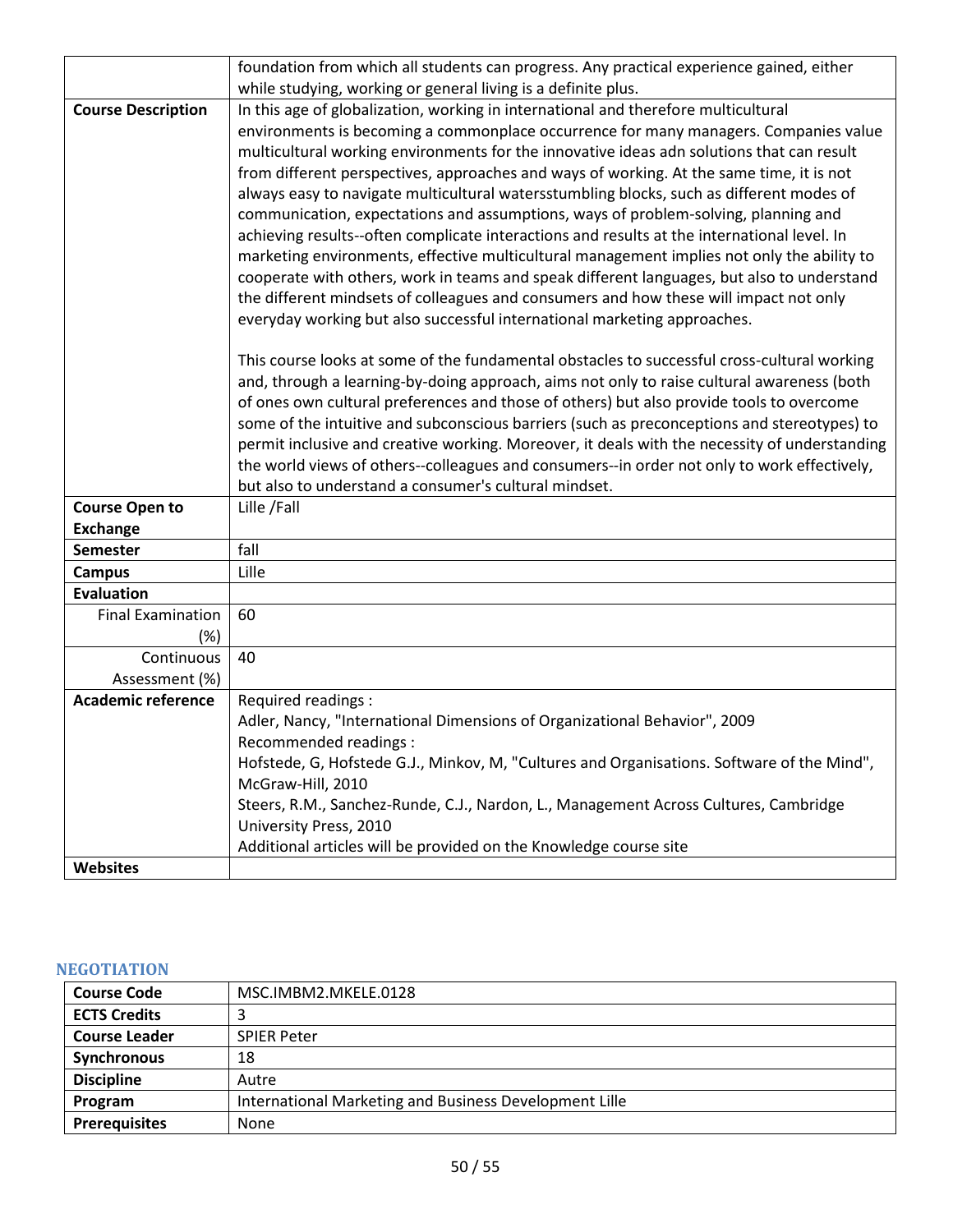| | |
|---|---|
| | foundation from which all students can progress. Any practical experience gained, either while studying, working or general living is a definite plus. |
| **Course Description** | In this age of globalization, working in international and therefore multicultural environments is becoming a commonplace occurrence for many managers. Companies value multicultural working environments for the innovative ideas adn solutions that can result from different perspectives, approaches and ways of working. At the same time, it is not always easy to navigate multicultural watersstumbling blocks, such as different modes of communication, expectations and assumptions, ways of problem-solving, planning and achieving results--often complicate interactions and results at the international level. In marketing environments, effective multicultural management implies not only the ability to cooperate with others, work in teams and speak different languages, but also to understand the different mindsets of colleagues and consumers and how these will impact not only everyday working but also successful international marketing approaches.<br><br>This course looks at some of the fundamental obstacles to successful cross-cultural working and, through a learning-by-doing approach, aims not only to raise cultural awareness (both of ones own cultural preferences and those of others) but also provide tools to overcome some of the intuitive and subconscious barriers (such as preconceptions and stereotypes) to permit inclusive and creative working. Moreover, it deals with the necessity of understanding the world views of others--colleagues and consumers--in order not only to work effectively, but also to understand a consumer's cultural mindset. |
| **Course Open to Exchange** | Lille /Fall |
| **Semester** | fall |
| **Campus** | Lille |
| **Evaluation** | |
| Final Examination (%) | 60 |
| Continuous Assessment (%) | 40 |
| **Academic reference** | Required readings :<br>Adler, Nancy, "International Dimensions of Organizational Behavior", 2009<br>Recommended readings :<br>Hofstede, G, Hofstede G.J., Minkov, M, "Cultures and Organisations. Software of the Mind", McGraw-Hill, 2010<br>Steers, R.M., Sanchez-Runde, C.J., Nardon, L., Management Across Cultures, Cambridge University Press, 2010<br>Additional articles will be provided on the Knowledge course site |
| **Websites** | |

## NEGOTIATION

| | |
|---|---|
| **Course Code** | MSC.IMBM2.MKELE.0128 |
| **ECTS Credits** | 3 |
| **Course Leader** | SPIER Peter |
| **Synchronous** | 18 |
| **Discipline** | Autre |
| **Program** | International Marketing and Business Development Lille |
| **Prerequisites** | None |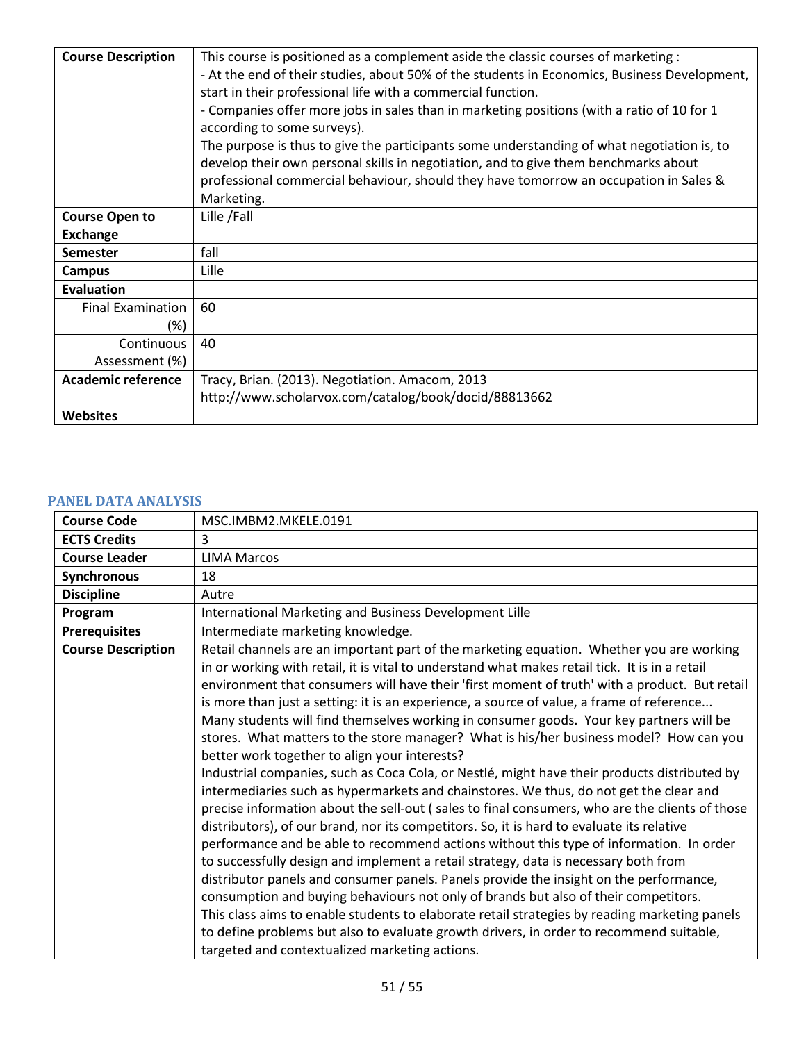| | |
|---|---|
| **Course Description** | This course is positioned as a complement aside the classic courses of marketing :<br>- At the end of their studies, about 50% of the students in Economics, Business Development, start in their professional life with a commercial function.<br>- Companies offer more jobs in sales than in marketing positions (with a ratio of 10 for 1 according to some surveys).<br>The purpose is thus to give the participants some understanding of what negotiation is, to develop their own personal skills in negotiation, and to give them benchmarks about professional commercial behaviour, should they have tomorrow an occupation in Sales & Marketing. |
| **Course Open to Exchange** | Lille /Fall |
| **Semester** | fall |
| **Campus** | Lille |
| **Evaluation** | |
| Final Examination (%) | 60 |
| Continuous Assessment (%) | 40 |
| **Academic reference** | Tracy, Brian. (2013). Negotiation. Amacom, 2013<br>http://www.scholarvox.com/catalog/book/docid/88813662 |
| **Websites** | |

## PANEL DATA ANALYSIS

| | |
|---|---|
| **Course Code** | MSC.IMBM2.MKELE.0191 |
| **ECTS Credits** | 3 |
| **Course Leader** | LIMA Marcos |
| **Synchronous** | 18 |
| **Discipline** | Autre |
| **Program** | International Marketing and Business Development Lille |
| **Prerequisites** | Intermediate marketing knowledge. |
| **Course Description** | Retail channels are an important part of the marketing equation. Whether you are working in or working with retail, it is vital to understand what makes retail tick. It is in a retail environment that consumers will have their 'first moment of truth' with a product. But retail is more than just a setting: it is an experience, a source of value, a frame of reference...<br>Many students will find themselves working in consumer goods. Your key partners will be stores. What matters to the store manager? What is his/her business model? How can you better work together to align your interests?<br>Industrial companies, such as Coca Cola, or Nestlé, might have their products distributed by intermediaries such as hypermarkets and chainstores. We thus, do not get the clear and precise information about the sell-out ( sales to final consumers, who are the clients of those distributors), of our brand, nor its competitors. So, it is hard to evaluate its relative performance and be able to recommend actions without this type of information. In order to successfully design and implement a retail strategy, data is necessary both from distributor panels and consumer panels. Panels provide the insight on the performance, consumption and buying behaviours not only of brands but also of their competitors.<br>This class aims to enable students to elaborate retail strategies by reading marketing panels to define problems but also to evaluate growth drivers, in order to recommend suitable, targeted and contextualized marketing actions. |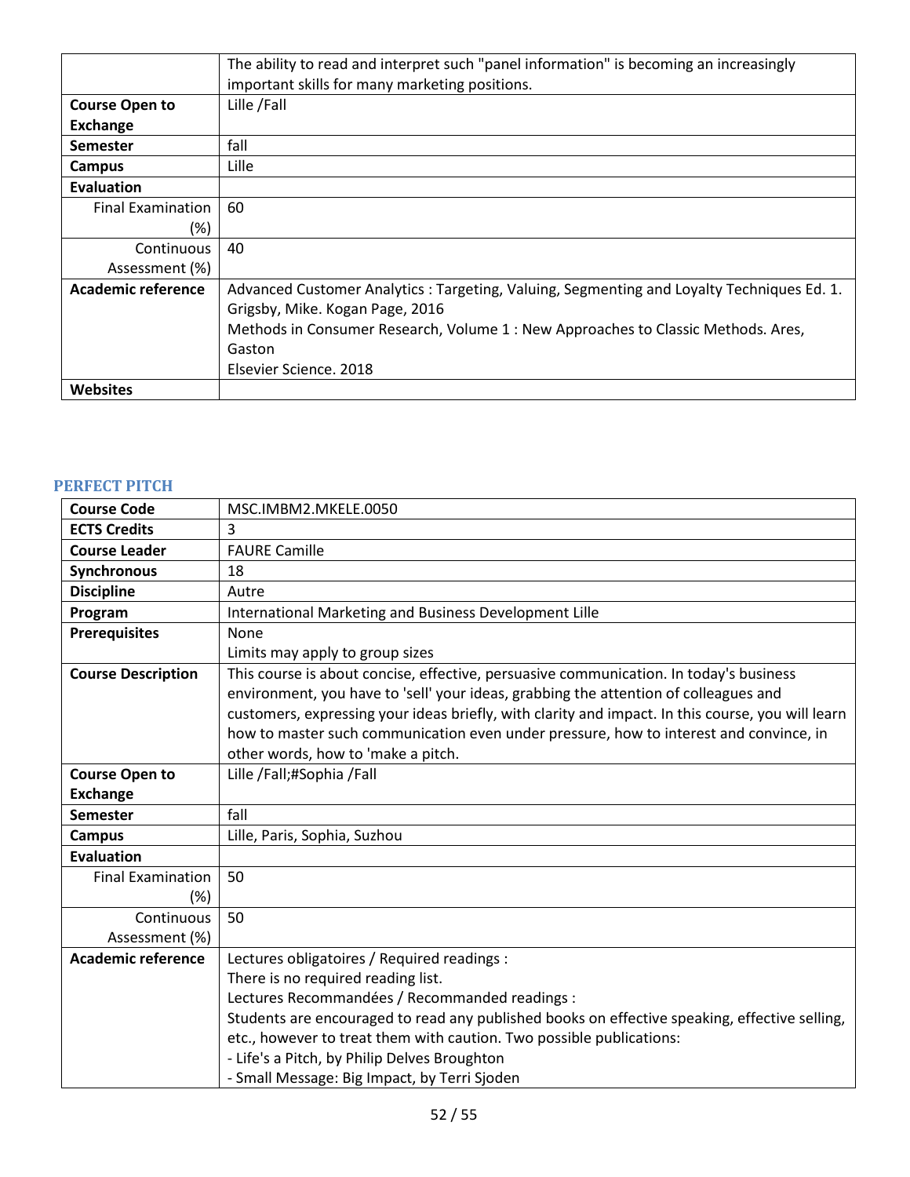| | |
|---|---|
| | The ability to read and interpret such "panel information" is becoming an increasingly important skills for many marketing positions. |
| **Course Open to Exchange** | Lille /Fall |
| **Semester** | fall |
| **Campus** | Lille |
| **Evaluation** | |
| Final Examination (%) | 60 |
| Continuous Assessment (%) | 40 |
| **Academic reference** | Advanced Customer Analytics : Targeting, Valuing, Segmenting and Loyalty Techniques Ed. 1. Grigsby, Mike. Kogan Page, 2016<br>Methods in Consumer Research, Volume 1 : New Approaches to Classic Methods. Ares, Gaston<br>Elsevier Science. 2018 |
| **Websites** | |

### PERFECT PITCH

| | |
|---|---|
| **Course Code** | MSC.IMBM2.MKELE.0050 |
| **ECTS Credits** | 3 |
| **Course Leader** | FAURE Camille |
| **Synchronous** | 18 |
| **Discipline** | Autre |
| **Program** | International Marketing and Business Development Lille |
| **Prerequisites** | None<br>Limits may apply to group sizes |
| **Course Description** | This course is about concise, effective, persuasive communication. In today's business environment, you have to 'sell' your ideas, grabbing the attention of colleagues and customers, expressing your ideas briefly, with clarity and impact. In this course, you will learn how to master such communication even under pressure, how to interest and convince, in other words, how to 'make a pitch. |
| **Course Open to Exchange** | Lille /Fall;#Sophia /Fall |
| **Semester** | fall |
| **Campus** | Lille, Paris, Sophia, Suzhou |
| **Evaluation** | |
| Final Examination (%) | 50 |
| Continuous Assessment (%) | 50 |
| **Academic reference** | Lectures obligatoires / Required readings :<br>There is no required reading list.<br>Lectures Recommandées / Recommanded readings :<br>Students are encouraged to read any published books on effective speaking, effective selling, etc., however to treat them with caution. Two possible publications:<br>- Life's a Pitch, by Philip Delves Broughton<br>- Small Message: Big Impact, by Terri Sjoden |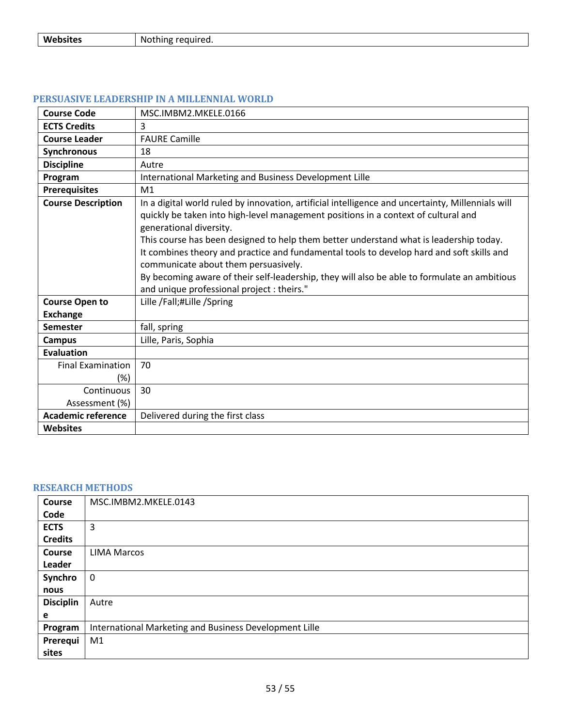| Websites | Nothing required. |
| --- | --- |

## PERSUASIVE LEADERSHIP IN A MILLENNIAL WORLD

| Course Code | MSC.IMBM2.MKELE.0166 |
| --- | --- |
| ECTS Credits | 3 |
| Course Leader | FAURE Camille |
| Synchronous | 18 |
| Discipline | Autre |
| Program | International Marketing and Business Development Lille |
| Prerequisites | M1 |
| Course Description | In a digital world ruled by innovation, artificial intelligence and uncertainty, Millennials will quickly be taken into high-level management positions in a context of cultural and generational diversity.<br>This course has been designed to help them better understand what is leadership today.<br>It combines theory and practice and fundamental tools to develop hard and soft skills and communicate about them persuasively.<br>By becoming aware of their self-leadership, they will also be able to formulate an ambitious and unique professional project : theirs." |
| Course Open to Exchange | Lille /Fall;#Lille /Spring |
| Semester | fall, spring |
| Campus | Lille, Paris, Sophia |
| Evaluation | |
| Final Examination (%) | 70 |
| Continuous Assessment (%) | 30 |
| Academic reference | Delivered during the first class |
| Websites | |

## RESEARCH METHODS

| Course Code | MSC.IMBM2.MKELE.0143 |
| --- | --- |
| ECTS Credits | 3 |
| Course Leader | LIMA Marcos |
| Synchronous | 0 |
| Discipline | Autre |
| Program | International Marketing and Business Development Lille |
| Prerequisites | M1 |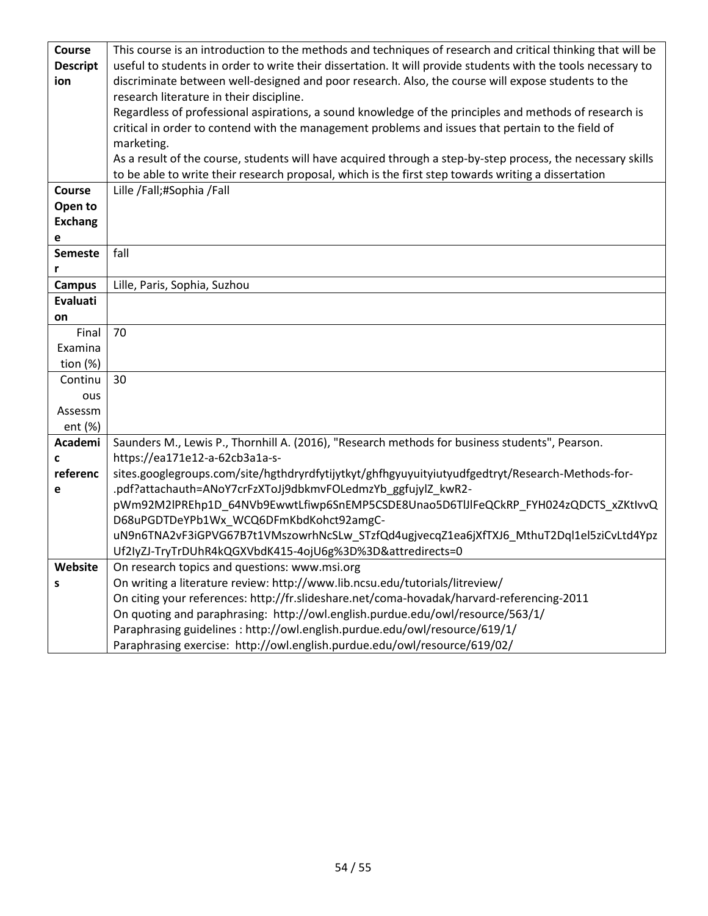| | |
|---|---|
| **Course Description** | This course is an introduction to the methods and techniques of research and critical thinking that will be useful to students in order to write their dissertation. It will provide students with the tools necessary to discriminate between well-designed and poor research. Also, the course will expose students to the research literature in their discipline.<br>Regardless of professional aspirations, a sound knowledge of the principles and methods of research is critical in order to contend with the management problems and issues that pertain to the field of marketing.<br>As a result of the course, students will have acquired through a step-by-step process, the necessary skills to be able to write their research proposal, which is the first step towards writing a dissertation |
| **Course Open to Exchange** | Lille /Fall;#Sophia /Fall |
| **Semester** | fall |
| **Campus** | Lille, Paris, Sophia, Suzhou |
| **Evaluation** | |
| Final Examination (%) | 70 |
| Continuous Assessment (%) | 30 |
| **Academic reference** | Saunders M., Lewis P., Thornhill A. (2016), "Research methods for business students", Pearson. https://ea171e12-a-62cb3a1a-s-sites.googlegroups.com/site/hgthdryrdfytijytkyt/ghfhgyuyuityiutyudfgedtryt/Research-Methods-for-.pdf?attachauth=ANoY7crFzXToJj9dbkmvFOLedmzYb_ggfujylZ_kwR2-pWm92M2lPREhp1D_64NVb9EwwtLfiwp6SnEMP5CSDE8Unao5D6TlJlFeQCkRP_FYH024zQDCTS_xZKtIvvQD68uPGDTDeYPb1Wx_WCQ6DFmKbdKohct92amgC-uN9n6TNA2vF3iGPVG67B7t1VMszowrhNcSLw_STzfQd4ugjvecqZ1ea6jXfTXJ6_MthuT2Dql1el5ziCvLtd4YpzUf2IyZJ-TryTrDUhR4kQGXVbdK415-4ojU6g%3D%3D&attredirects=0 |
| **Websites** | On research topics and questions: www.msi.org<br>On writing a literature review: http://www.lib.ncsu.edu/tutorials/litreview/<br>On citing your references: http://fr.slideshare.net/coma-hovadak/harvard-referencing-2011<br>On quoting and paraphrasing: http://owl.english.purdue.edu/owl/resource/563/1/<br>Paraphrasing guidelines : http://owl.english.purdue.edu/owl/resource/619/1/<br>Paraphrasing exercise: http://owl.english.purdue.edu/owl/resource/619/02/ |